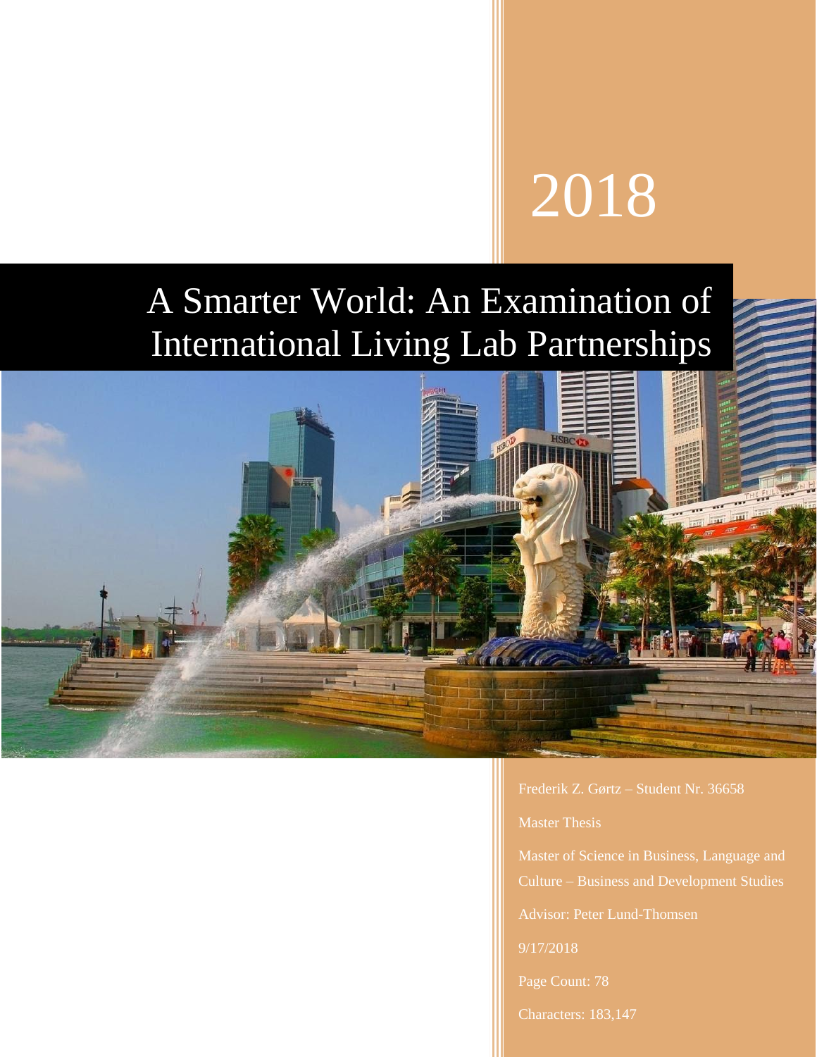2018

# A Smarter World: An Examination of International Living Lab Partnerships

Frederik Z. Gørtz – Student Nr. 36658

Master Thesis

Master of Science in Business, Language and Culture – Business and Development Studies

Advisor: Peter Lund-Thomsen

9/17/2018

Page Count: 78

Characters: 183,147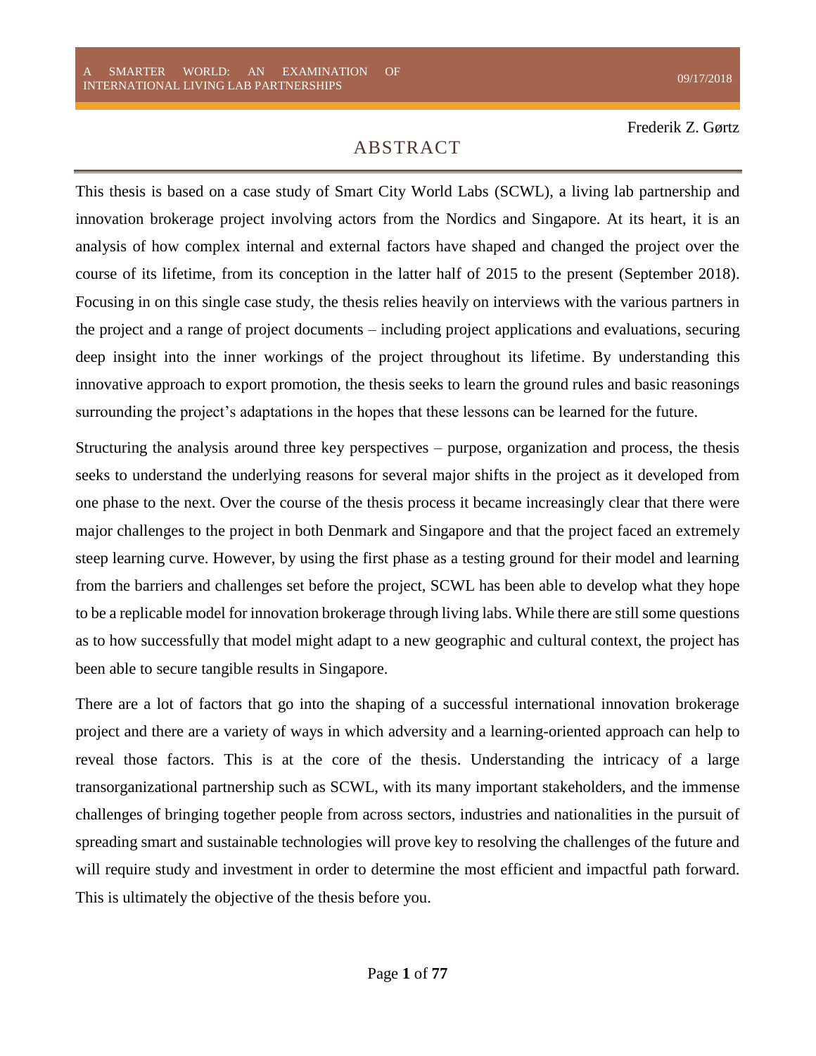Frederik Z. Gørtz

# ABSTRACT

This thesis is based on a case study of Smart City World Labs (SCWL), a living lab partnership and innovation brokerage project involving actors from the Nordics and Singapore. At its heart, it is an analysis of how complex internal and external factors have shaped and changed the project over the course of its lifetime, from its conception in the latter half of 2015 to the present (September 2018). Focusing in on this single case study, the thesis relies heavily on interviews with the various partners in the project and a range of project documents – including project applications and evaluations, securing deep insight into the inner workings of the project throughout its lifetime. By understanding this innovative approach to export promotion, the thesis seeks to learn the ground rules and basic reasonings surrounding the project's adaptations in the hopes that these lessons can be learned for the future.

Structuring the analysis around three key perspectives – purpose, organization and process, the thesis seeks to understand the underlying reasons for several major shifts in the project as it developed from one phase to the next. Over the course of the thesis process it became increasingly clear that there were major challenges to the project in both Denmark and Singapore and that the project faced an extremely steep learning curve. However, by using the first phase as a testing ground for their model and learning from the barriers and challenges set before the project, SCWL has been able to develop what they hope to be a replicable model for innovation brokerage through living labs. While there are still some questions as to how successfully that model might adapt to a new geographic and cultural context, the project has been able to secure tangible results in Singapore.

There are a lot of factors that go into the shaping of a successful international innovation brokerage project and there are a variety of ways in which adversity and a learning-oriented approach can help to reveal those factors. This is at the core of the thesis. Understanding the intricacy of a large transorganizational partnership such as SCWL, with its many important stakeholders, and the immense challenges of bringing together people from across sectors, industries and nationalities in the pursuit of spreading smart and sustainable technologies will prove key to resolving the challenges of the future and will require study and investment in order to determine the most efficient and impactful path forward. This is ultimately the objective of the thesis before you.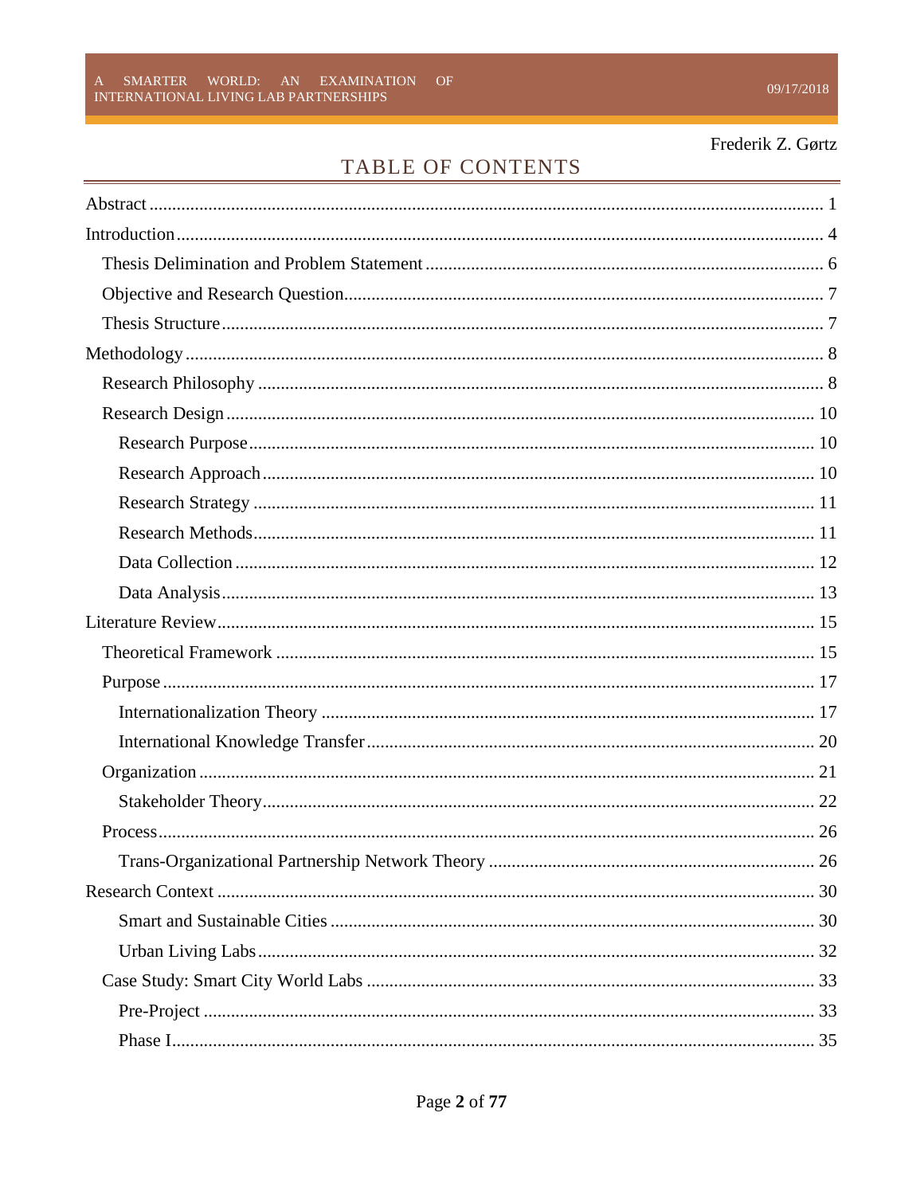Frederik Z. Gørtz

## TABLE OF CONTENTS

Abstract ........................................................ 1

Introduction ........................................................ 4

- Thesis Delimination and Problem Statement ........................................................ 6
- Objective and Research Question ........................................................ 7
- Thesis Structure ........................................................ 7

Methodology ........................................................ 8

- Research Philosophy ........................................................ 8
- Research Design ........................................................ 10
  - Research Purpose ........................................................ 10
  - Research Approach ........................................................ 10
  - Research Strategy ........................................................ 11
  - Research Methods ........................................................ 11
  - Data Collection ........................................................ 12
  - Data Analysis ........................................................ 13

Literature Review ........................................................ 15

- Theoretical Framework ........................................................ 15
- Purpose ........................................................ 17
  - Internationalization Theory ........................................................ 17
  - International Knowledge Transfer ........................................................ 20
- Organization ........................................................ 21
  - Stakeholder Theory ........................................................ 22
- Process ........................................................ 26
  - Trans-Organizational Partnership Network Theory ........................................................ 26

Research Context ........................................................ 30

- Smart and Sustainable Cities ........................................................ 30
- Urban Living Labs ........................................................ 32
- Case Study: Smart City World Labs ........................................................ 33
  - Pre-Project ........................................................ 33
  - Phase I ........................................................ 35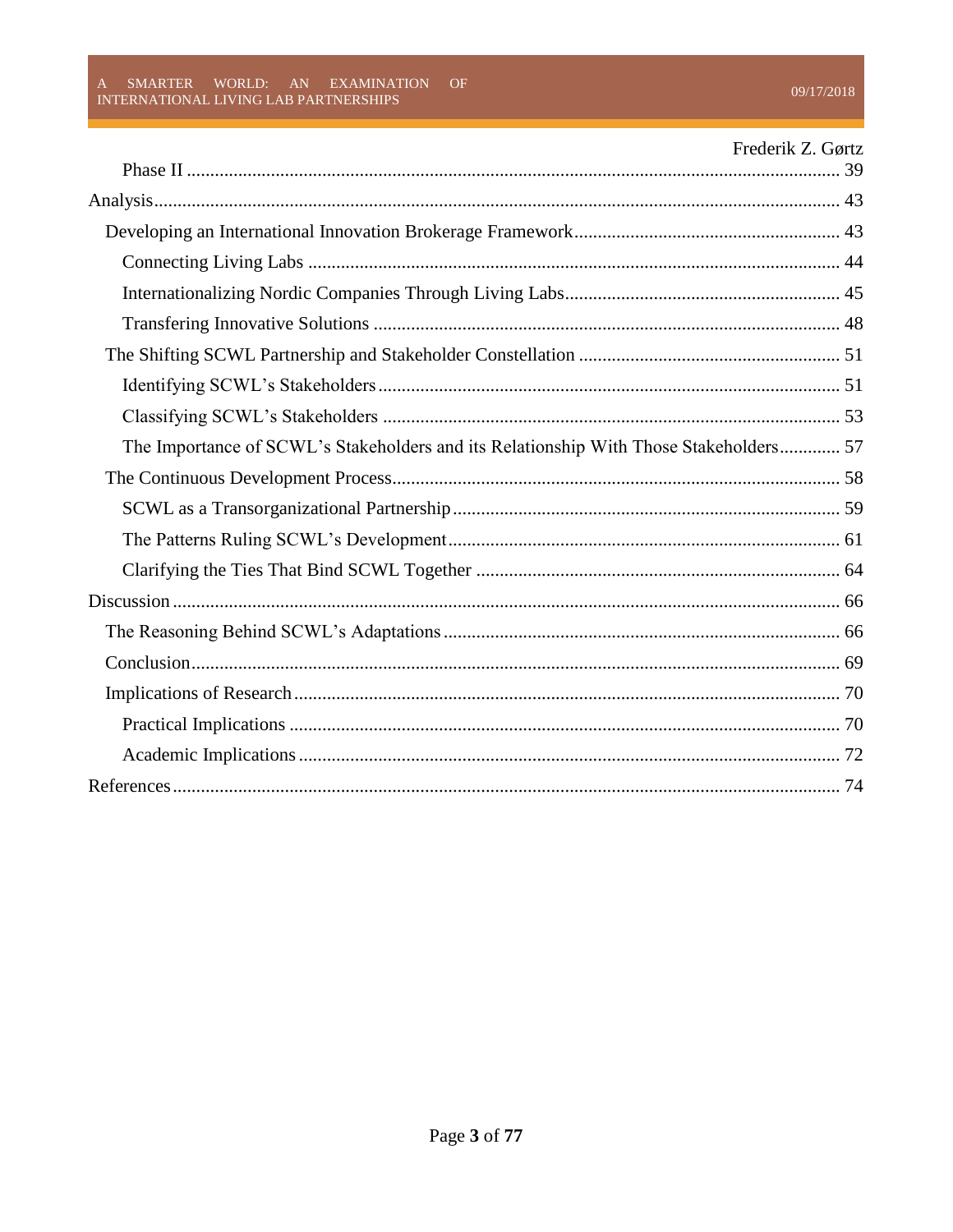Phase II ..... 39

Analysis ..... 43

Developing an International Innovation Brokerage Framework ..... 43

Connecting Living Labs ..... 44

Internationalizing Nordic Companies Through Living Labs ..... 45

Transfering Innovative Solutions ..... 48

The Shifting SCWL Partnership and Stakeholder Constellation ..... 51

Identifying SCWL's Stakeholders ..... 51

Classifying SCWL's Stakeholders ..... 53

The Importance of SCWL's Stakeholders and its Relationship With Those Stakeholders ..... 57

The Continuous Development Process ..... 58

SCWL as a Transorganizational Partnership ..... 59

The Patterns Ruling SCWL's Development ..... 61

Clarifying the Ties That Bind SCWL Together ..... 64

Discussion ..... 66

The Reasoning Behind SCWL's Adaptations ..... 66

Conclusion ..... 69

Implications of Research ..... 70

Practical Implications ..... 70

Academic Implications ..... 72

References ..... 74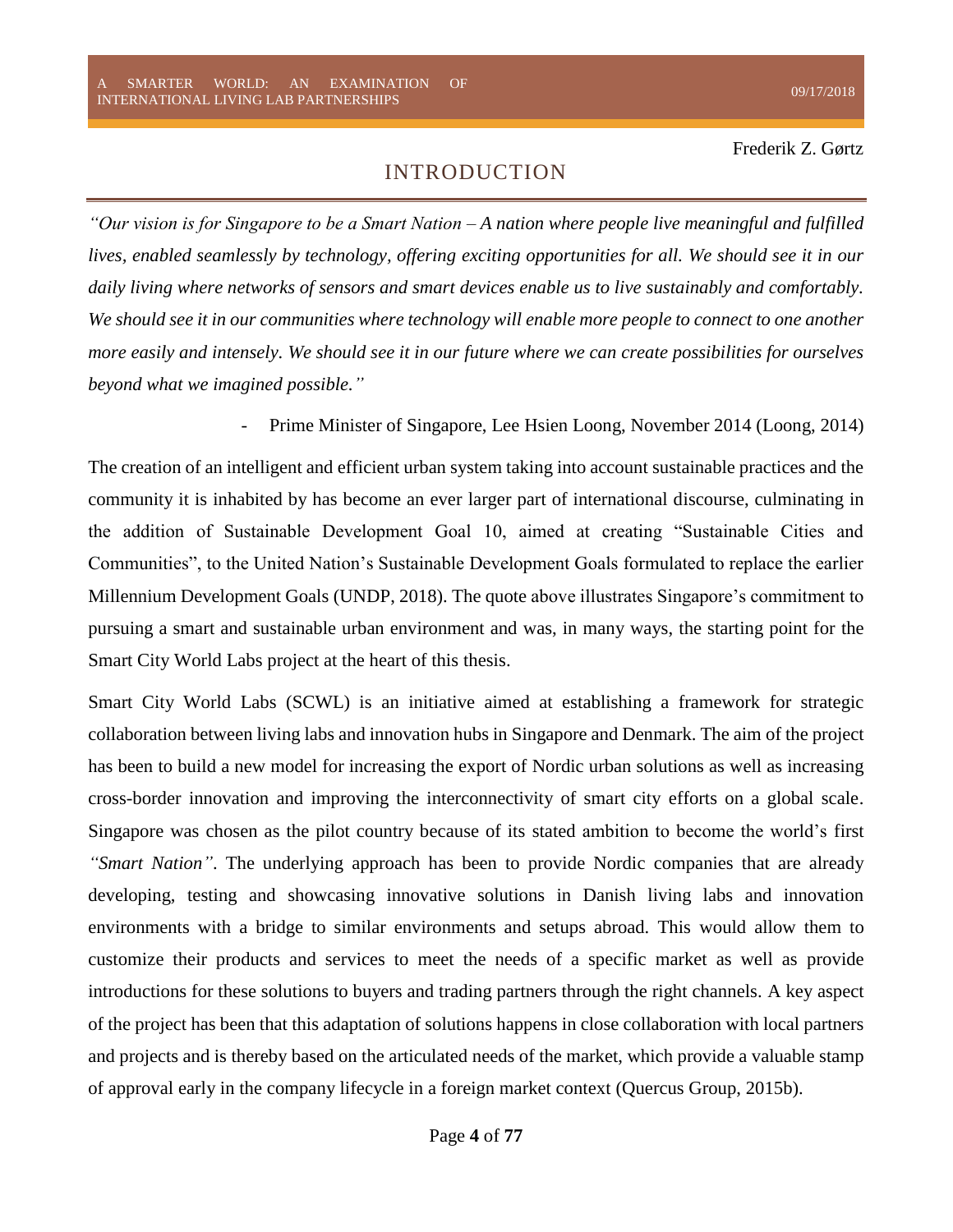Frederik Z. Gørtz

# INTRODUCTION

*"Our vision is for Singapore to be a Smart Nation – A nation where people live meaningful and fulfilled lives, enabled seamlessly by technology, offering exciting opportunities for all. We should see it in our daily living where networks of sensors and smart devices enable us to live sustainably and comfortably. We should see it in our communities where technology will enable more people to connect to one another more easily and intensely. We should see it in our future where we can create possibilities for ourselves beyond what we imagined possible."*

- Prime Minister of Singapore, Lee Hsien Loong, November 2014 (Loong, 2014)

The creation of an intelligent and efficient urban system taking into account sustainable practices and the community it is inhabited by has become an ever larger part of international discourse, culminating in the addition of Sustainable Development Goal 10, aimed at creating "Sustainable Cities and Communities", to the United Nation's Sustainable Development Goals formulated to replace the earlier Millennium Development Goals (UNDP, 2018). The quote above illustrates Singapore's commitment to pursuing a smart and sustainable urban environment and was, in many ways, the starting point for the Smart City World Labs project at the heart of this thesis.

Smart City World Labs (SCWL) is an initiative aimed at establishing a framework for strategic collaboration between living labs and innovation hubs in Singapore and Denmark. The aim of the project has been to build a new model for increasing the export of Nordic urban solutions as well as increasing cross-border innovation and improving the interconnectivity of smart city efforts on a global scale. Singapore was chosen as the pilot country because of its stated ambition to become the world's first *"Smart Nation"*. The underlying approach has been to provide Nordic companies that are already developing, testing and showcasing innovative solutions in Danish living labs and innovation environments with a bridge to similar environments and setups abroad. This would allow them to customize their products and services to meet the needs of a specific market as well as provide introductions for these solutions to buyers and trading partners through the right channels. A key aspect of the project has been that this adaptation of solutions happens in close collaboration with local partners and projects and is thereby based on the articulated needs of the market, which provide a valuable stamp of approval early in the company lifecycle in a foreign market context (Quercus Group, 2015b).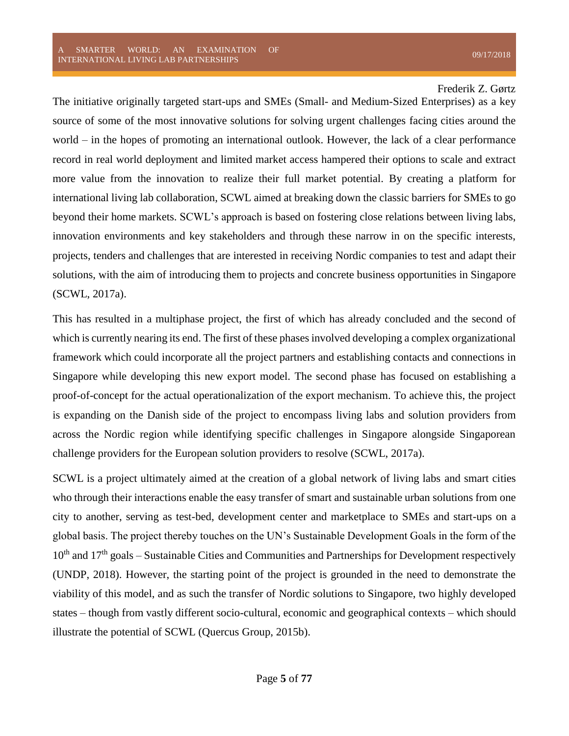The initiative originally targeted start-ups and SMEs (Small- and Medium-Sized Enterprises) as a key source of some of the most innovative solutions for solving urgent challenges facing cities around the world – in the hopes of promoting an international outlook. However, the lack of a clear performance record in real world deployment and limited market access hampered their options to scale and extract more value from the innovation to realize their full market potential. By creating a platform for international living lab collaboration, SCWL aimed at breaking down the classic barriers for SMEs to go beyond their home markets. SCWL's approach is based on fostering close relations between living labs, innovation environments and key stakeholders and through these narrow in on the specific interests, projects, tenders and challenges that are interested in receiving Nordic companies to test and adapt their solutions, with the aim of introducing them to projects and concrete business opportunities in Singapore (SCWL, 2017a).

This has resulted in a multiphase project, the first of which has already concluded and the second of which is currently nearing its end. The first of these phases involved developing a complex organizational framework which could incorporate all the project partners and establishing contacts and connections in Singapore while developing this new export model. The second phase has focused on establishing a proof-of-concept for the actual operationalization of the export mechanism. To achieve this, the project is expanding on the Danish side of the project to encompass living labs and solution providers from across the Nordic region while identifying specific challenges in Singapore alongside Singaporean challenge providers for the European solution providers to resolve (SCWL, 2017a).

SCWL is a project ultimately aimed at the creation of a global network of living labs and smart cities who through their interactions enable the easy transfer of smart and sustainable urban solutions from one city to another, serving as test-bed, development center and marketplace to SMEs and start-ups on a global basis. The project thereby touches on the UN's Sustainable Development Goals in the form of the 10th and 17th goals – Sustainable Cities and Communities and Partnerships for Development respectively (UNDP, 2018). However, the starting point of the project is grounded in the need to demonstrate the viability of this model, and as such the transfer of Nordic solutions to Singapore, two highly developed states – though from vastly different socio-cultural, economic and geographical contexts – which should illustrate the potential of SCWL (Quercus Group, 2015b).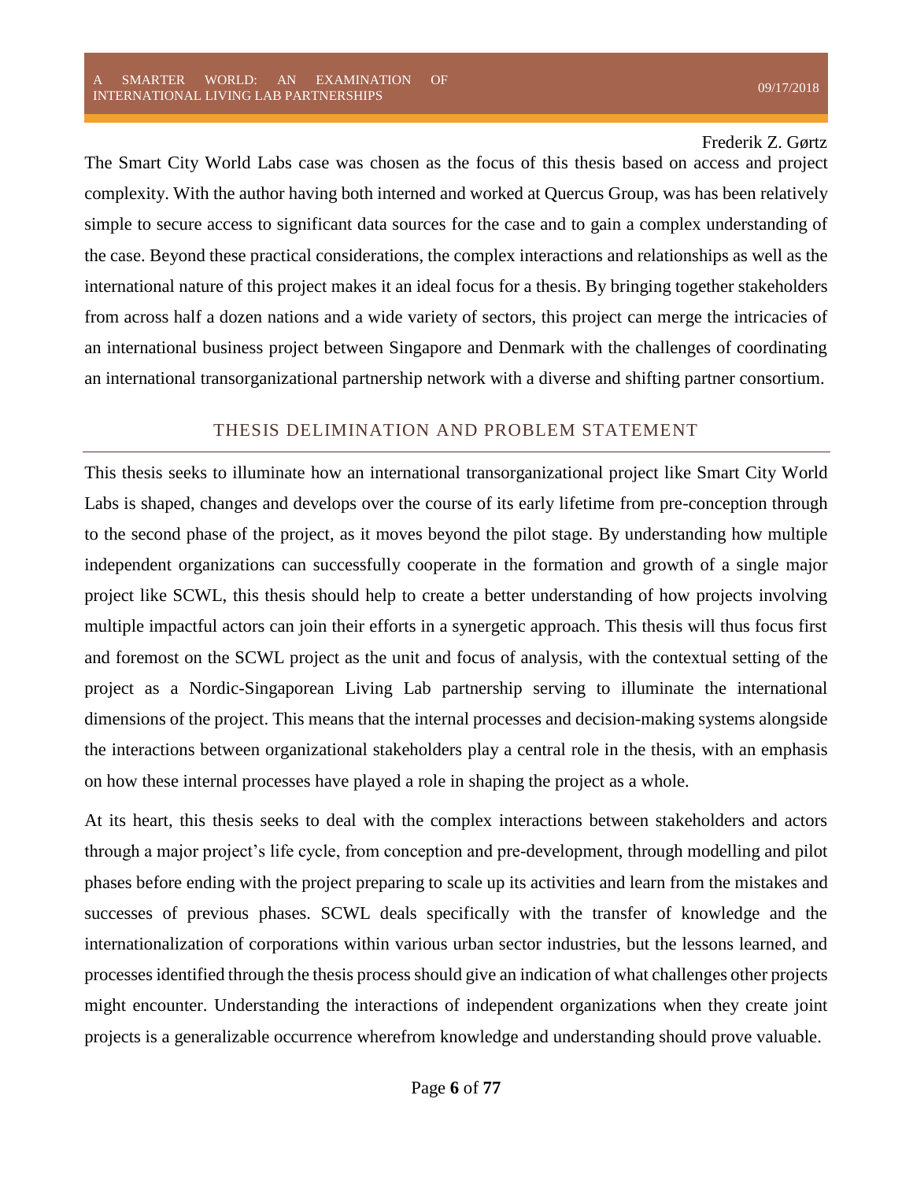The Smart City World Labs case was chosen as the focus of this thesis based on access and project complexity. With the author having both interned and worked at Quercus Group, was has been relatively simple to secure access to significant data sources for the case and to gain a complex understanding of the case. Beyond these practical considerations, the complex interactions and relationships as well as the international nature of this project makes it an ideal focus for a thesis. By bringing together stakeholders from across half a dozen nations and a wide variety of sectors, this project can merge the intricacies of an international business project between Singapore and Denmark with the challenges of coordinating an international transorganizational partnership network with a diverse and shifting partner consortium.

## THESIS DELIMINATION AND PROBLEM STATEMENT

This thesis seeks to illuminate how an international transorganizational project like Smart City World Labs is shaped, changes and develops over the course of its early lifetime from pre-conception through to the second phase of the project, as it moves beyond the pilot stage. By understanding how multiple independent organizations can successfully cooperate in the formation and growth of a single major project like SCWL, this thesis should help to create a better understanding of how projects involving multiple impactful actors can join their efforts in a synergetic approach. This thesis will thus focus first and foremost on the SCWL project as the unit and focus of analysis, with the contextual setting of the project as a Nordic-Singaporean Living Lab partnership serving to illuminate the international dimensions of the project. This means that the internal processes and decision-making systems alongside the interactions between organizational stakeholders play a central role in the thesis, with an emphasis on how these internal processes have played a role in shaping the project as a whole.

At its heart, this thesis seeks to deal with the complex interactions between stakeholders and actors through a major project's life cycle, from conception and pre-development, through modelling and pilot phases before ending with the project preparing to scale up its activities and learn from the mistakes and successes of previous phases. SCWL deals specifically with the transfer of knowledge and the internationalization of corporations within various urban sector industries, but the lessons learned, and processes identified through the thesis process should give an indication of what challenges other projects might encounter. Understanding the interactions of independent organizations when they create joint projects is a generalizable occurrence wherefrom knowledge and understanding should prove valuable.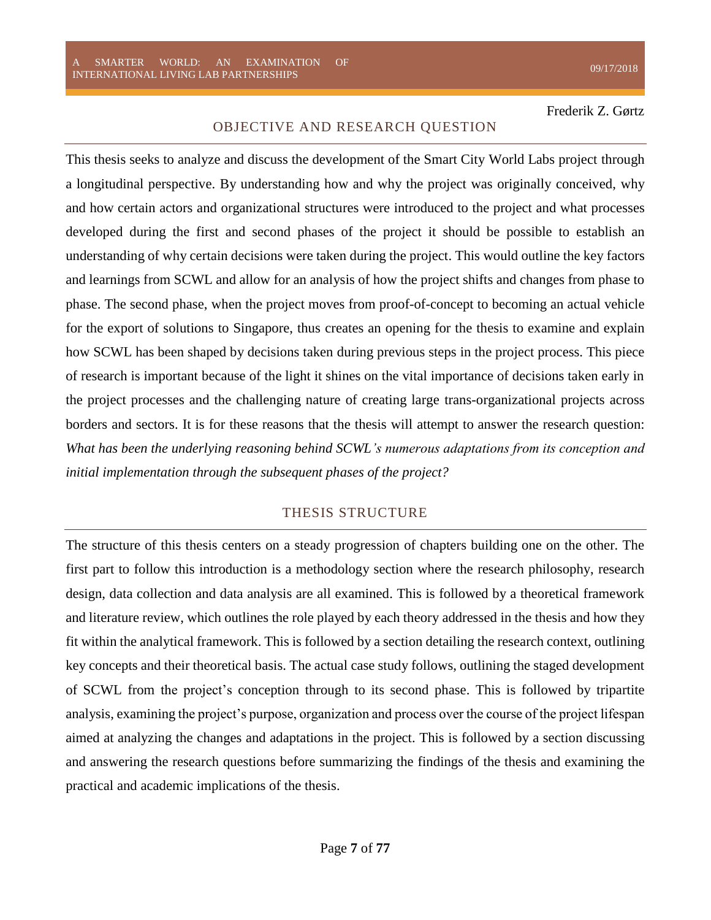## OBJECTIVE AND RESEARCH QUESTION

This thesis seeks to analyze and discuss the development of the Smart City World Labs project through a longitudinal perspective. By understanding how and why the project was originally conceived, why and how certain actors and organizational structures were introduced to the project and what processes developed during the first and second phases of the project it should be possible to establish an understanding of why certain decisions were taken during the project. This would outline the key factors and learnings from SCWL and allow for an analysis of how the project shifts and changes from phase to phase. The second phase, when the project moves from proof-of-concept to becoming an actual vehicle for the export of solutions to Singapore, thus creates an opening for the thesis to examine and explain how SCWL has been shaped by decisions taken during previous steps in the project process. This piece of research is important because of the light it shines on the vital importance of decisions taken early in the project processes and the challenging nature of creating large trans-organizational projects across borders and sectors. It is for these reasons that the thesis will attempt to answer the research question: *What has been the underlying reasoning behind SCWL's numerous adaptations from its conception and initial implementation through the subsequent phases of the project?*

## THESIS STRUCTURE

The structure of this thesis centers on a steady progression of chapters building one on the other. The first part to follow this introduction is a methodology section where the research philosophy, research design, data collection and data analysis are all examined. This is followed by a theoretical framework and literature review, which outlines the role played by each theory addressed in the thesis and how they fit within the analytical framework. This is followed by a section detailing the research context, outlining key concepts and their theoretical basis. The actual case study follows, outlining the staged development of SCWL from the project's conception through to its second phase. This is followed by tripartite analysis, examining the project's purpose, organization and process over the course of the project lifespan aimed at analyzing the changes and adaptations in the project. This is followed by a section discussing and answering the research questions before summarizing the findings of the thesis and examining the practical and academic implications of the thesis.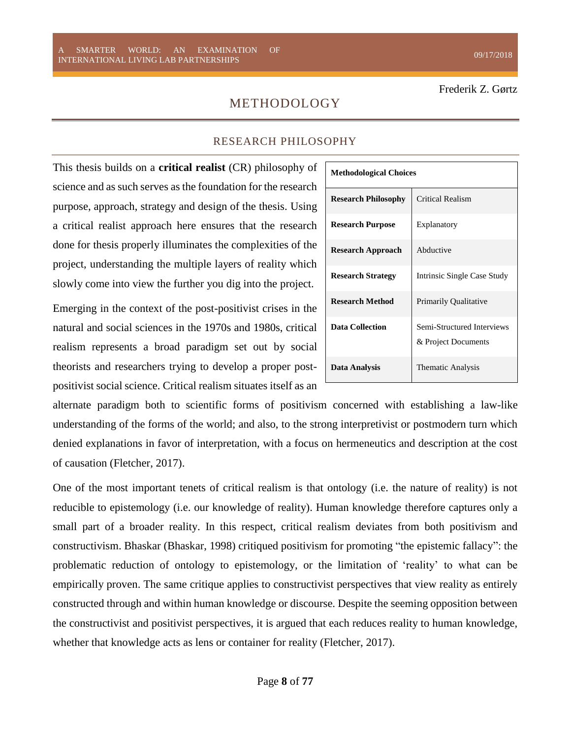# METHODOLOGY

## RESEARCH PHILOSOPHY

| Methodological Choices | |
|---|---|
| **Research Philosophy** | Critical Realism |
| **Research Purpose** | Explanatory |
| **Research Approach** | Abductive |
| **Research Strategy** | Intrinsic Single Case Study |
| **Research Method** | Primarily Qualitative |
| **Data Collection** | Semi-Structured Interviews & Project Documents |
| **Data Analysis** | Thematic Analysis |

This thesis builds on a **critical realist** (CR) philosophy of science and as such serves as the foundation for the research purpose, approach, strategy and design of the thesis. Using a critical realist approach here ensures that the research done for thesis properly illuminates the complexities of the project, understanding the multiple layers of reality which slowly come into view the further you dig into the project.

Emerging in the context of the post-positivist crises in the natural and social sciences in the 1970s and 1980s, critical realism represents a broad paradigm set out by social theorists and researchers trying to develop a proper post-positivist social science. Critical realism situates itself as an alternate paradigm both to scientific forms of positivism concerned with establishing a law-like understanding of the forms of the world; and also, to the strong interpretivist or postmodern turn which denied explanations in favor of interpretation, with a focus on hermeneutics and description at the cost of causation (Fletcher, 2017).

One of the most important tenets of critical realism is that ontology (i.e. the nature of reality) is not reducible to epistemology (i.e. our knowledge of reality). Human knowledge therefore captures only a small part of a broader reality. In this respect, critical realism deviates from both positivism and constructivism. Bhaskar (Bhaskar, 1998) critiqued positivism for promoting "the epistemic fallacy": the problematic reduction of ontology to epistemology, or the limitation of 'reality' to what can be empirically proven. The same critique applies to constructivist perspectives that view reality as entirely constructed through and within human knowledge or discourse. Despite the seeming opposition between the constructivist and positivist perspectives, it is argued that each reduces reality to human knowledge, whether that knowledge acts as lens or container for reality (Fletcher, 2017).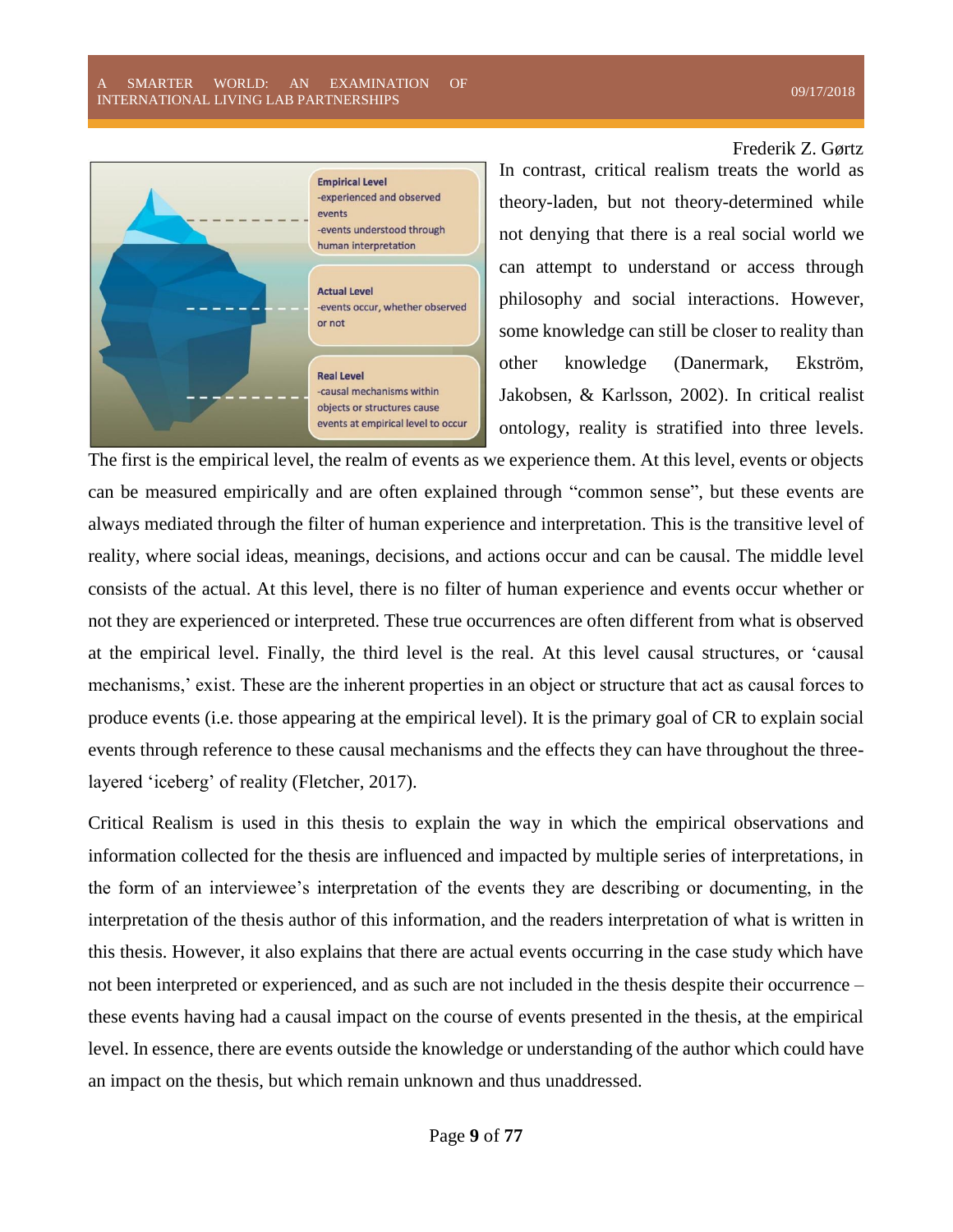In contrast, critical realism treats the world as theory-laden, but not theory-determined while not denying that there is a real social world we can attempt to understand or access through philosophy and social interactions. However, some knowledge can still be closer to reality than other knowledge (Danermark, Ekström, Jakobsen, & Karlsson, 2002). In critical realist ontology, reality is stratified into three levels. The first is the empirical level, the realm of events as we experience them. At this level, events or objects can be measured empirically and are often explained through "common sense", but these events are always mediated through the filter of human experience and interpretation. This is the transitive level of reality, where social ideas, meanings, decisions, and actions occur and can be causal. The middle level consists of the actual. At this level, there is no filter of human experience and events occur whether or not they are experienced or interpreted. These true occurrences are often different from what is observed at the empirical level. Finally, the third level is the real. At this level causal structures, or 'causal mechanisms,' exist. These are the inherent properties in an object or structure that act as causal forces to produce events (i.e. those appearing at the empirical level). It is the primary goal of CR to explain social events through reference to these causal mechanisms and the effects they can have throughout the three-layered 'iceberg' of reality (Fletcher, 2017).

Critical Realism is used in this thesis to explain the way in which the empirical observations and information collected for the thesis are influenced and impacted by multiple series of interpretations, in the form of an interviewee's interpretation of the events they are describing or documenting, in the interpretation of the thesis author of this information, and the readers interpretation of what is written in this thesis. However, it also explains that there are actual events occurring in the case study which have not been interpreted or experienced, and as such are not included in the thesis despite their occurrence – these events having had a causal impact on the course of events presented in the thesis, at the empirical level. In essence, there are events outside the knowledge or understanding of the author which could have an impact on the thesis, but which remain unknown and thus unaddressed.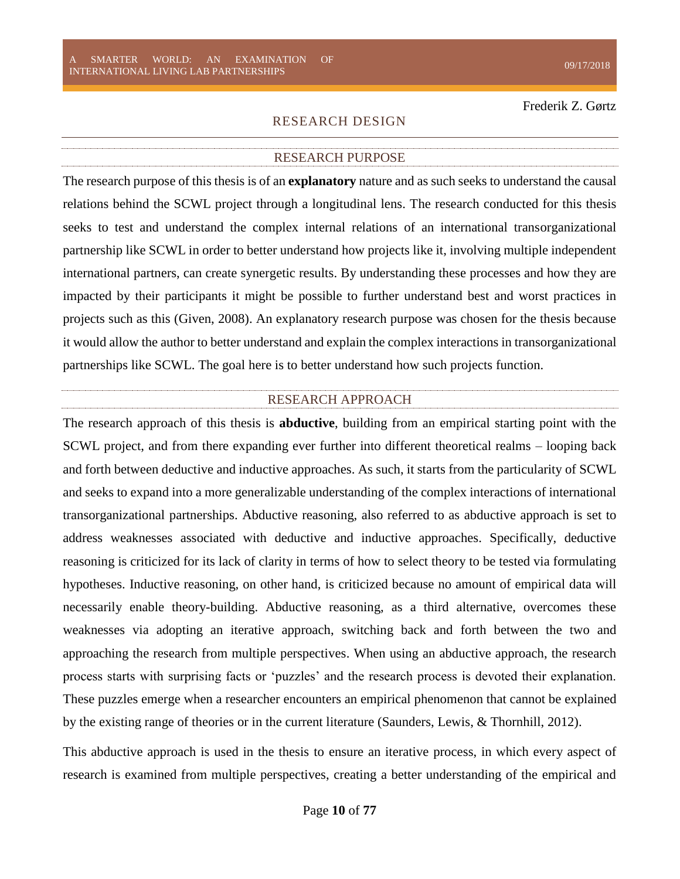## RESEARCH DESIGN

### RESEARCH PURPOSE

The research purpose of this thesis is of an **explanatory** nature and as such seeks to understand the causal relations behind the SCWL project through a longitudinal lens. The research conducted for this thesis seeks to test and understand the complex internal relations of an international transorganizational partnership like SCWL in order to better understand how projects like it, involving multiple independent international partners, can create synergetic results. By understanding these processes and how they are impacted by their participants it might be possible to further understand best and worst practices in projects such as this (Given, 2008). An explanatory research purpose was chosen for the thesis because it would allow the author to better understand and explain the complex interactions in transorganizational partnerships like SCWL. The goal here is to better understand how such projects function.

### RESEARCH APPROACH

The research approach of this thesis is **abductive**, building from an empirical starting point with the SCWL project, and from there expanding ever further into different theoretical realms – looping back and forth between deductive and inductive approaches. As such, it starts from the particularity of SCWL and seeks to expand into a more generalizable understanding of the complex interactions of international transorganizational partnerships. Abductive reasoning, also referred to as abductive approach is set to address weaknesses associated with deductive and inductive approaches. Specifically, deductive reasoning is criticized for its lack of clarity in terms of how to select theory to be tested via formulating hypotheses. Inductive reasoning, on other hand, is criticized because no amount of empirical data will necessarily enable theory-building. Abductive reasoning, as a third alternative, overcomes these weaknesses via adopting an iterative approach, switching back and forth between the two and approaching the research from multiple perspectives. When using an abductive approach, the research process starts with surprising facts or 'puzzles' and the research process is devoted their explanation. These puzzles emerge when a researcher encounters an empirical phenomenon that cannot be explained by the existing range of theories or in the current literature (Saunders, Lewis, & Thornhill, 2012).

This abductive approach is used in the thesis to ensure an iterative process, in which every aspect of research is examined from multiple perspectives, creating a better understanding of the empirical and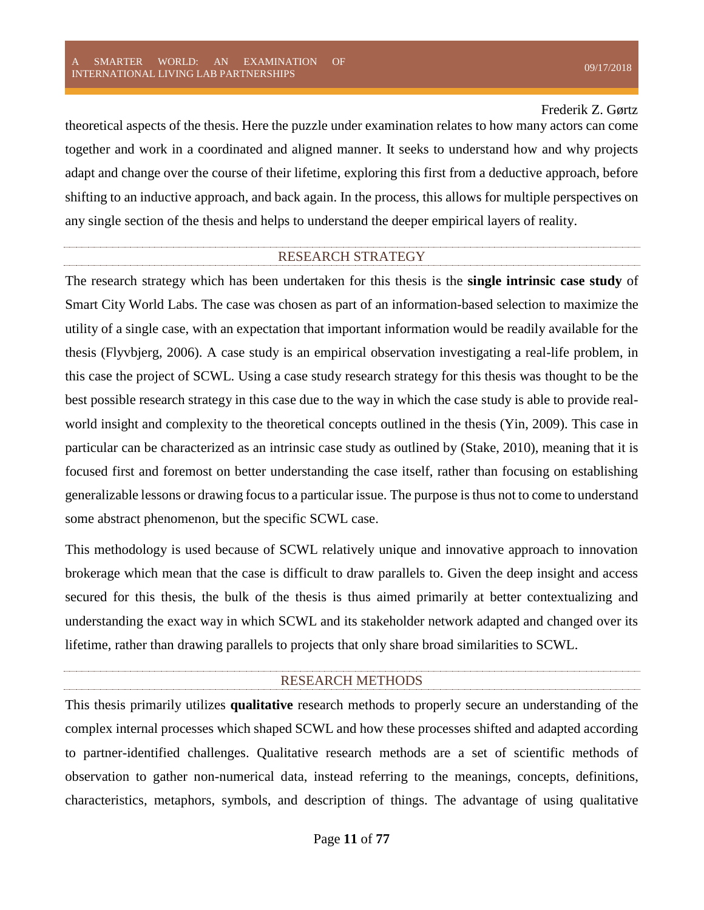theoretical aspects of the thesis. Here the puzzle under examination relates to how many actors can come together and work in a coordinated and aligned manner. It seeks to understand how and why projects adapt and change over the course of their lifetime, exploring this first from a deductive approach, before shifting to an inductive approach, and back again. In the process, this allows for multiple perspectives on any single section of the thesis and helps to understand the deeper empirical layers of reality.

## RESEARCH STRATEGY

The research strategy which has been undertaken for this thesis is the **single intrinsic case study** of Smart City World Labs. The case was chosen as part of an information-based selection to maximize the utility of a single case, with an expectation that important information would be readily available for the thesis (Flyvbjerg, 2006). A case study is an empirical observation investigating a real-life problem, in this case the project of SCWL. Using a case study research strategy for this thesis was thought to be the best possible research strategy in this case due to the way in which the case study is able to provide real-world insight and complexity to the theoretical concepts outlined in the thesis (Yin, 2009). This case in particular can be characterized as an intrinsic case study as outlined by (Stake, 2010), meaning that it is focused first and foremost on better understanding the case itself, rather than focusing on establishing generalizable lessons or drawing focus to a particular issue. The purpose is thus not to come to understand some abstract phenomenon, but the specific SCWL case.

This methodology is used because of SCWL relatively unique and innovative approach to innovation brokerage which mean that the case is difficult to draw parallels to. Given the deep insight and access secured for this thesis, the bulk of the thesis is thus aimed primarily at better contextualizing and understanding the exact way in which SCWL and its stakeholder network adapted and changed over its lifetime, rather than drawing parallels to projects that only share broad similarities to SCWL.

## RESEARCH METHODS

This thesis primarily utilizes **qualitative** research methods to properly secure an understanding of the complex internal processes which shaped SCWL and how these processes shifted and adapted according to partner-identified challenges. Qualitative research methods are a set of scientific methods of observation to gather non-numerical data, instead referring to the meanings, concepts, definitions, characteristics, metaphors, symbols, and description of things. The advantage of using qualitative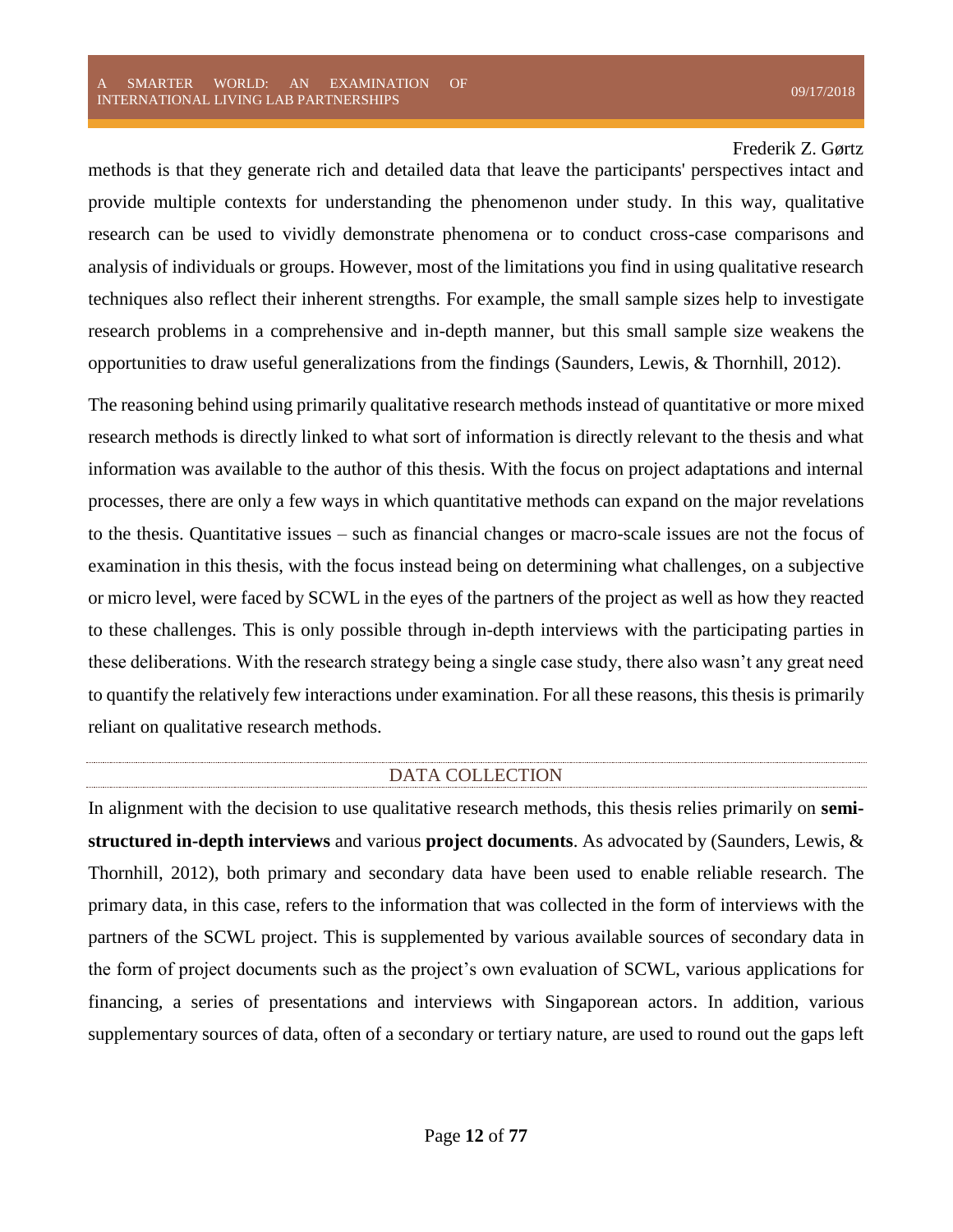methods is that they generate rich and detailed data that leave the participants' perspectives intact and provide multiple contexts for understanding the phenomenon under study. In this way, qualitative research can be used to vividly demonstrate phenomena or to conduct cross-case comparisons and analysis of individuals or groups. However, most of the limitations you find in using qualitative research techniques also reflect their inherent strengths. For example, the small sample sizes help to investigate research problems in a comprehensive and in-depth manner, but this small sample size weakens the opportunities to draw useful generalizations from the findings (Saunders, Lewis, & Thornhill, 2012).

The reasoning behind using primarily qualitative research methods instead of quantitative or more mixed research methods is directly linked to what sort of information is directly relevant to the thesis and what information was available to the author of this thesis. With the focus on project adaptations and internal processes, there are only a few ways in which quantitative methods can expand on the major revelations to the thesis. Quantitative issues – such as financial changes or macro-scale issues are not the focus of examination in this thesis, with the focus instead being on determining what challenges, on a subjective or micro level, were faced by SCWL in the eyes of the partners of the project as well as how they reacted to these challenges. This is only possible through in-depth interviews with the participating parties in these deliberations. With the research strategy being a single case study, there also wasn't any great need to quantify the relatively few interactions under examination. For all these reasons, this thesis is primarily reliant on qualitative research methods.

## DATA COLLECTION

In alignment with the decision to use qualitative research methods, this thesis relies primarily on **semi-structured in-depth interviews** and various **project documents**. As advocated by (Saunders, Lewis, & Thornhill, 2012), both primary and secondary data have been used to enable reliable research. The primary data, in this case, refers to the information that was collected in the form of interviews with the partners of the SCWL project. This is supplemented by various available sources of secondary data in the form of project documents such as the project's own evaluation of SCWL, various applications for financing, a series of presentations and interviews with Singaporean actors. In addition, various supplementary sources of data, often of a secondary or tertiary nature, are used to round out the gaps left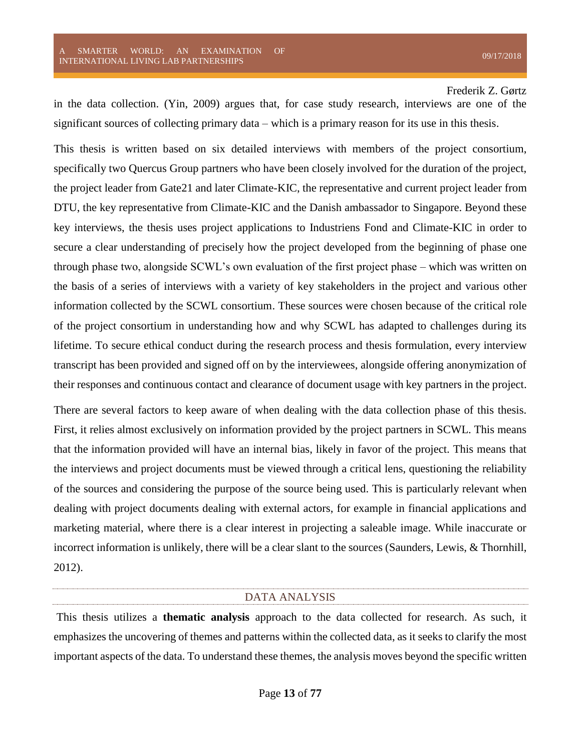in the data collection. (Yin, 2009) argues that, for case study research, interviews are one of the significant sources of collecting primary data – which is a primary reason for its use in this thesis.

This thesis is written based on six detailed interviews with members of the project consortium, specifically two Quercus Group partners who have been closely involved for the duration of the project, the project leader from Gate21 and later Climate-KIC, the representative and current project leader from DTU, the key representative from Climate-KIC and the Danish ambassador to Singapore. Beyond these key interviews, the thesis uses project applications to Industriens Fond and Climate-KIC in order to secure a clear understanding of precisely how the project developed from the beginning of phase one through phase two, alongside SCWL's own evaluation of the first project phase – which was written on the basis of a series of interviews with a variety of key stakeholders in the project and various other information collected by the SCWL consortium. These sources were chosen because of the critical role of the project consortium in understanding how and why SCWL has adapted to challenges during its lifetime. To secure ethical conduct during the research process and thesis formulation, every interview transcript has been provided and signed off on by the interviewees, alongside offering anonymization of their responses and continuous contact and clearance of document usage with key partners in the project.

There are several factors to keep aware of when dealing with the data collection phase of this thesis. First, it relies almost exclusively on information provided by the project partners in SCWL. This means that the information provided will have an internal bias, likely in favor of the project. This means that the interviews and project documents must be viewed through a critical lens, questioning the reliability of the sources and considering the purpose of the source being used. This is particularly relevant when dealing with project documents dealing with external actors, for example in financial applications and marketing material, where there is a clear interest in projecting a saleable image. While inaccurate or incorrect information is unlikely, there will be a clear slant to the sources (Saunders, Lewis, & Thornhill, 2012).

## DATA ANALYSIS

This thesis utilizes a **thematic analysis** approach to the data collected for research. As such, it emphasizes the uncovering of themes and patterns within the collected data, as it seeks to clarify the most important aspects of the data. To understand these themes, the analysis moves beyond the specific written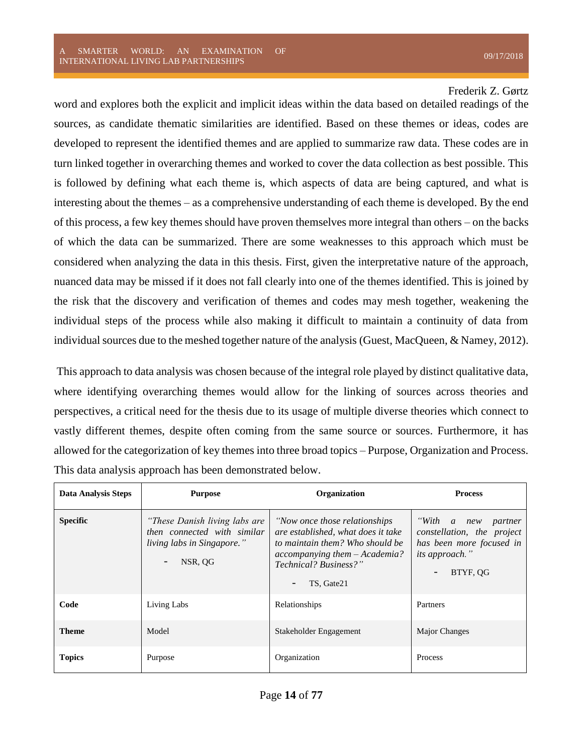word and explores both the explicit and implicit ideas within the data based on detailed readings of the sources, as candidate thematic similarities are identified. Based on these themes or ideas, codes are developed to represent the identified themes and are applied to summarize raw data. These codes are in turn linked together in overarching themes and worked to cover the data collection as best possible. This is followed by defining what each theme is, which aspects of data are being captured, and what is interesting about the themes – as a comprehensive understanding of each theme is developed. By the end of this process, a few key themes should have proven themselves more integral than others – on the backs of which the data can be summarized. There are some weaknesses to this approach which must be considered when analyzing the data in this thesis. First, given the interpretative nature of the approach, nuanced data may be missed if it does not fall clearly into one of the themes identified. This is joined by the risk that the discovery and verification of themes and codes may mesh together, weakening the individual steps of the process while also making it difficult to maintain a continuity of data from individual sources due to the meshed together nature of the analysis (Guest, MacQueen, & Namey, 2012).

This approach to data analysis was chosen because of the integral role played by distinct qualitative data, where identifying overarching themes would allow for the linking of sources across theories and perspectives, a critical need for the thesis due to its usage of multiple diverse theories which connect to vastly different themes, despite often coming from the same source or sources. Furthermore, it has allowed for the categorization of key themes into three broad topics – Purpose, Organization and Process. This data analysis approach has been demonstrated below.

| **Data Analysis Steps** | **Purpose** | **Organization** | **Process** |
|---|---|---|---|
| **Specific** | *"These Danish living labs are then connected with similar living labs in Singapore."* <br> - NSR, QG | *"Now once those relationships are established, what does it take to maintain them? Who should be accompanying them – Academia? Technical? Business?"* <br> - TS, Gate21 | *"With a new partner constellation, the project has been more focused in its approach."* <br> - BTYF, QG |
| **Code** | Living Labs | Relationships | Partners |
| **Theme** | Model | Stakeholder Engagement | Major Changes |
| **Topics** | Purpose | Organization | Process |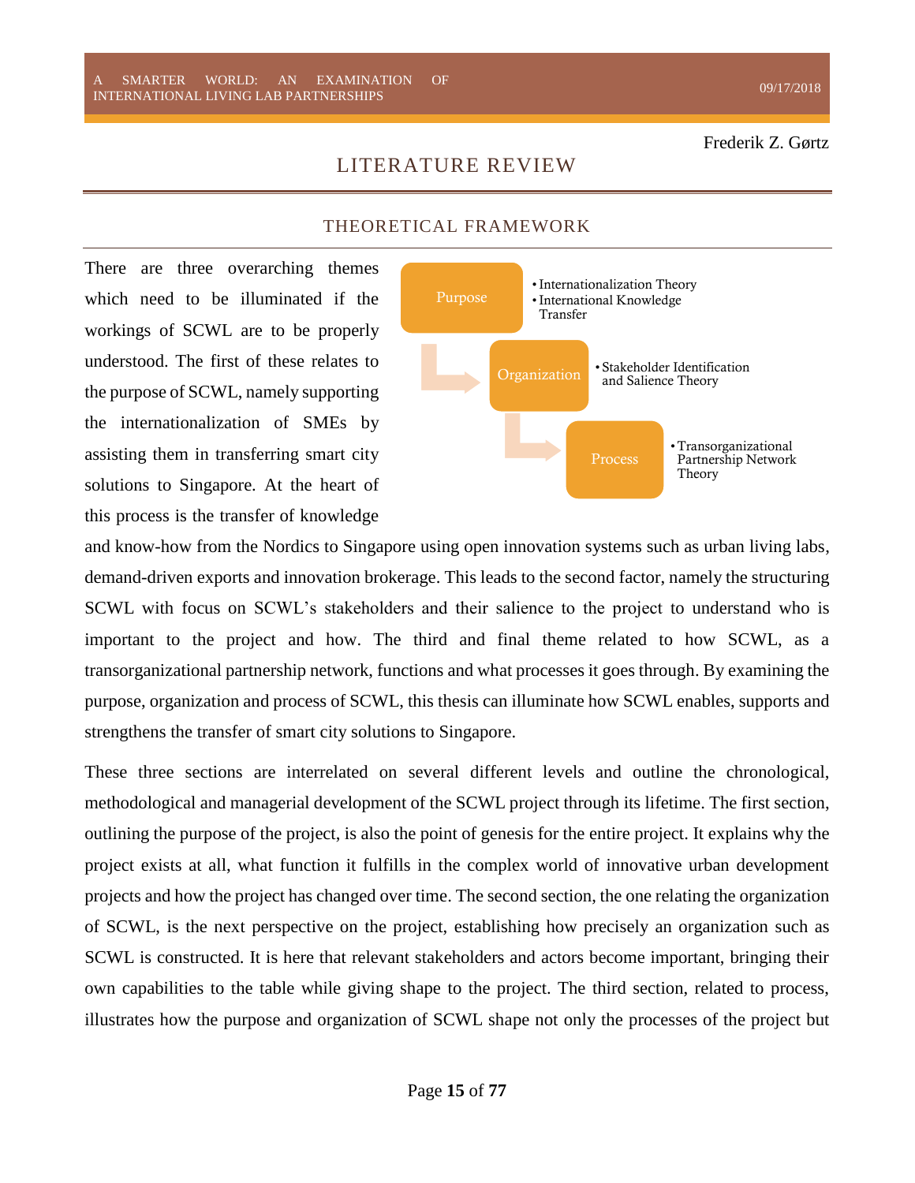# LITERATURE REVIEW

## THEORETICAL FRAMEWORK

There are three overarching themes which need to be illuminated if the workings of SCWL are to be properly understood. The first of these relates to the purpose of SCWL, namely supporting the internationalization of SMEs by assisting them in transferring smart city solutions to Singapore. At the heart of this process is the transfer of knowledge and know-how from the Nordics to Singapore using open innovation systems such as urban living labs, demand-driven exports and innovation brokerage. This leads to the second factor, namely the structuring SCWL with focus on SCWL's stakeholders and their salience to the project to understand who is important to the project and how. The third and final theme related to how SCWL, as a transorganizational partnership network, functions and what processes it goes through. By examining the purpose, organization and process of SCWL, this thesis can illuminate how SCWL enables, supports and strengthens the transfer of smart city solutions to Singapore.

- **Purpose**
  - Internationalization Theory
  - International Knowledge Transfer
- **Organization**
  - Stakeholder Identification and Salience Theory
- **Process**
  - Transorganizational Partnership Network Theory

These three sections are interrelated on several different levels and outline the chronological, methodological and managerial development of the SCWL project through its lifetime. The first section, outlining the purpose of the project, is also the point of genesis for the entire project. It explains why the project exists at all, what function it fulfills in the complex world of innovative urban development projects and how the project has changed over time. The second section, the one relating the organization of SCWL, is the next perspective on the project, establishing how precisely an organization such as SCWL is constructed. It is here that relevant stakeholders and actors become important, bringing their own capabilities to the table while giving shape to the project. The third section, related to process, illustrates how the purpose and organization of SCWL shape not only the processes of the project but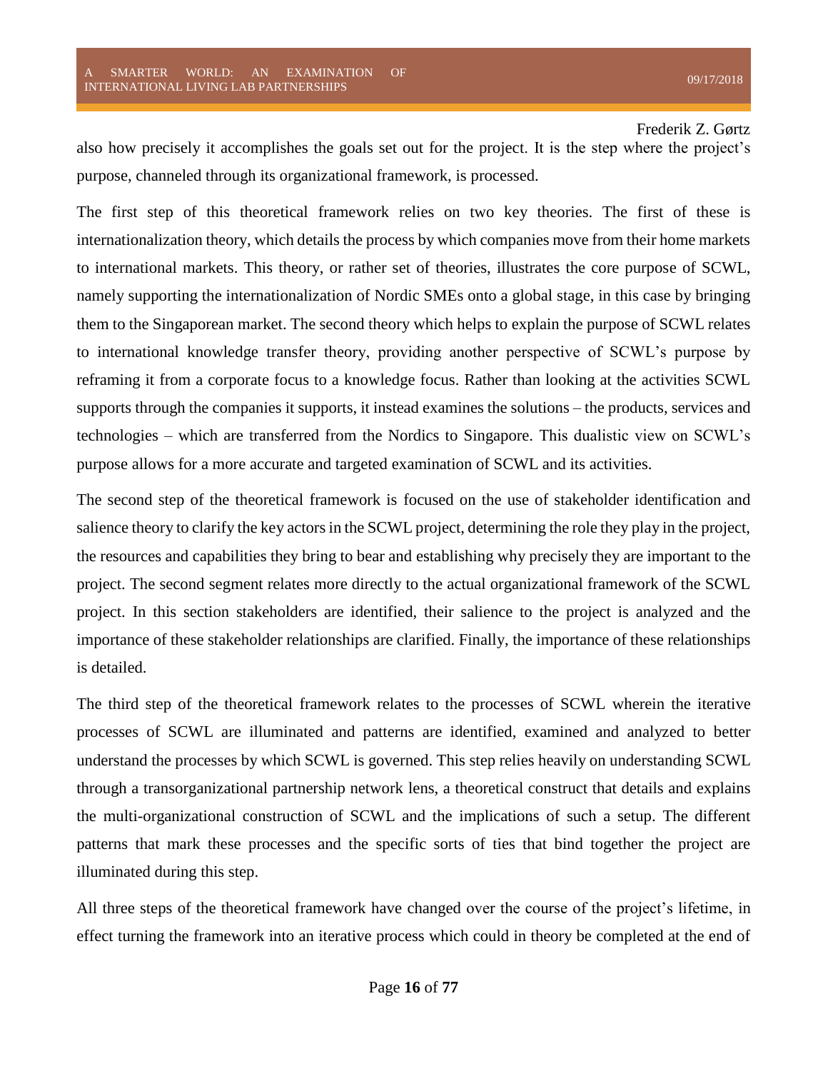also how precisely it accomplishes the goals set out for the project. It is the step where the project's purpose, channeled through its organizational framework, is processed.

The first step of this theoretical framework relies on two key theories. The first of these is internationalization theory, which details the process by which companies move from their home markets to international markets. This theory, or rather set of theories, illustrates the core purpose of SCWL, namely supporting the internationalization of Nordic SMEs onto a global stage, in this case by bringing them to the Singaporean market. The second theory which helps to explain the purpose of SCWL relates to international knowledge transfer theory, providing another perspective of SCWL's purpose by reframing it from a corporate focus to a knowledge focus. Rather than looking at the activities SCWL supports through the companies it supports, it instead examines the solutions – the products, services and technologies – which are transferred from the Nordics to Singapore. This dualistic view on SCWL's purpose allows for a more accurate and targeted examination of SCWL and its activities.

The second step of the theoretical framework is focused on the use of stakeholder identification and salience theory to clarify the key actors in the SCWL project, determining the role they play in the project, the resources and capabilities they bring to bear and establishing why precisely they are important to the project. The second segment relates more directly to the actual organizational framework of the SCWL project. In this section stakeholders are identified, their salience to the project is analyzed and the importance of these stakeholder relationships are clarified. Finally, the importance of these relationships is detailed.

The third step of the theoretical framework relates to the processes of SCWL wherein the iterative processes of SCWL are illuminated and patterns are identified, examined and analyzed to better understand the processes by which SCWL is governed. This step relies heavily on understanding SCWL through a transorganizational partnership network lens, a theoretical construct that details and explains the multi-organizational construction of SCWL and the implications of such a setup. The different patterns that mark these processes and the specific sorts of ties that bind together the project are illuminated during this step.

All three steps of the theoretical framework have changed over the course of the project's lifetime, in effect turning the framework into an iterative process which could in theory be completed at the end of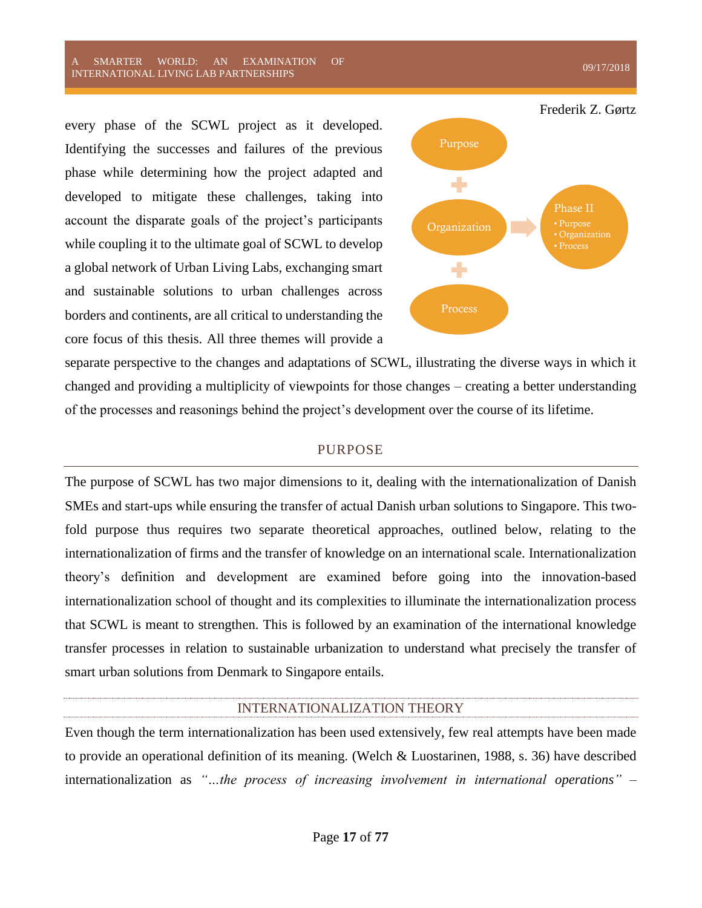every phase of the SCWL project as it developed. Identifying the successes and failures of the previous phase while determining how the project adapted and developed to mitigate these challenges, taking into account the disparate goals of the project's participants while coupling it to the ultimate goal of SCWL to develop a global network of Urban Living Labs, exchanging smart and sustainable solutions to urban challenges across borders and continents, are all critical to understanding the core focus of this thesis. All three themes will provide a separate perspective to the changes and adaptations of SCWL, illustrating the diverse ways in which it changed and providing a multiplicity of viewpoints for those changes – creating a better understanding of the processes and reasonings behind the project's development over the course of its lifetime.

Purpose + Organization + Process → Phase II (• Purpose • Organization • Process)

## PURPOSE

The purpose of SCWL has two major dimensions to it, dealing with the internationalization of Danish SMEs and start-ups while ensuring the transfer of actual Danish urban solutions to Singapore. This two-fold purpose thus requires two separate theoretical approaches, outlined below, relating to the internationalization of firms and the transfer of knowledge on an international scale. Internationalization theory's definition and development are examined before going into the innovation-based internationalization school of thought and its complexities to illuminate the internationalization process that SCWL is meant to strengthen. This is followed by an examination of the international knowledge transfer processes in relation to sustainable urbanization to understand what precisely the transfer of smart urban solutions from Denmark to Singapore entails.

### INTERNATIONALIZATION THEORY

Even though the term internationalization has been used extensively, few real attempts have been made to provide an operational definition of its meaning. (Welch & Luostarinen, 1988, s. 36) have described internationalization as *"…the process of increasing involvement in international operations"* –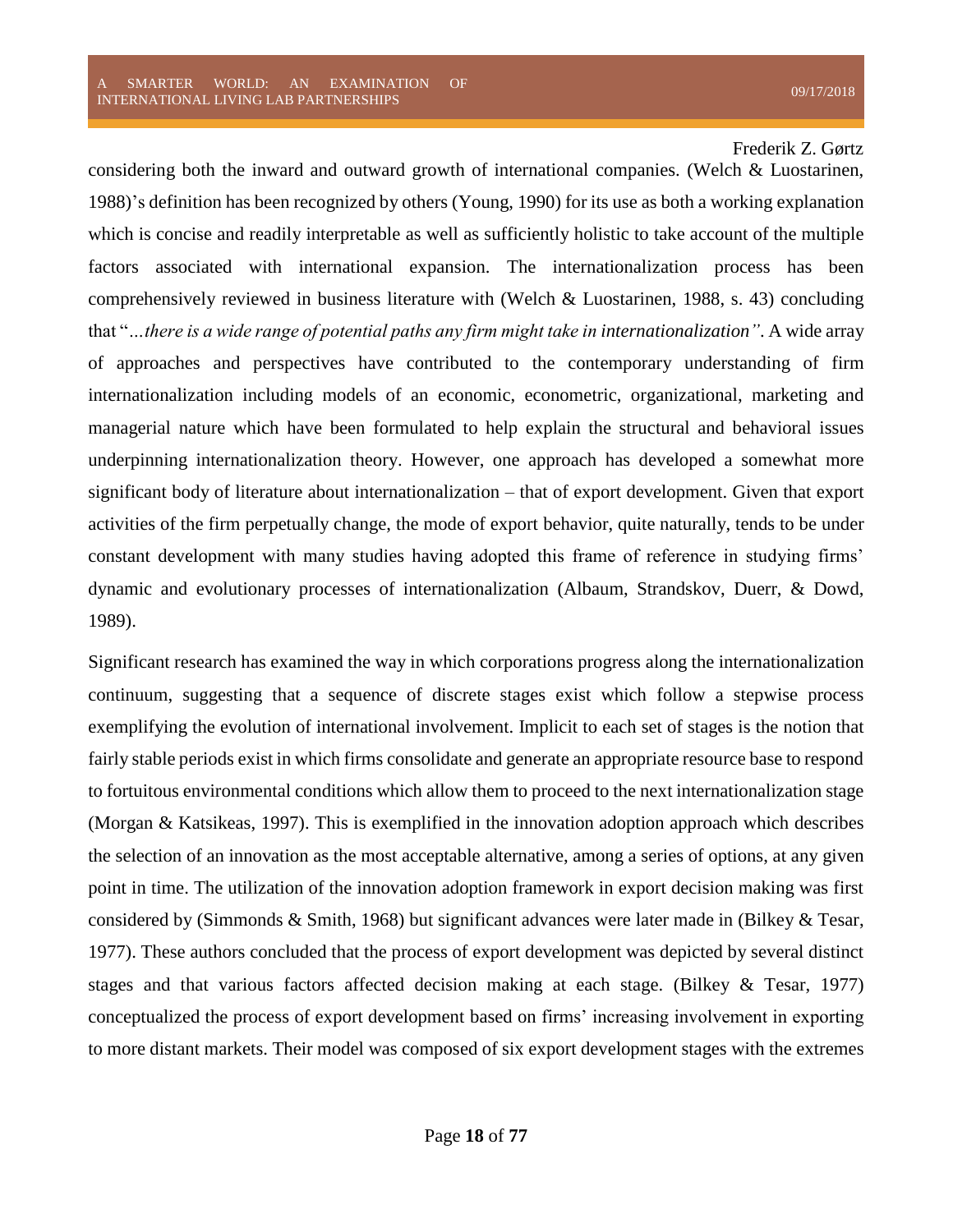considering both the inward and outward growth of international companies. (Welch & Luostarinen, 1988)'s definition has been recognized by others (Young, 1990) for its use as both a working explanation which is concise and readily interpretable as well as sufficiently holistic to take account of the multiple factors associated with international expansion. The internationalization process has been comprehensively reviewed in business literature with (Welch & Luostarinen, 1988, s. 43) concluding that "*…there is a wide range of potential paths any firm might take in internationalization*". A wide array of approaches and perspectives have contributed to the contemporary understanding of firm internationalization including models of an economic, econometric, organizational, marketing and managerial nature which have been formulated to help explain the structural and behavioral issues underpinning internationalization theory. However, one approach has developed a somewhat more significant body of literature about internationalization – that of export development. Given that export activities of the firm perpetually change, the mode of export behavior, quite naturally, tends to be under constant development with many studies having adopted this frame of reference in studying firms' dynamic and evolutionary processes of internationalization (Albaum, Strandskov, Duerr, & Dowd, 1989).

Significant research has examined the way in which corporations progress along the internationalization continuum, suggesting that a sequence of discrete stages exist which follow a stepwise process exemplifying the evolution of international involvement. Implicit to each set of stages is the notion that fairly stable periods exist in which firms consolidate and generate an appropriate resource base to respond to fortuitous environmental conditions which allow them to proceed to the next internationalization stage (Morgan & Katsikeas, 1997). This is exemplified in the innovation adoption approach which describes the selection of an innovation as the most acceptable alternative, among a series of options, at any given point in time. The utilization of the innovation adoption framework in export decision making was first considered by (Simmonds & Smith, 1968) but significant advances were later made in (Bilkey & Tesar, 1977). These authors concluded that the process of export development was depicted by several distinct stages and that various factors affected decision making at each stage. (Bilkey & Tesar, 1977) conceptualized the process of export development based on firms' increasing involvement in exporting to more distant markets. Their model was composed of six export development stages with the extremes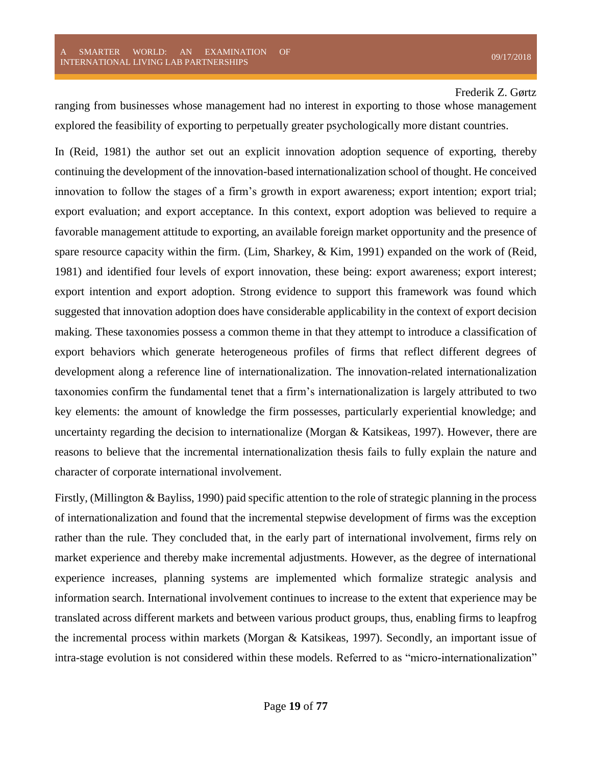ranging from businesses whose management had no interest in exporting to those whose management explored the feasibility of exporting to perpetually greater psychologically more distant countries.

In (Reid, 1981) the author set out an explicit innovation adoption sequence of exporting, thereby continuing the development of the innovation-based internationalization school of thought. He conceived innovation to follow the stages of a firm's growth in export awareness; export intention; export trial; export evaluation; and export acceptance. In this context, export adoption was believed to require a favorable management attitude to exporting, an available foreign market opportunity and the presence of spare resource capacity within the firm. (Lim, Sharkey, & Kim, 1991) expanded on the work of (Reid, 1981) and identified four levels of export innovation, these being: export awareness; export interest; export intention and export adoption. Strong evidence to support this framework was found which suggested that innovation adoption does have considerable applicability in the context of export decision making. These taxonomies possess a common theme in that they attempt to introduce a classification of export behaviors which generate heterogeneous profiles of firms that reflect different degrees of development along a reference line of internationalization. The innovation-related internationalization taxonomies confirm the fundamental tenet that a firm's internationalization is largely attributed to two key elements: the amount of knowledge the firm possesses, particularly experiential knowledge; and uncertainty regarding the decision to internationalize (Morgan & Katsikeas, 1997). However, there are reasons to believe that the incremental internationalization thesis fails to fully explain the nature and character of corporate international involvement.

Firstly, (Millington & Bayliss, 1990) paid specific attention to the role of strategic planning in the process of internationalization and found that the incremental stepwise development of firms was the exception rather than the rule. They concluded that, in the early part of international involvement, firms rely on market experience and thereby make incremental adjustments. However, as the degree of international experience increases, planning systems are implemented which formalize strategic analysis and information search. International involvement continues to increase to the extent that experience may be translated across different markets and between various product groups, thus, enabling firms to leapfrog the incremental process within markets (Morgan & Katsikeas, 1997). Secondly, an important issue of intra-stage evolution is not considered within these models. Referred to as "micro-internationalization"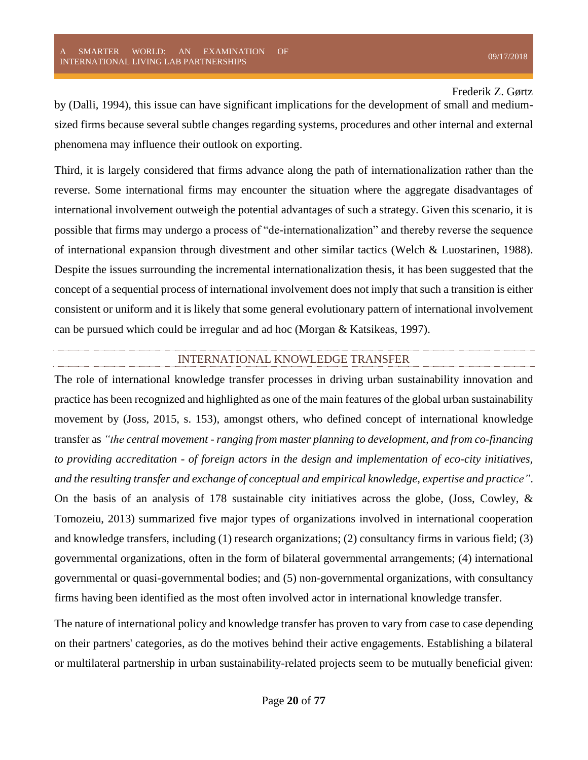by (Dalli, 1994), this issue can have significant implications for the development of small and medium-sized firms because several subtle changes regarding systems, procedures and other internal and external phenomena may influence their outlook on exporting.

Third, it is largely considered that firms advance along the path of internationalization rather than the reverse. Some international firms may encounter the situation where the aggregate disadvantages of international involvement outweigh the potential advantages of such a strategy. Given this scenario, it is possible that firms may undergo a process of "de-internationalization" and thereby reverse the sequence of international expansion through divestment and other similar tactics (Welch & Luostarinen, 1988). Despite the issues surrounding the incremental internationalization thesis, it has been suggested that the concept of a sequential process of international involvement does not imply that such a transition is either consistent or uniform and it is likely that some general evolutionary pattern of international involvement can be pursued which could be irregular and ad hoc (Morgan & Katsikeas, 1997).

## INTERNATIONAL KNOWLEDGE TRANSFER

The role of international knowledge transfer processes in driving urban sustainability innovation and practice has been recognized and highlighted as one of the main features of the global urban sustainability movement by (Joss, 2015, s. 153), amongst others, who defined concept of international knowledge transfer as *"the central movement - ranging from master planning to development, and from co-financing to providing accreditation - of foreign actors in the design and implementation of eco-city initiatives, and the resulting transfer and exchange of conceptual and empirical knowledge, expertise and practice"*. On the basis of an analysis of 178 sustainable city initiatives across the globe, (Joss, Cowley, & Tomozeiu, 2013) summarized five major types of organizations involved in international cooperation and knowledge transfers, including (1) research organizations; (2) consultancy firms in various field; (3) governmental organizations, often in the form of bilateral governmental arrangements; (4) international governmental or quasi-governmental bodies; and (5) non-governmental organizations, with consultancy firms having been identified as the most often involved actor in international knowledge transfer.

The nature of international policy and knowledge transfer has proven to vary from case to case depending on their partners' categories, as do the motives behind their active engagements. Establishing a bilateral or multilateral partnership in urban sustainability-related projects seem to be mutually beneficial given: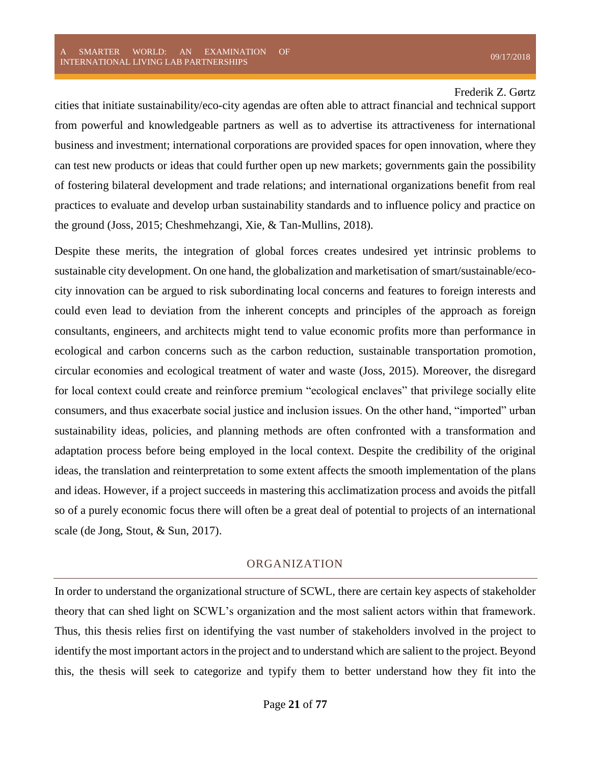cities that initiate sustainability/eco-city agendas are often able to attract financial and technical support from powerful and knowledgeable partners as well as to advertise its attractiveness for international business and investment; international corporations are provided spaces for open innovation, where they can test new products or ideas that could further open up new markets; governments gain the possibility of fostering bilateral development and trade relations; and international organizations benefit from real practices to evaluate and develop urban sustainability standards and to influence policy and practice on the ground (Joss, 2015; Cheshmehzangi, Xie, & Tan-Mullins, 2018).

Despite these merits, the integration of global forces creates undesired yet intrinsic problems to sustainable city development. On one hand, the globalization and marketisation of smart/sustainable/eco-city innovation can be argued to risk subordinating local concerns and features to foreign interests and could even lead to deviation from the inherent concepts and principles of the approach as foreign consultants, engineers, and architects might tend to value economic profits more than performance in ecological and carbon concerns such as the carbon reduction, sustainable transportation promotion, circular economies and ecological treatment of water and waste (Joss, 2015). Moreover, the disregard for local context could create and reinforce premium "ecological enclaves" that privilege socially elite consumers, and thus exacerbate social justice and inclusion issues. On the other hand, "imported" urban sustainability ideas, policies, and planning methods are often confronted with a transformation and adaptation process before being employed in the local context. Despite the credibility of the original ideas, the translation and reinterpretation to some extent affects the smooth implementation of the plans and ideas. However, if a project succeeds in mastering this acclimatization process and avoids the pitfall so of a purely economic focus there will often be a great deal of potential to projects of an international scale (de Jong, Stout, & Sun, 2017).

## ORGANIZATION

In order to understand the organizational structure of SCWL, there are certain key aspects of stakeholder theory that can shed light on SCWL's organization and the most salient actors within that framework. Thus, this thesis relies first on identifying the vast number of stakeholders involved in the project to identify the most important actors in the project and to understand which are salient to the project. Beyond this, the thesis will seek to categorize and typify them to better understand how they fit into the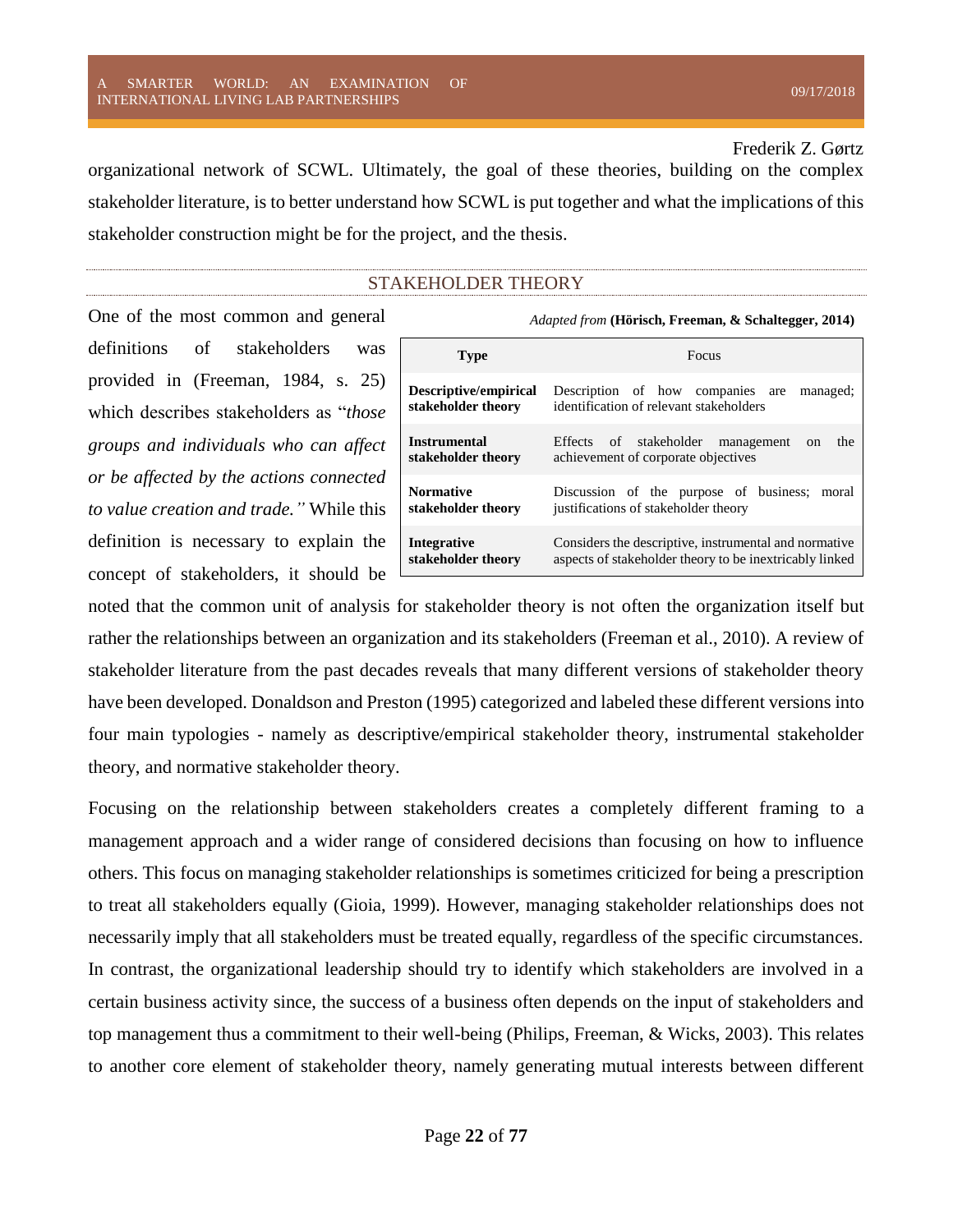organizational network of SCWL. Ultimately, the goal of these theories, building on the complex stakeholder literature, is to better understand how SCWL is put together and what the implications of this stakeholder construction might be for the project, and the thesis.

## STAKEHOLDER THEORY

One of the most common and general definitions of stakeholders was provided in (Freeman, 1984, s. 25) which describes stakeholders as "*those groups and individuals who can affect or be affected by the actions connected to value creation and trade."* While this definition is necessary to explain the concept of stakeholders, it should be noted that the common unit of analysis for stakeholder theory is not often the organization itself but rather the relationships between an organization and its stakeholders (Freeman et al., 2010). A review of stakeholder literature from the past decades reveals that many different versions of stakeholder theory have been developed. Donaldson and Preston (1995) categorized and labeled these different versions into four main typologies - namely as descriptive/empirical stakeholder theory, instrumental stakeholder theory, and normative stakeholder theory.

*Adapted from* **(Hörisch, Freeman, & Schaltegger, 2014)**

| **Type** | Focus |
|---|---|
| **Descriptive/empirical stakeholder theory** | Description of how companies are managed; identification of relevant stakeholders |
| **Instrumental stakeholder theory** | Effects of stakeholder management on the achievement of corporate objectives |
| **Normative stakeholder theory** | Discussion of the purpose of business; moral justifications of stakeholder theory |
| **Integrative stakeholder theory** | Considers the descriptive, instrumental and normative aspects of stakeholder theory to be inextricably linked |

Focusing on the relationship between stakeholders creates a completely different framing to a management approach and a wider range of considered decisions than focusing on how to influence others. This focus on managing stakeholder relationships is sometimes criticized for being a prescription to treat all stakeholders equally (Gioia, 1999). However, managing stakeholder relationships does not necessarily imply that all stakeholders must be treated equally, regardless of the specific circumstances. In contrast, the organizational leadership should try to identify which stakeholders are involved in a certain business activity since, the success of a business often depends on the input of stakeholders and top management thus a commitment to their well-being (Philips, Freeman, & Wicks, 2003). This relates to another core element of stakeholder theory, namely generating mutual interests between different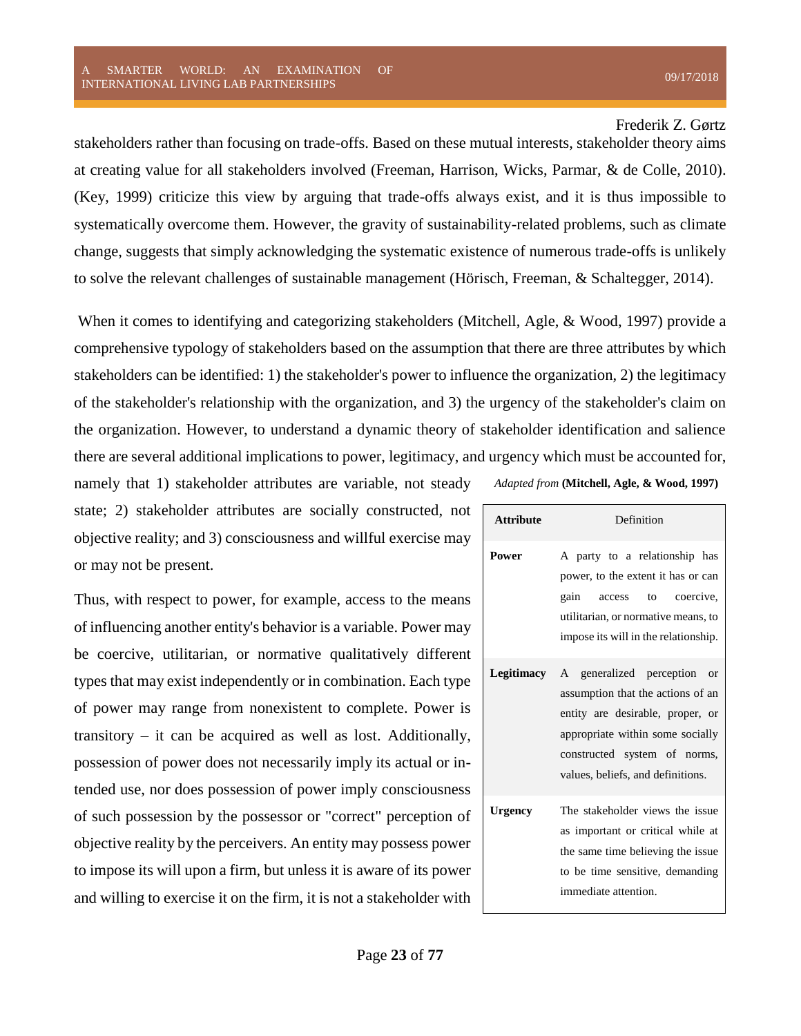stakeholders rather than focusing on trade-offs. Based on these mutual interests, stakeholder theory aims at creating value for all stakeholders involved (Freeman, Harrison, Wicks, Parmar, & de Colle, 2010). (Key, 1999) criticize this view by arguing that trade-offs always exist, and it is thus impossible to systematically overcome them. However, the gravity of sustainability-related problems, such as climate change, suggests that simply acknowledging the systematic existence of numerous trade-offs is unlikely to solve the relevant challenges of sustainable management (Hörisch, Freeman, & Schaltegger, 2014).

When it comes to identifying and categorizing stakeholders (Mitchell, Agle, & Wood, 1997) provide a comprehensive typology of stakeholders based on the assumption that there are three attributes by which stakeholders can be identified: 1) the stakeholder's power to influence the organization, 2) the legitimacy of the stakeholder's relationship with the organization, and 3) the urgency of the stakeholder's claim on the organization. However, to understand a dynamic theory of stakeholder identification and salience there are several additional implications to power, legitimacy, and urgency which must be accounted for, namely that 1) stakeholder attributes are variable, not steady state; 2) stakeholder attributes are socially constructed, not objective reality; and 3) consciousness and willful exercise may or may not be present.

*Adapted from* **(Mitchell, Agle, & Wood, 1997)**

| Attribute | Definition |
|---|---|
| **Power** | A party to a relationship has power, to the extent it has or can gain access to coercive, utilitarian, or normative means, to impose its will in the relationship. |
| **Legitimacy** | A generalized perception or assumption that the actions of an entity are desirable, proper, or appropriate within some socially constructed system of norms, values, beliefs, and definitions. |
| **Urgency** | The stakeholder views the issue as important or critical while at the same time believing the issue to be time sensitive, demanding immediate attention. |

Thus, with respect to power, for example, access to the means of influencing another entity's behavior is a variable. Power may be coercive, utilitarian, or normative qualitatively different types that may exist independently or in combination. Each type of power may range from nonexistent to complete. Power is transitory – it can be acquired as well as lost. Additionally, possession of power does not necessarily imply its actual or intended use, nor does possession of power imply consciousness of such possession by the possessor or "correct" perception of objective reality by the perceivers. An entity may possess power to impose its will upon a firm, but unless it is aware of its power and willing to exercise it on the firm, it is not a stakeholder with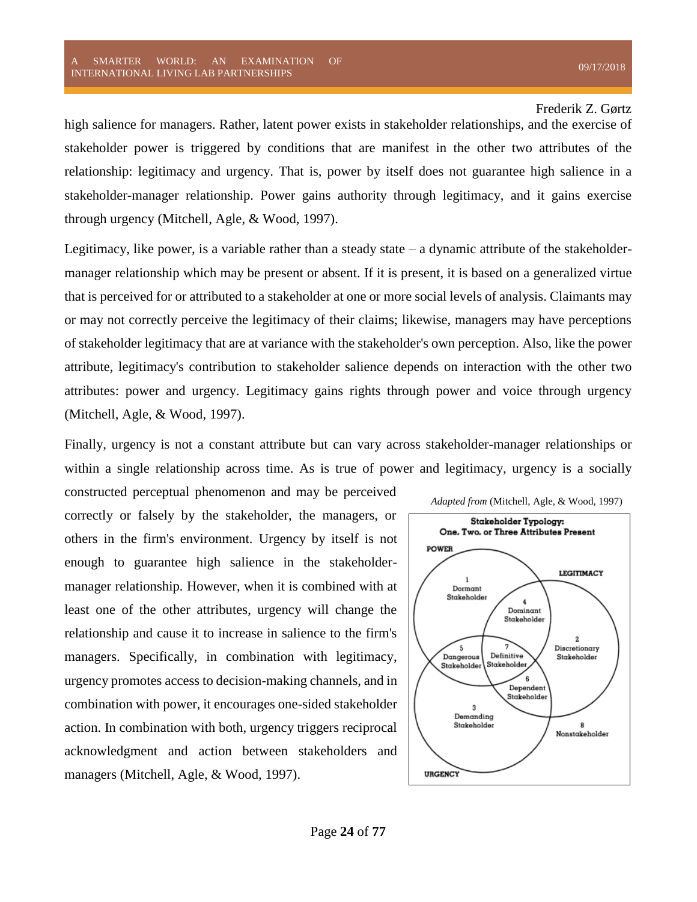high salience for managers. Rather, latent power exists in stakeholder relationships, and the exercise of stakeholder power is triggered by conditions that are manifest in the other two attributes of the relationship: legitimacy and urgency. That is, power by itself does not guarantee high salience in a stakeholder-manager relationship. Power gains authority through legitimacy, and it gains exercise through urgency (Mitchell, Agle, & Wood, 1997).

Legitimacy, like power, is a variable rather than a steady state – a dynamic attribute of the stakeholder-manager relationship which may be present or absent. If it is present, it is based on a generalized virtue that is perceived for or attributed to a stakeholder at one or more social levels of analysis. Claimants may or may not correctly perceive the legitimacy of their claims; likewise, managers may have perceptions of stakeholder legitimacy that are at variance with the stakeholder's own perception. Also, like the power attribute, legitimacy's contribution to stakeholder salience depends on interaction with the other two attributes: power and urgency. Legitimacy gains rights through power and voice through urgency (Mitchell, Agle, & Wood, 1997).

Finally, urgency is not a constant attribute but can vary across stakeholder-manager relationships or within a single relationship across time. As is true of power and legitimacy, urgency is a socially constructed perceptual phenomenon and may be perceived correctly or falsely by the stakeholder, the managers, or others in the firm's environment. Urgency by itself is not enough to guarantee high salience in the stakeholder-manager relationship. However, when it is combined with at least one of the other attributes, urgency will change the relationship and cause it to increase in salience to the firm's managers. Specifically, in combination with legitimacy, urgency promotes access to decision-making channels, and in combination with power, it encourages one-sided stakeholder action. In combination with both, urgency triggers reciprocal acknowledgment and action between stakeholders and managers (Mitchell, Agle, & Wood, 1997).

*Adapted from* (Mitchell, Agle, & Wood, 1997)

**Stakeholder Typology: One, Two, or Three Attributes Present**

POWER; LEGITIMACY; URGENCY

1 Dormant Stakeholder; 2 Discretionary Stakeholder; 3 Demanding Stakeholder; 4 Dominant Stakeholder; 5 Dangerous Stakeholder; 6 Dependent Stakeholder; 7 Definitive Stakeholder; 8 Nonstakeholder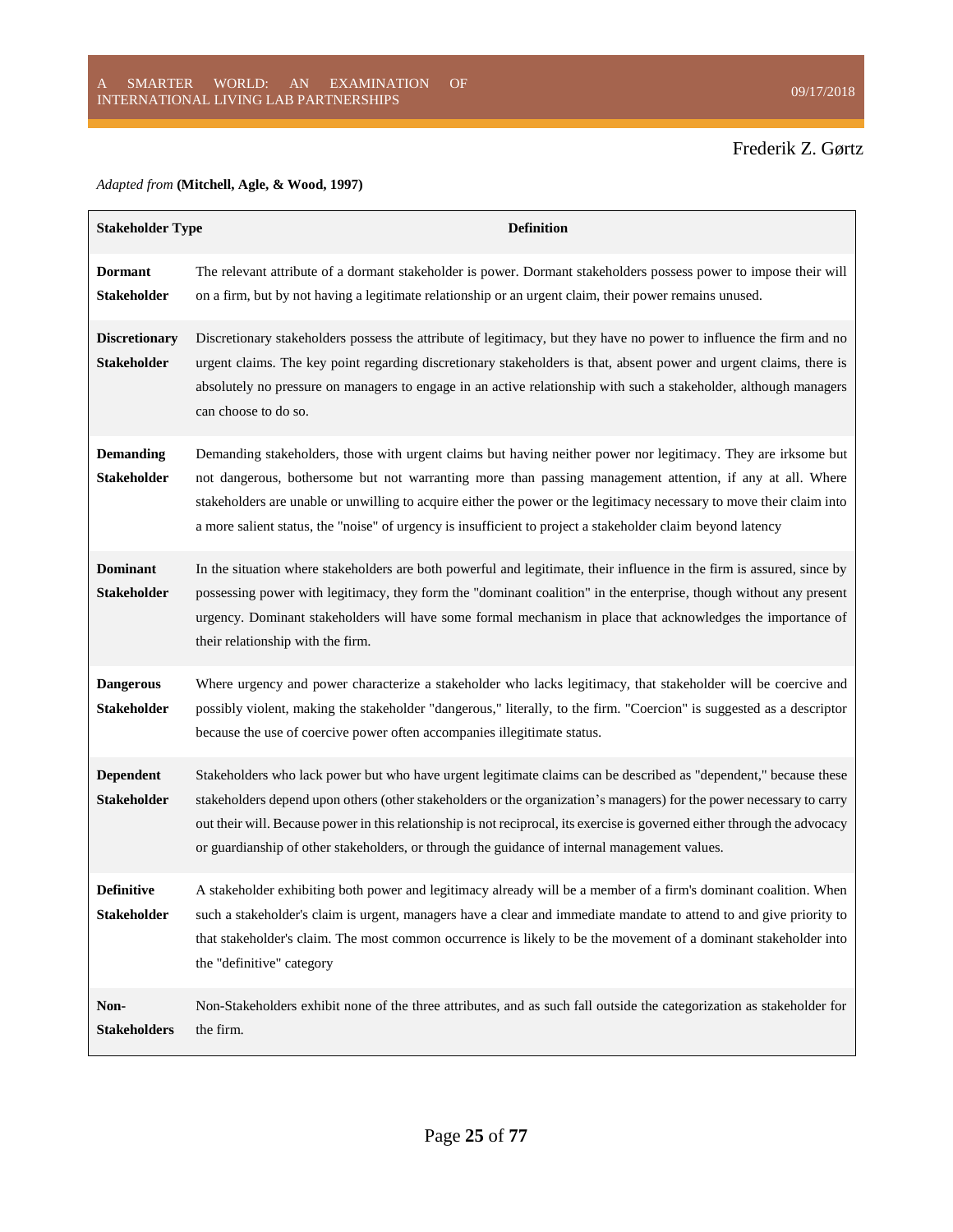*Adapted from* **(Mitchell, Agle, & Wood, 1997)**

| Stakeholder Type | Definition |
|---|---|
| **Dormant Stakeholder** | The relevant attribute of a dormant stakeholder is power. Dormant stakeholders possess power to impose their will on a firm, but by not having a legitimate relationship or an urgent claim, their power remains unused. |
| **Discretionary Stakeholder** | Discretionary stakeholders possess the attribute of legitimacy, but they have no power to influence the firm and no urgent claims. The key point regarding discretionary stakeholders is that, absent power and urgent claims, there is absolutely no pressure on managers to engage in an active relationship with such a stakeholder, although managers can choose to do so. |
| **Demanding Stakeholder** | Demanding stakeholders, those with urgent claims but having neither power nor legitimacy. They are irksome but not dangerous, bothersome but not warranting more than passing management attention, if any at all. Where stakeholders are unable or unwilling to acquire either the power or the legitimacy necessary to move their claim into a more salient status, the "noise" of urgency is insufficient to project a stakeholder claim beyond latency |
| **Dominant Stakeholder** | In the situation where stakeholders are both powerful and legitimate, their influence in the firm is assured, since by possessing power with legitimacy, they form the "dominant coalition" in the enterprise, though without any present urgency. Dominant stakeholders will have some formal mechanism in place that acknowledges the importance of their relationship with the firm. |
| **Dangerous Stakeholder** | Where urgency and power characterize a stakeholder who lacks legitimacy, that stakeholder will be coercive and possibly violent, making the stakeholder "dangerous," literally, to the firm. "Coercion" is suggested as a descriptor because the use of coercive power often accompanies illegitimate status. |
| **Dependent Stakeholder** | Stakeholders who lack power but who have urgent legitimate claims can be described as "dependent," because these stakeholders depend upon others (other stakeholders or the organization's managers) for the power necessary to carry out their will. Because power in this relationship is not reciprocal, its exercise is governed either through the advocacy or guardianship of other stakeholders, or through the guidance of internal management values. |
| **Definitive Stakeholder** | A stakeholder exhibiting both power and legitimacy already will be a member of a firm's dominant coalition. When such a stakeholder's claim is urgent, managers have a clear and immediate mandate to attend to and give priority to that stakeholder's claim. The most common occurrence is likely to be the movement of a dominant stakeholder into the "definitive" category |
| **Non-Stakeholders** | Non-Stakeholders exhibit none of the three attributes, and as such fall outside the categorization as stakeholder for the firm. |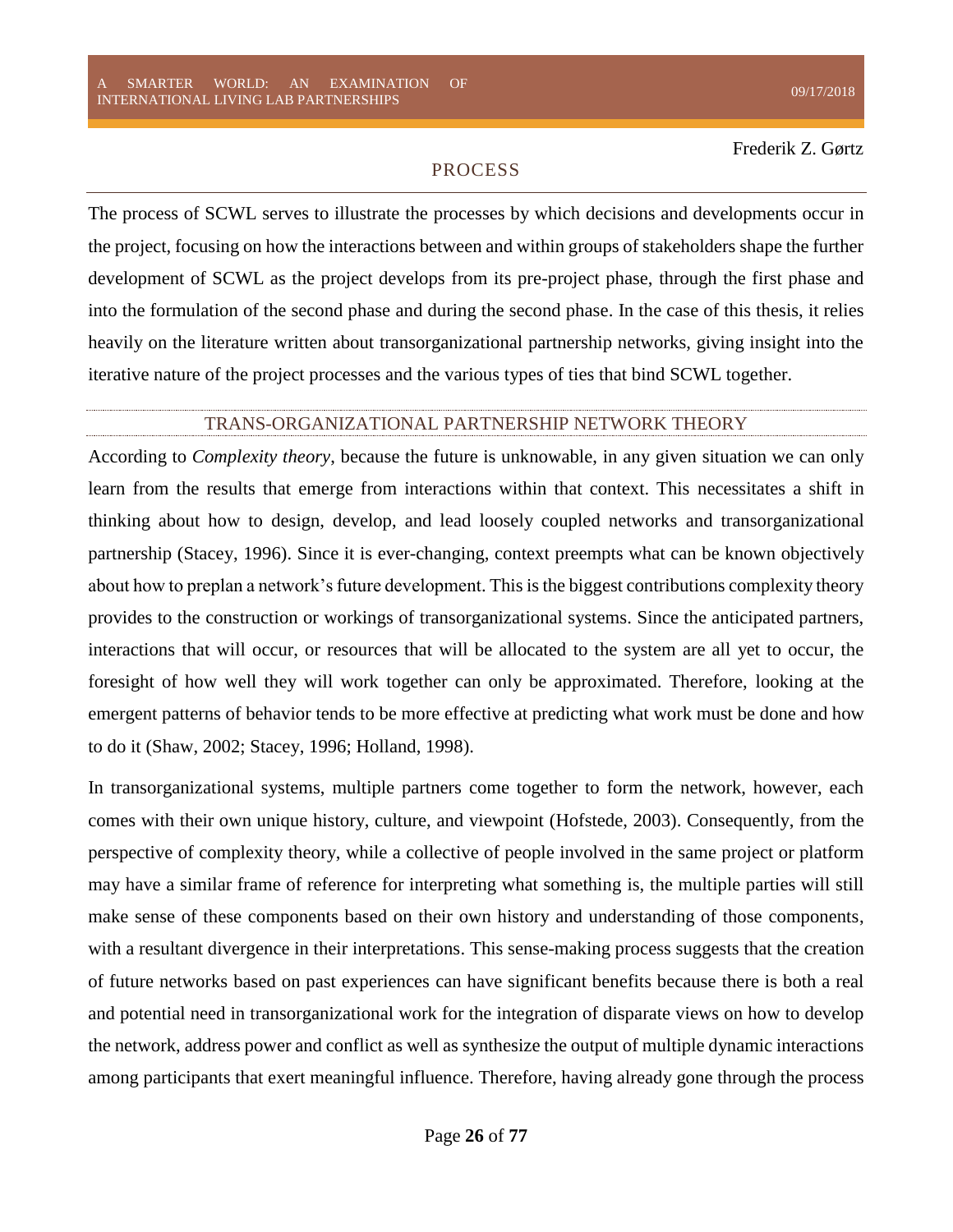## PROCESS

The process of SCWL serves to illustrate the processes by which decisions and developments occur in the project, focusing on how the interactions between and within groups of stakeholders shape the further development of SCWL as the project develops from its pre-project phase, through the first phase and into the formulation of the second phase and during the second phase. In the case of this thesis, it relies heavily on the literature written about transorganizational partnership networks, giving insight into the iterative nature of the project processes and the various types of ties that bind SCWL together.

### TRANS-ORGANIZATIONAL PARTNERSHIP NETWORK THEORY

According to *Complexity theory*, because the future is unknowable, in any given situation we can only learn from the results that emerge from interactions within that context. This necessitates a shift in thinking about how to design, develop, and lead loosely coupled networks and transorganizational partnership (Stacey, 1996). Since it is ever-changing, context preempts what can be known objectively about how to preplan a network's future development. This is the biggest contributions complexity theory provides to the construction or workings of transorganizational systems. Since the anticipated partners, interactions that will occur, or resources that will be allocated to the system are all yet to occur, the foresight of how well they will work together can only be approximated. Therefore, looking at the emergent patterns of behavior tends to be more effective at predicting what work must be done and how to do it (Shaw, 2002; Stacey, 1996; Holland, 1998).

In transorganizational systems, multiple partners come together to form the network, however, each comes with their own unique history, culture, and viewpoint (Hofstede, 2003). Consequently, from the perspective of complexity theory, while a collective of people involved in the same project or platform may have a similar frame of reference for interpreting what something is, the multiple parties will still make sense of these components based on their own history and understanding of those components, with a resultant divergence in their interpretations. This sense-making process suggests that the creation of future networks based on past experiences can have significant benefits because there is both a real and potential need in transorganizational work for the integration of disparate views on how to develop the network, address power and conflict as well as synthesize the output of multiple dynamic interactions among participants that exert meaningful influence. Therefore, having already gone through the process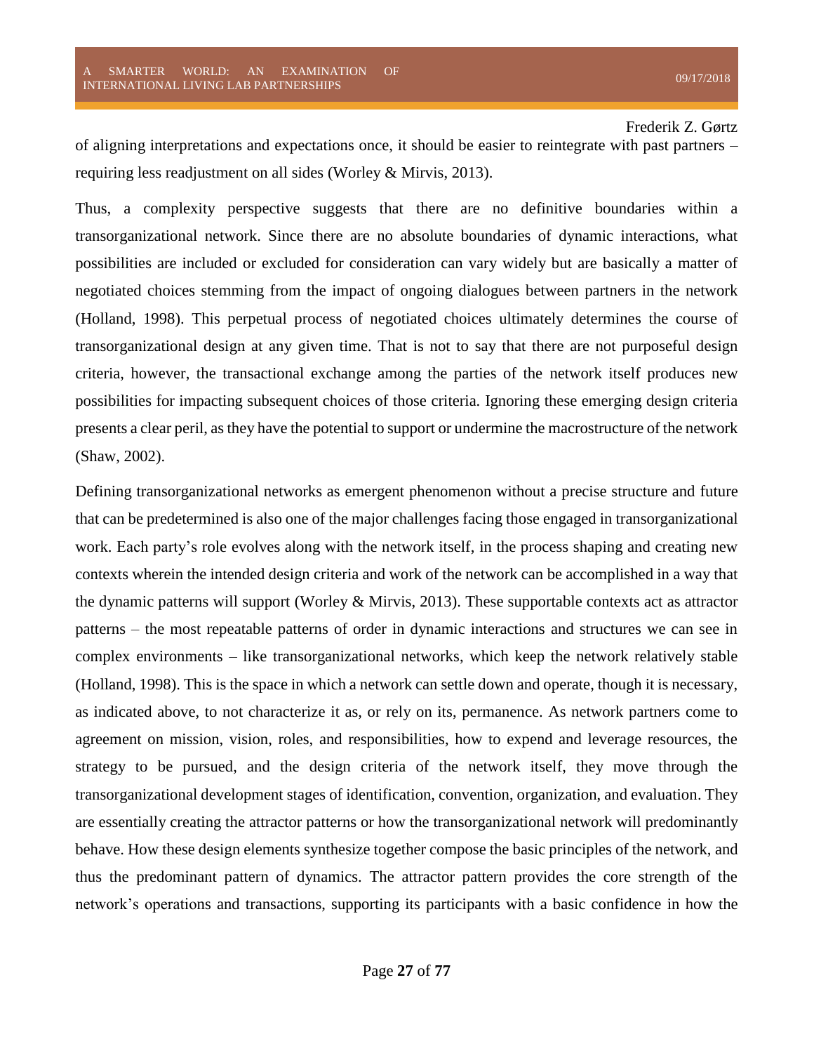of aligning interpretations and expectations once, it should be easier to reintegrate with past partners – requiring less readjustment on all sides (Worley & Mirvis, 2013).

Thus, a complexity perspective suggests that there are no definitive boundaries within a transorganizational network. Since there are no absolute boundaries of dynamic interactions, what possibilities are included or excluded for consideration can vary widely but are basically a matter of negotiated choices stemming from the impact of ongoing dialogues between partners in the network (Holland, 1998). This perpetual process of negotiated choices ultimately determines the course of transorganizational design at any given time. That is not to say that there are not purposeful design criteria, however, the transactional exchange among the parties of the network itself produces new possibilities for impacting subsequent choices of those criteria. Ignoring these emerging design criteria presents a clear peril, as they have the potential to support or undermine the macrostructure of the network (Shaw, 2002).

Defining transorganizational networks as emergent phenomenon without a precise structure and future that can be predetermined is also one of the major challenges facing those engaged in transorganizational work. Each party's role evolves along with the network itself, in the process shaping and creating new contexts wherein the intended design criteria and work of the network can be accomplished in a way that the dynamic patterns will support (Worley & Mirvis, 2013). These supportable contexts act as attractor patterns – the most repeatable patterns of order in dynamic interactions and structures we can see in complex environments – like transorganizational networks, which keep the network relatively stable (Holland, 1998). This is the space in which a network can settle down and operate, though it is necessary, as indicated above, to not characterize it as, or rely on its, permanence. As network partners come to agreement on mission, vision, roles, and responsibilities, how to expend and leverage resources, the strategy to be pursued, and the design criteria of the network itself, they move through the transorganizational development stages of identification, convention, organization, and evaluation. They are essentially creating the attractor patterns or how the transorganizational network will predominantly behave. How these design elements synthesize together compose the basic principles of the network, and thus the predominant pattern of dynamics. The attractor pattern provides the core strength of the network's operations and transactions, supporting its participants with a basic confidence in how the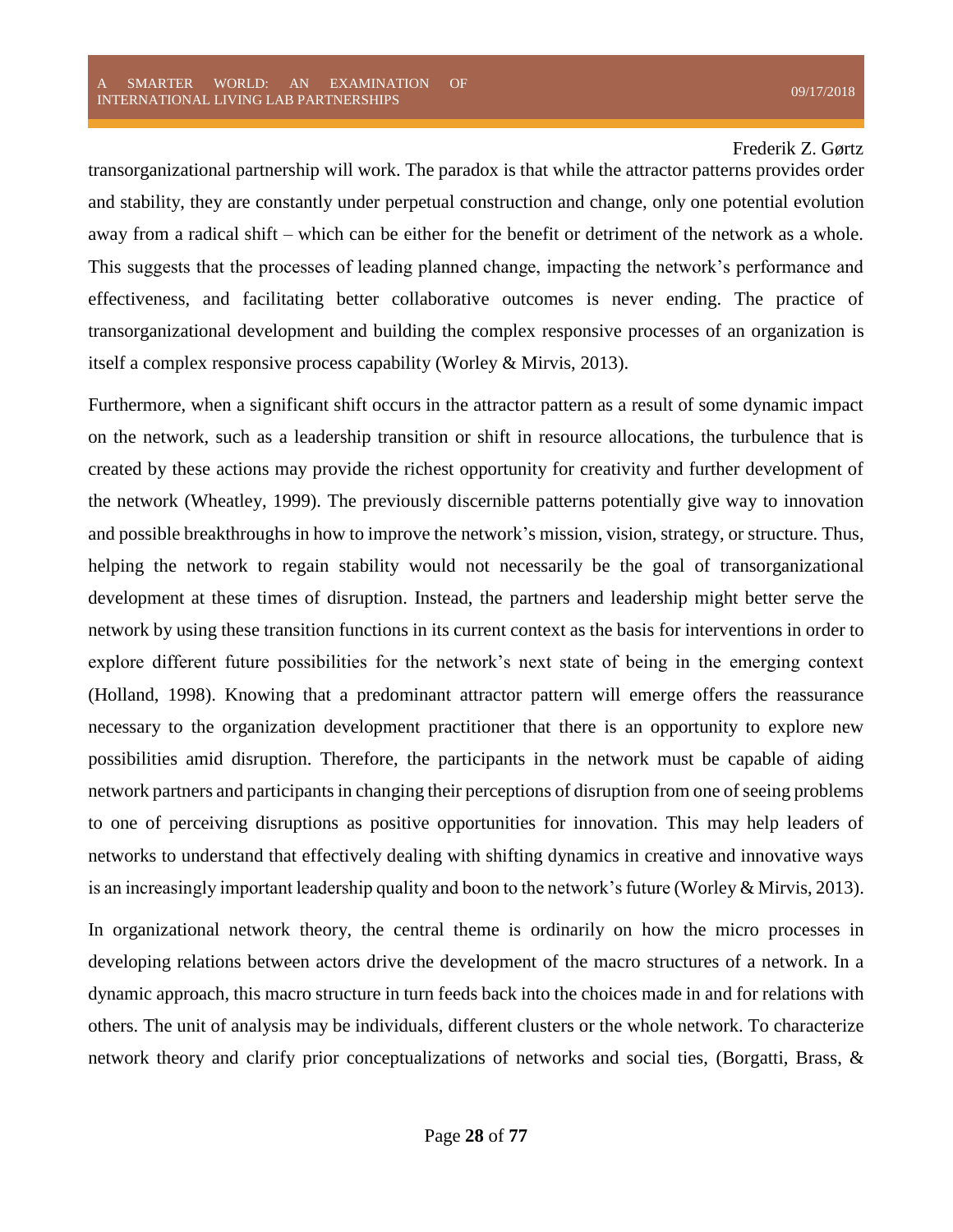transorganizational partnership will work. The paradox is that while the attractor patterns provides order and stability, they are constantly under perpetual construction and change, only one potential evolution away from a radical shift – which can be either for the benefit or detriment of the network as a whole. This suggests that the processes of leading planned change, impacting the network's performance and effectiveness, and facilitating better collaborative outcomes is never ending. The practice of transorganizational development and building the complex responsive processes of an organization is itself a complex responsive process capability (Worley & Mirvis, 2013).

Furthermore, when a significant shift occurs in the attractor pattern as a result of some dynamic impact on the network, such as a leadership transition or shift in resource allocations, the turbulence that is created by these actions may provide the richest opportunity for creativity and further development of the network (Wheatley, 1999). The previously discernible patterns potentially give way to innovation and possible breakthroughs in how to improve the network's mission, vision, strategy, or structure. Thus, helping the network to regain stability would not necessarily be the goal of transorganizational development at these times of disruption. Instead, the partners and leadership might better serve the network by using these transition functions in its current context as the basis for interventions in order to explore different future possibilities for the network's next state of being in the emerging context (Holland, 1998). Knowing that a predominant attractor pattern will emerge offers the reassurance necessary to the organization development practitioner that there is an opportunity to explore new possibilities amid disruption. Therefore, the participants in the network must be capable of aiding network partners and participants in changing their perceptions of disruption from one of seeing problems to one of perceiving disruptions as positive opportunities for innovation. This may help leaders of networks to understand that effectively dealing with shifting dynamics in creative and innovative ways is an increasingly important leadership quality and boon to the network's future (Worley & Mirvis, 2013).

In organizational network theory, the central theme is ordinarily on how the micro processes in developing relations between actors drive the development of the macro structures of a network. In a dynamic approach, this macro structure in turn feeds back into the choices made in and for relations with others. The unit of analysis may be individuals, different clusters or the whole network. To characterize network theory and clarify prior conceptualizations of networks and social ties, (Borgatti, Brass, &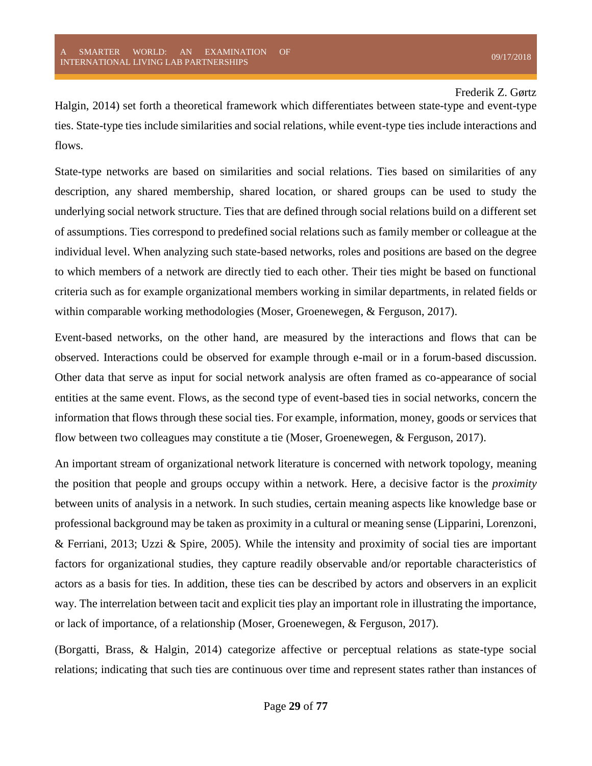Halgin, 2014) set forth a theoretical framework which differentiates between state-type and event-type ties. State-type ties include similarities and social relations, while event-type ties include interactions and flows.

State-type networks are based on similarities and social relations. Ties based on similarities of any description, any shared membership, shared location, or shared groups can be used to study the underlying social network structure. Ties that are defined through social relations build on a different set of assumptions. Ties correspond to predefined social relations such as family member or colleague at the individual level. When analyzing such state-based networks, roles and positions are based on the degree to which members of a network are directly tied to each other. Their ties might be based on functional criteria such as for example organizational members working in similar departments, in related fields or within comparable working methodologies (Moser, Groenewegen, & Ferguson, 2017).

Event-based networks, on the other hand, are measured by the interactions and flows that can be observed. Interactions could be observed for example through e-mail or in a forum-based discussion. Other data that serve as input for social network analysis are often framed as co-appearance of social entities at the same event. Flows, as the second type of event-based ties in social networks, concern the information that flows through these social ties. For example, information, money, goods or services that flow between two colleagues may constitute a tie (Moser, Groenewegen, & Ferguson, 2017).

An important stream of organizational network literature is concerned with network topology, meaning the position that people and groups occupy within a network. Here, a decisive factor is the *proximity* between units of analysis in a network. In such studies, certain meaning aspects like knowledge base or professional background may be taken as proximity in a cultural or meaning sense (Lipparini, Lorenzoni, & Ferriani, 2013; Uzzi & Spire, 2005). While the intensity and proximity of social ties are important factors for organizational studies, they capture readily observable and/or reportable characteristics of actors as a basis for ties. In addition, these ties can be described by actors and observers in an explicit way. The interrelation between tacit and explicit ties play an important role in illustrating the importance, or lack of importance, of a relationship (Moser, Groenewegen, & Ferguson, 2017).

(Borgatti, Brass, & Halgin, 2014) categorize affective or perceptual relations as state-type social relations; indicating that such ties are continuous over time and represent states rather than instances of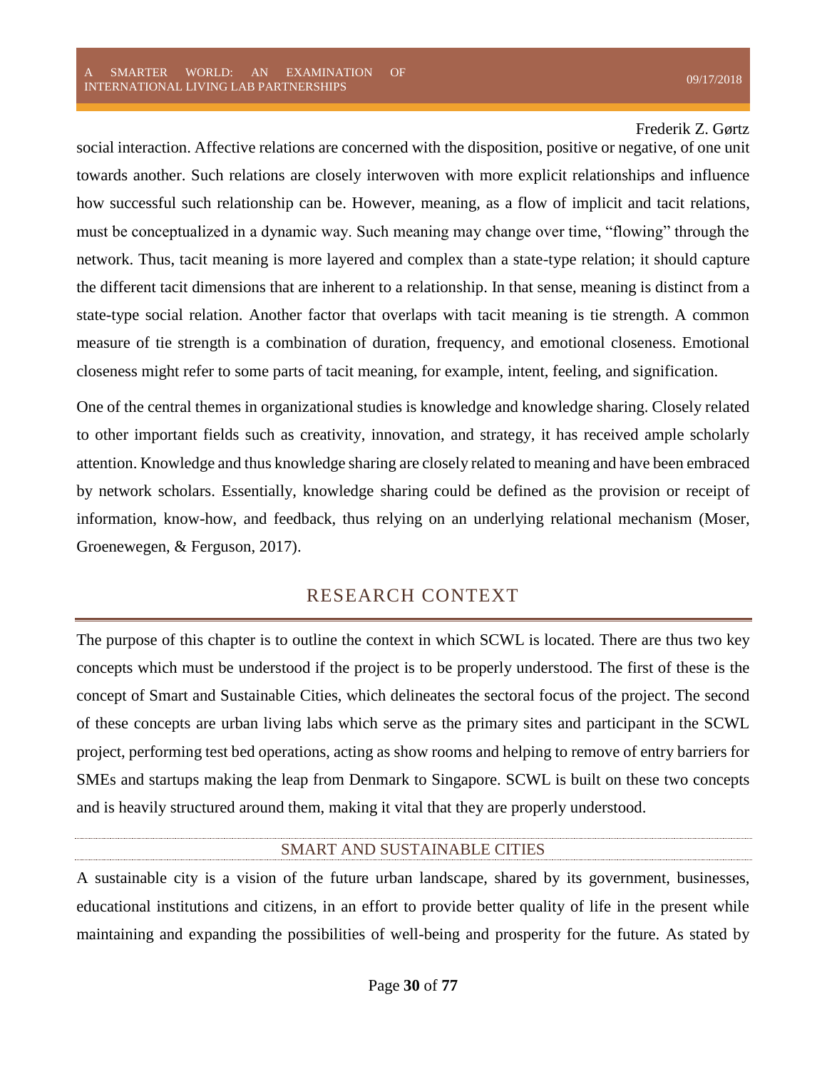social interaction. Affective relations are concerned with the disposition, positive or negative, of one unit towards another. Such relations are closely interwoven with more explicit relationships and influence how successful such relationship can be. However, meaning, as a flow of implicit and tacit relations, must be conceptualized in a dynamic way. Such meaning may change over time, "flowing" through the network. Thus, tacit meaning is more layered and complex than a state-type relation; it should capture the different tacit dimensions that are inherent to a relationship. In that sense, meaning is distinct from a state-type social relation. Another factor that overlaps with tacit meaning is tie strength. A common measure of tie strength is a combination of duration, frequency, and emotional closeness. Emotional closeness might refer to some parts of tacit meaning, for example, intent, feeling, and signification.

One of the central themes in organizational studies is knowledge and knowledge sharing. Closely related to other important fields such as creativity, innovation, and strategy, it has received ample scholarly attention. Knowledge and thus knowledge sharing are closely related to meaning and have been embraced by network scholars. Essentially, knowledge sharing could be defined as the provision or receipt of information, know-how, and feedback, thus relying on an underlying relational mechanism (Moser, Groenewegen, & Ferguson, 2017).

# RESEARCH CONTEXT

The purpose of this chapter is to outline the context in which SCWL is located. There are thus two key concepts which must be understood if the project is to be properly understood. The first of these is the concept of Smart and Sustainable Cities, which delineates the sectoral focus of the project. The second of these concepts are urban living labs which serve as the primary sites and participant in the SCWL project, performing test bed operations, acting as show rooms and helping to remove of entry barriers for SMEs and startups making the leap from Denmark to Singapore. SCWL is built on these two concepts and is heavily structured around them, making it vital that they are properly understood.

## SMART AND SUSTAINABLE CITIES

A sustainable city is a vision of the future urban landscape, shared by its government, businesses, educational institutions and citizens, in an effort to provide better quality of life in the present while maintaining and expanding the possibilities of well-being and prosperity for the future. As stated by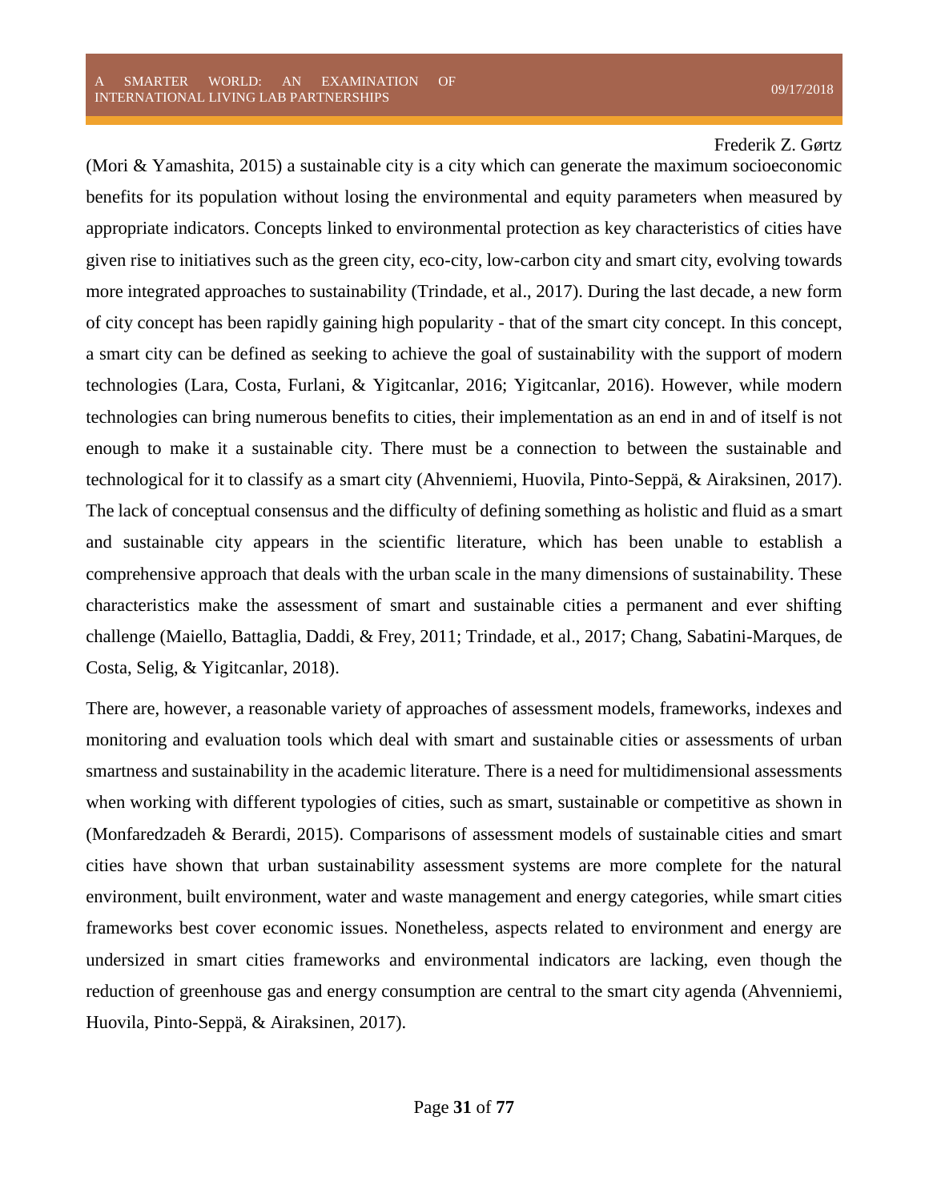(Mori & Yamashita, 2015) a sustainable city is a city which can generate the maximum socioeconomic benefits for its population without losing the environmental and equity parameters when measured by appropriate indicators. Concepts linked to environmental protection as key characteristics of cities have given rise to initiatives such as the green city, eco-city, low-carbon city and smart city, evolving towards more integrated approaches to sustainability (Trindade, et al., 2017). During the last decade, a new form of city concept has been rapidly gaining high popularity - that of the smart city concept. In this concept, a smart city can be defined as seeking to achieve the goal of sustainability with the support of modern technologies (Lara, Costa, Furlani, & Yigitcanlar, 2016; Yigitcanlar, 2016). However, while modern technologies can bring numerous benefits to cities, their implementation as an end in and of itself is not enough to make it a sustainable city. There must be a connection to between the sustainable and technological for it to classify as a smart city (Ahvenniemi, Huovila, Pinto-Seppä, & Airaksinen, 2017). The lack of conceptual consensus and the difficulty of defining something as holistic and fluid as a smart and sustainable city appears in the scientific literature, which has been unable to establish a comprehensive approach that deals with the urban scale in the many dimensions of sustainability. These characteristics make the assessment of smart and sustainable cities a permanent and ever shifting challenge (Maiello, Battaglia, Daddi, & Frey, 2011; Trindade, et al., 2017; Chang, Sabatini-Marques, de Costa, Selig, & Yigitcanlar, 2018).

There are, however, a reasonable variety of approaches of assessment models, frameworks, indexes and monitoring and evaluation tools which deal with smart and sustainable cities or assessments of urban smartness and sustainability in the academic literature. There is a need for multidimensional assessments when working with different typologies of cities, such as smart, sustainable or competitive as shown in (Monfaredzadeh & Berardi, 2015). Comparisons of assessment models of sustainable cities and smart cities have shown that urban sustainability assessment systems are more complete for the natural environment, built environment, water and waste management and energy categories, while smart cities frameworks best cover economic issues. Nonetheless, aspects related to environment and energy are undersized in smart cities frameworks and environmental indicators are lacking, even though the reduction of greenhouse gas and energy consumption are central to the smart city agenda (Ahvenniemi, Huovila, Pinto-Seppä, & Airaksinen, 2017).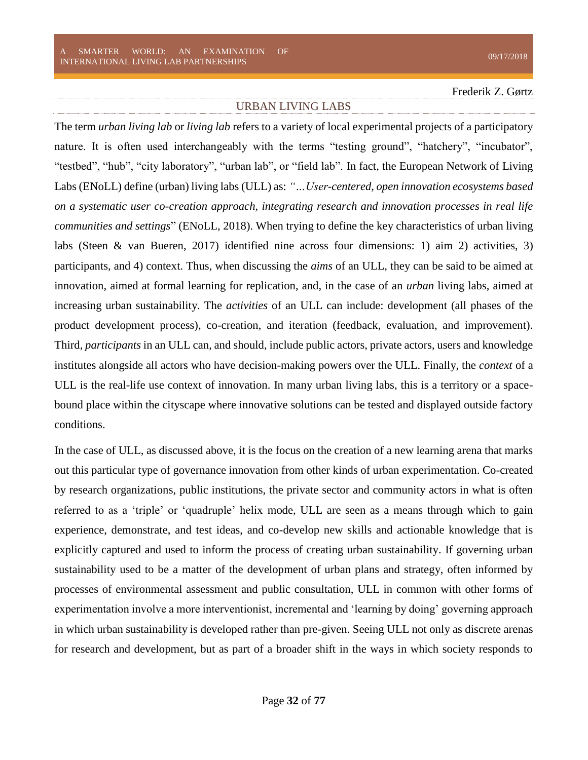## URBAN LIVING LABS

The term *urban living lab* or *living lab* refers to a variety of local experimental projects of a participatory nature. It is often used interchangeably with the terms "testing ground", "hatchery", "incubator", "testbed", "hub", "city laboratory", "urban lab", or "field lab". In fact, the European Network of Living Labs (ENoLL) define (urban) living labs (ULL) as: *"…User-centered, open innovation ecosystems based on a systematic user co-creation approach, integrating research and innovation processes in real life communities and settings*" (ENoLL, 2018). When trying to define the key characteristics of urban living labs (Steen & van Bueren, 2017) identified nine across four dimensions: 1) aim 2) activities, 3) participants, and 4) context. Thus, when discussing the *aims* of an ULL, they can be said to be aimed at innovation, aimed at formal learning for replication, and, in the case of an *urban* living labs, aimed at increasing urban sustainability. The *activities* of an ULL can include: development (all phases of the product development process), co-creation, and iteration (feedback, evaluation, and improvement). Third, *participants* in an ULL can, and should, include public actors, private actors, users and knowledge institutes alongside all actors who have decision-making powers over the ULL. Finally, the *context* of a ULL is the real-life use context of innovation. In many urban living labs, this is a territory or a space-bound place within the cityscape where innovative solutions can be tested and displayed outside factory conditions.

In the case of ULL, as discussed above, it is the focus on the creation of a new learning arena that marks out this particular type of governance innovation from other kinds of urban experimentation. Co-created by research organizations, public institutions, the private sector and community actors in what is often referred to as a 'triple' or 'quadruple' helix mode, ULL are seen as a means through which to gain experience, demonstrate, and test ideas, and co-develop new skills and actionable knowledge that is explicitly captured and used to inform the process of creating urban sustainability. If governing urban sustainability used to be a matter of the development of urban plans and strategy, often informed by processes of environmental assessment and public consultation, ULL in common with other forms of experimentation involve a more interventionist, incremental and 'learning by doing' governing approach in which urban sustainability is developed rather than pre-given. Seeing ULL not only as discrete arenas for research and development, but as part of a broader shift in the ways in which society responds to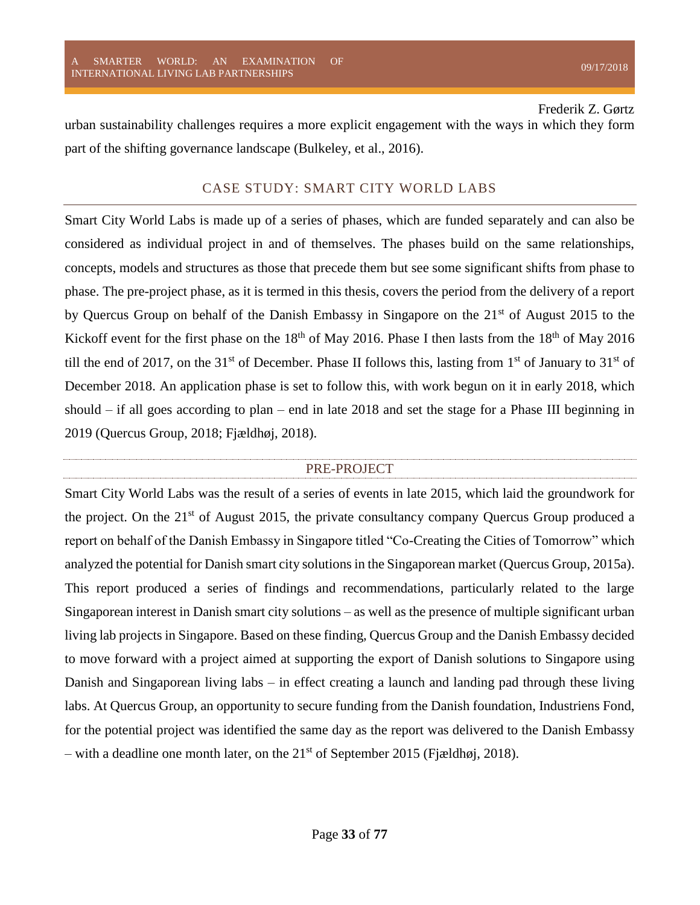urban sustainability challenges requires a more explicit engagement with the ways in which they form part of the shifting governance landscape (Bulkeley, et al., 2016).

## CASE STUDY: SMART CITY WORLD LABS

Smart City World Labs is made up of a series of phases, which are funded separately and can also be considered as individual project in and of themselves. The phases build on the same relationships, concepts, models and structures as those that precede them but see some significant shifts from phase to phase. The pre-project phase, as it is termed in this thesis, covers the period from the delivery of a report by Quercus Group on behalf of the Danish Embassy in Singapore on the 21st of August 2015 to the Kickoff event for the first phase on the 18th of May 2016. Phase I then lasts from the 18th of May 2016 till the end of 2017, on the 31st of December. Phase II follows this, lasting from 1st of January to 31st of December 2018. An application phase is set to follow this, with work begun on it in early 2018, which should – if all goes according to plan – end in late 2018 and set the stage for a Phase III beginning in 2019 (Quercus Group, 2018; Fjældhøj, 2018).

### PRE-PROJECT

Smart City World Labs was the result of a series of events in late 2015, which laid the groundwork for the project. On the 21st of August 2015, the private consultancy company Quercus Group produced a report on behalf of the Danish Embassy in Singapore titled "Co-Creating the Cities of Tomorrow" which analyzed the potential for Danish smart city solutions in the Singaporean market (Quercus Group, 2015a). This report produced a series of findings and recommendations, particularly related to the large Singaporean interest in Danish smart city solutions – as well as the presence of multiple significant urban living lab projects in Singapore. Based on these finding, Quercus Group and the Danish Embassy decided to move forward with a project aimed at supporting the export of Danish solutions to Singapore using Danish and Singaporean living labs – in effect creating a launch and landing pad through these living labs. At Quercus Group, an opportunity to secure funding from the Danish foundation, Industriens Fond, for the potential project was identified the same day as the report was delivered to the Danish Embassy – with a deadline one month later, on the 21st of September 2015 (Fjældhøj, 2018).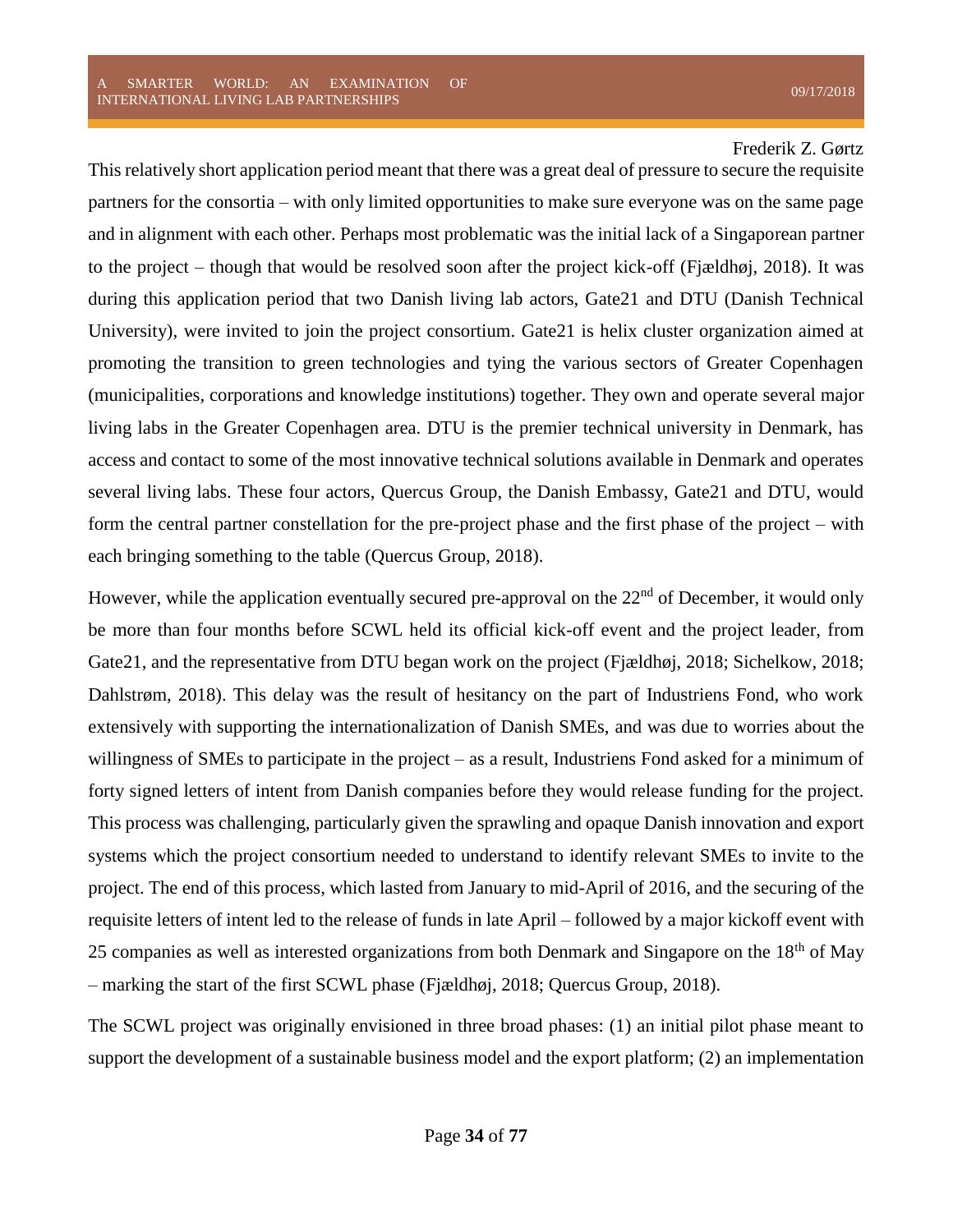This relatively short application period meant that there was a great deal of pressure to secure the requisite partners for the consortia – with only limited opportunities to make sure everyone was on the same page and in alignment with each other. Perhaps most problematic was the initial lack of a Singaporean partner to the project – though that would be resolved soon after the project kick-off (Fjældhøj, 2018). It was during this application period that two Danish living lab actors, Gate21 and DTU (Danish Technical University), were invited to join the project consortium. Gate21 is helix cluster organization aimed at promoting the transition to green technologies and tying the various sectors of Greater Copenhagen (municipalities, corporations and knowledge institutions) together. They own and operate several major living labs in the Greater Copenhagen area. DTU is the premier technical university in Denmark, has access and contact to some of the most innovative technical solutions available in Denmark and operates several living labs. These four actors, Quercus Group, the Danish Embassy, Gate21 and DTU, would form the central partner constellation for the pre-project phase and the first phase of the project – with each bringing something to the table (Quercus Group, 2018).

However, while the application eventually secured pre-approval on the 22nd of December, it would only be more than four months before SCWL held its official kick-off event and the project leader, from Gate21, and the representative from DTU began work on the project (Fjældhøj, 2018; Sichelkow, 2018; Dahlstrøm, 2018). This delay was the result of hesitancy on the part of Industriens Fond, who work extensively with supporting the internationalization of Danish SMEs, and was due to worries about the willingness of SMEs to participate in the project – as a result, Industriens Fond asked for a minimum of forty signed letters of intent from Danish companies before they would release funding for the project. This process was challenging, particularly given the sprawling and opaque Danish innovation and export systems which the project consortium needed to understand to identify relevant SMEs to invite to the project. The end of this process, which lasted from January to mid-April of 2016, and the securing of the requisite letters of intent led to the release of funds in late April – followed by a major kickoff event with 25 companies as well as interested organizations from both Denmark and Singapore on the 18th of May – marking the start of the first SCWL phase (Fjældhøj, 2018; Quercus Group, 2018).

The SCWL project was originally envisioned in three broad phases: (1) an initial pilot phase meant to support the development of a sustainable business model and the export platform; (2) an implementation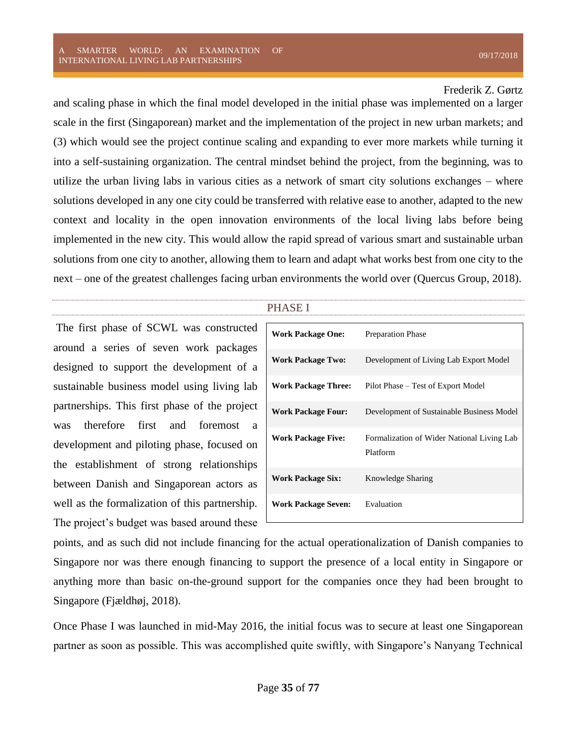and scaling phase in which the final model developed in the initial phase was implemented on a larger scale in the first (Singaporean) market and the implementation of the project in new urban markets; and (3) which would see the project continue scaling and expanding to ever more markets while turning it into a self-sustaining organization. The central mindset behind the project, from the beginning, was to utilize the urban living labs in various cities as a network of smart city solutions exchanges – where solutions developed in any one city could be transferred with relative ease to another, adapted to the new context and locality in the open innovation environments of the local living labs before being implemented in the new city. This would allow the rapid spread of various smart and sustainable urban solutions from one city to another, allowing them to learn and adapt what works best from one city to the next – one of the greatest challenges facing urban environments the world over (Quercus Group, 2018).

## PHASE I

The first phase of SCWL was constructed around a series of seven work packages designed to support the development of a sustainable business model using living lab partnerships. This first phase of the project was therefore first and foremost a development and piloting phase, focused on the establishment of strong relationships between Danish and Singaporean actors as well as the formalization of this partnership. The project's budget was based around these points, and as such did not include financing for the actual operationalization of Danish companies to Singapore nor was there enough financing to support the presence of a local entity in Singapore or anything more than basic on-the-ground support for the companies once they had been brought to Singapore (Fjældhøj, 2018).

| | |
|---|---|
| **Work Package One:** | Preparation Phase |
| **Work Package Two:** | Development of Living Lab Export Model |
| **Work Package Three:** | Pilot Phase – Test of Export Model |
| **Work Package Four:** | Development of Sustainable Business Model |
| **Work Package Five:** | Formalization of Wider National Living Lab Platform |
| **Work Package Six:** | Knowledge Sharing |
| **Work Package Seven:** | Evaluation |

Once Phase I was launched in mid-May 2016, the initial focus was to secure at least one Singaporean partner as soon as possible. This was accomplished quite swiftly, with Singapore's Nanyang Technical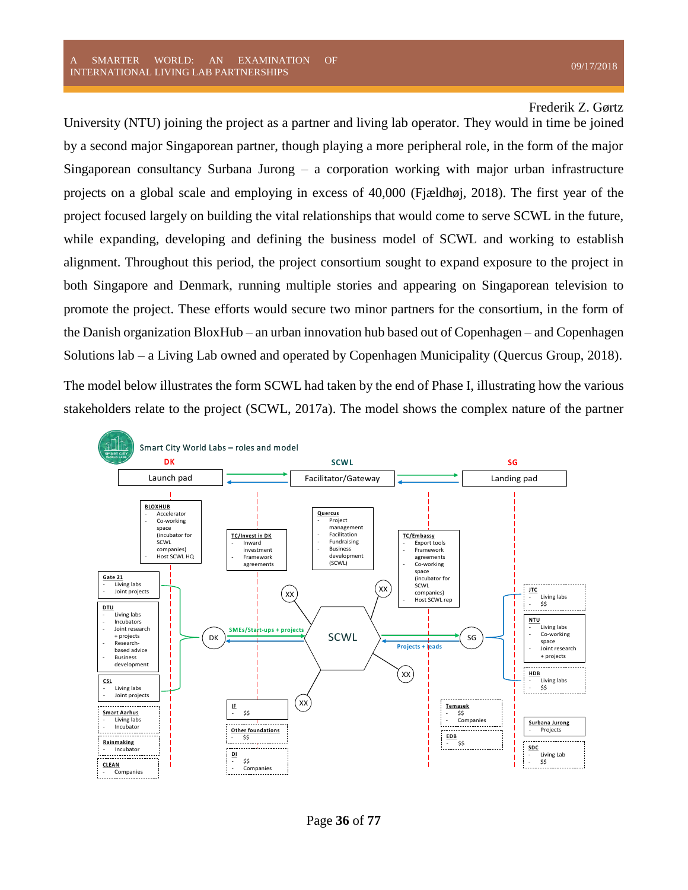University (NTU) joining the project as a partner and living lab operator. They would in time be joined by a second major Singaporean partner, though playing a more peripheral role, in the form of the major Singaporean consultancy Surbana Jurong – a corporation working with major urban infrastructure projects on a global scale and employing in excess of 40,000 (Fjældhøj, 2018). The first year of the project focused largely on building the vital relationships that would come to serve SCWL in the future, while expanding, developing and defining the business model of SCWL and working to establish alignment. Throughout this period, the project consortium sought to expand exposure to the project in both Singapore and Denmark, running multiple stories and appearing on Singaporean television to promote the project. These efforts would secure two minor partners for the consortium, in the form of the Danish organization BloxHub – an urban innovation hub based out of Copenhagen – and Copenhagen Solutions lab – a Living Lab owned and operated by Copenhagen Municipality (Quercus Group, 2018).

The model below illustrates the form SCWL had taken by the end of Phase I, illustrating how the various stakeholders relate to the project (SCWL, 2017a). The model shows the complex nature of the partner

**Smart City World Labs – roles and model**

| DK | SCWL | SG |
|---|---|---|
| Launch pad | Facilitator/Gateway | Landing pad |

**DK**

- **BLOXHUB**
  - Accelerator
  - Co-working space (incubator for SCWL companies)
  - Host SCWL HQ
- **Gate 21**
  - Living labs
  - Joint projects
- **DTU**
  - Living labs
  - Incubators
  - Joint research + projects
  - Research-based advice
  - Business development
- **CSL**
  - Living labs
  - Joint projects
- **Smart Aarhus**
  - Living labs
  - Incubator
- **Rainmaking**
  - Incubator
- **CLEAN**
  - Companies

**Between DK and SCWL**

- **TC/Invest in DK**
  - Inward investment
  - Framework agreements
- **IF**
  - $$
- **Other foundations**
  - $$
- **DI**
  - $$
  - Companies

DK → SCWL: SMEs/Start-ups + projects

**SCWL**

- **Quercus**
  - Project management
  - Facilitation
  - Fundraising
  - Business development (SCWL)
- SCWL connected to: XX, XX, XX, XX

**Between SCWL and SG**

- **TC/Embassy**
  - Export tools
  - Framework agreements
  - Co-working space (incubator for SCWL companies)
  - Host SCWL rep
- **Temasek**
  - $$
  - Companies
- **EDB**
  - $$

SG → SCWL: Projects + leads

**SG**

- **JTC**
  - Living labs
  - $$
- **NTU**
  - Living labs
  - Co-working space
  - Joint research + projects
- **HDB**
  - Living labs
  - $$
- **Surbana Jurong**
  - Projects
- **SDC**
  - Living Lab
  - $$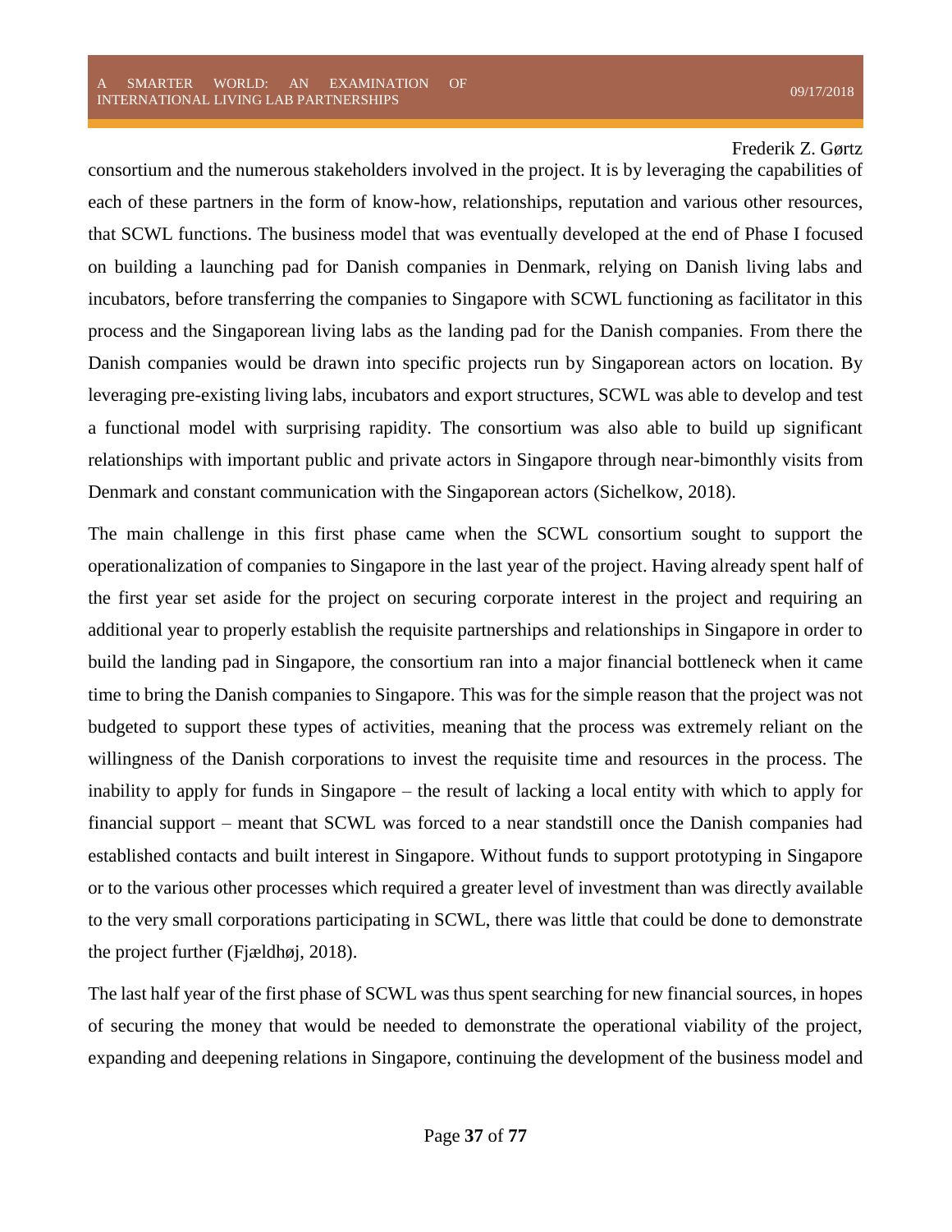consortium and the numerous stakeholders involved in the project. It is by leveraging the capabilities of each of these partners in the form of know-how, relationships, reputation and various other resources, that SCWL functions. The business model that was eventually developed at the end of Phase I focused on building a launching pad for Danish companies in Denmark, relying on Danish living labs and incubators, before transferring the companies to Singapore with SCWL functioning as facilitator in this process and the Singaporean living labs as the landing pad for the Danish companies. From there the Danish companies would be drawn into specific projects run by Singaporean actors on location. By leveraging pre-existing living labs, incubators and export structures, SCWL was able to develop and test a functional model with surprising rapidity. The consortium was also able to build up significant relationships with important public and private actors in Singapore through near-bimonthly visits from Denmark and constant communication with the Singaporean actors (Sichelkow, 2018).

The main challenge in this first phase came when the SCWL consortium sought to support the operationalization of companies to Singapore in the last year of the project. Having already spent half of the first year set aside for the project on securing corporate interest in the project and requiring an additional year to properly establish the requisite partnerships and relationships in Singapore in order to build the landing pad in Singapore, the consortium ran into a major financial bottleneck when it came time to bring the Danish companies to Singapore. This was for the simple reason that the project was not budgeted to support these types of activities, meaning that the process was extremely reliant on the willingness of the Danish corporations to invest the requisite time and resources in the process. The inability to apply for funds in Singapore – the result of lacking a local entity with which to apply for financial support – meant that SCWL was forced to a near standstill once the Danish companies had established contacts and built interest in Singapore. Without funds to support prototyping in Singapore or to the various other processes which required a greater level of investment than was directly available to the very small corporations participating in SCWL, there was little that could be done to demonstrate the project further (Fjældhøj, 2018).

The last half year of the first phase of SCWL was thus spent searching for new financial sources, in hopes of securing the money that would be needed to demonstrate the operational viability of the project, expanding and deepening relations in Singapore, continuing the development of the business model and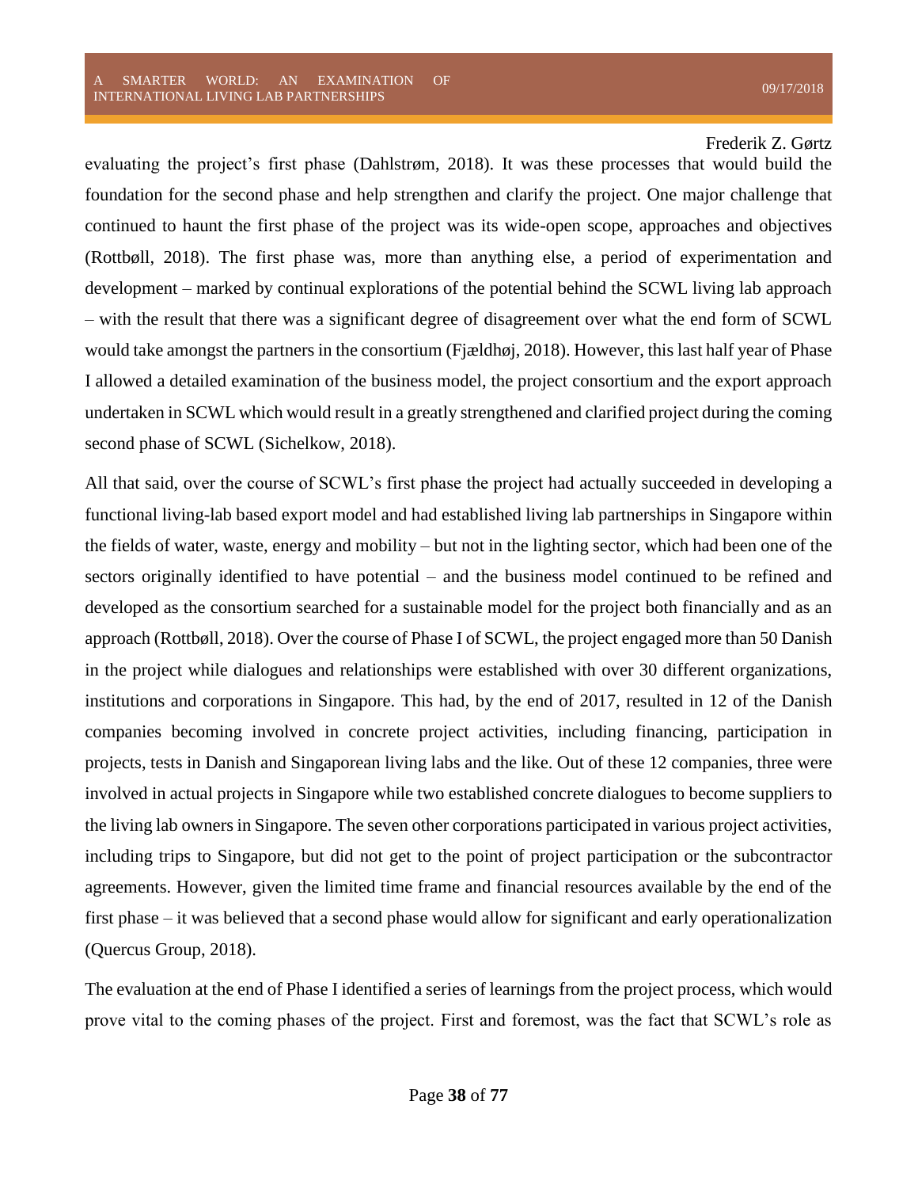evaluating the project's first phase (Dahlstrøm, 2018). It was these processes that would build the foundation for the second phase and help strengthen and clarify the project. One major challenge that continued to haunt the first phase of the project was its wide-open scope, approaches and objectives (Rottbøll, 2018). The first phase was, more than anything else, a period of experimentation and development – marked by continual explorations of the potential behind the SCWL living lab approach – with the result that there was a significant degree of disagreement over what the end form of SCWL would take amongst the partners in the consortium (Fjældhøj, 2018). However, this last half year of Phase I allowed a detailed examination of the business model, the project consortium and the export approach undertaken in SCWL which would result in a greatly strengthened and clarified project during the coming second phase of SCWL (Sichelkow, 2018).

All that said, over the course of SCWL's first phase the project had actually succeeded in developing a functional living-lab based export model and had established living lab partnerships in Singapore within the fields of water, waste, energy and mobility – but not in the lighting sector, which had been one of the sectors originally identified to have potential – and the business model continued to be refined and developed as the consortium searched for a sustainable model for the project both financially and as an approach (Rottbøll, 2018). Over the course of Phase I of SCWL, the project engaged more than 50 Danish in the project while dialogues and relationships were established with over 30 different organizations, institutions and corporations in Singapore. This had, by the end of 2017, resulted in 12 of the Danish companies becoming involved in concrete project activities, including financing, participation in projects, tests in Danish and Singaporean living labs and the like. Out of these 12 companies, three were involved in actual projects in Singapore while two established concrete dialogues to become suppliers to the living lab owners in Singapore. The seven other corporations participated in various project activities, including trips to Singapore, but did not get to the point of project participation or the subcontractor agreements. However, given the limited time frame and financial resources available by the end of the first phase – it was believed that a second phase would allow for significant and early operationalization (Quercus Group, 2018).

The evaluation at the end of Phase I identified a series of learnings from the project process, which would prove vital to the coming phases of the project. First and foremost, was the fact that SCWL's role as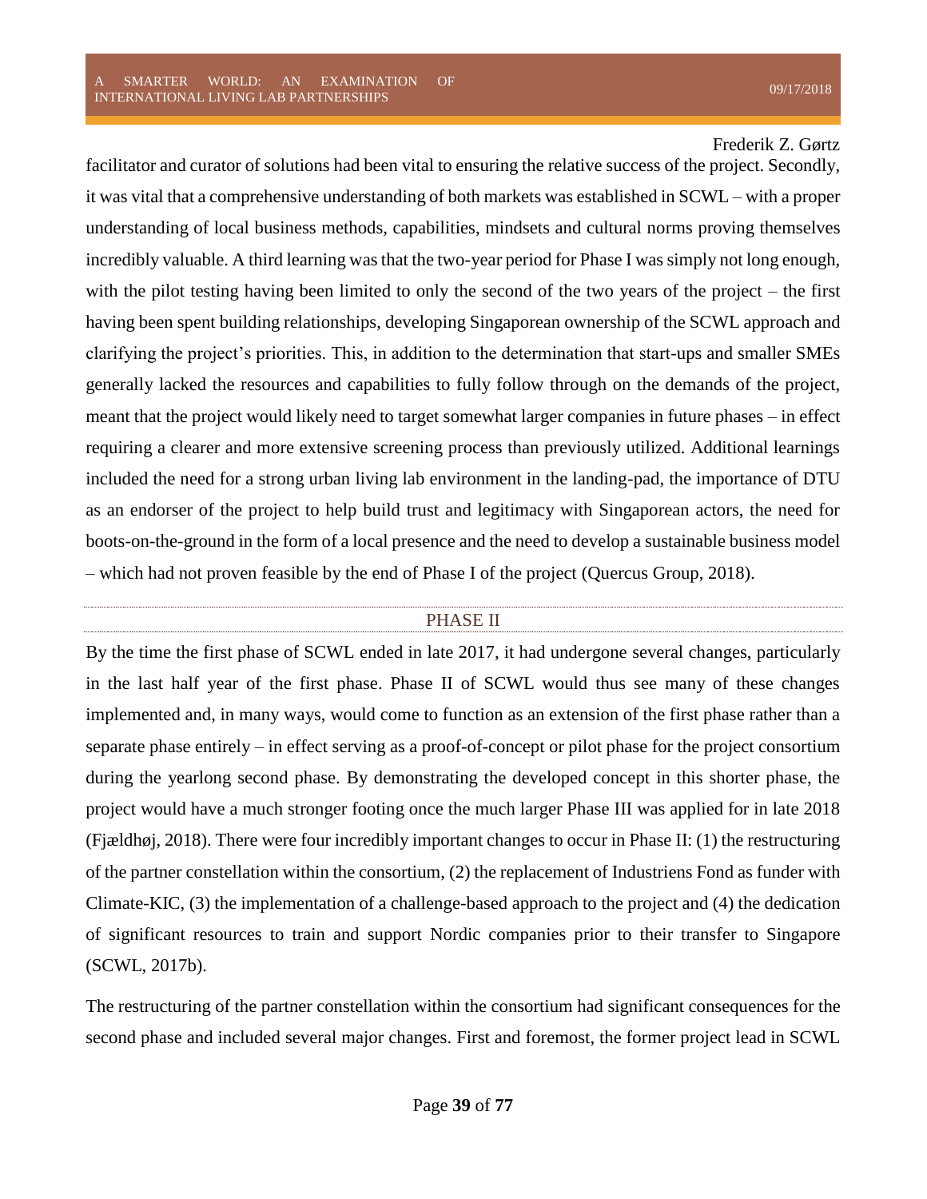facilitator and curator of solutions had been vital to ensuring the relative success of the project. Secondly, it was vital that a comprehensive understanding of both markets was established in SCWL – with a proper understanding of local business methods, capabilities, mindsets and cultural norms proving themselves incredibly valuable. A third learning was that the two-year period for Phase I was simply not long enough, with the pilot testing having been limited to only the second of the two years of the project – the first having been spent building relationships, developing Singaporean ownership of the SCWL approach and clarifying the project's priorities. This, in addition to the determination that start-ups and smaller SMEs generally lacked the resources and capabilities to fully follow through on the demands of the project, meant that the project would likely need to target somewhat larger companies in future phases – in effect requiring a clearer and more extensive screening process than previously utilized. Additional learnings included the need for a strong urban living lab environment in the landing-pad, the importance of DTU as an endorser of the project to help build trust and legitimacy with Singaporean actors, the need for boots-on-the-ground in the form of a local presence and the need to develop a sustainable business model – which had not proven feasible by the end of Phase I of the project (Quercus Group, 2018).

## PHASE II

By the time the first phase of SCWL ended in late 2017, it had undergone several changes, particularly in the last half year of the first phase. Phase II of SCWL would thus see many of these changes implemented and, in many ways, would come to function as an extension of the first phase rather than a separate phase entirely – in effect serving as a proof-of-concept or pilot phase for the project consortium during the yearlong second phase. By demonstrating the developed concept in this shorter phase, the project would have a much stronger footing once the much larger Phase III was applied for in late 2018 (Fjældhøj, 2018). There were four incredibly important changes to occur in Phase II: (1) the restructuring of the partner constellation within the consortium, (2) the replacement of Industriens Fond as funder with Climate-KIC, (3) the implementation of a challenge-based approach to the project and (4) the dedication of significant resources to train and support Nordic companies prior to their transfer to Singapore (SCWL, 2017b).

The restructuring of the partner constellation within the consortium had significant consequences for the second phase and included several major changes. First and foremost, the former project lead in SCWL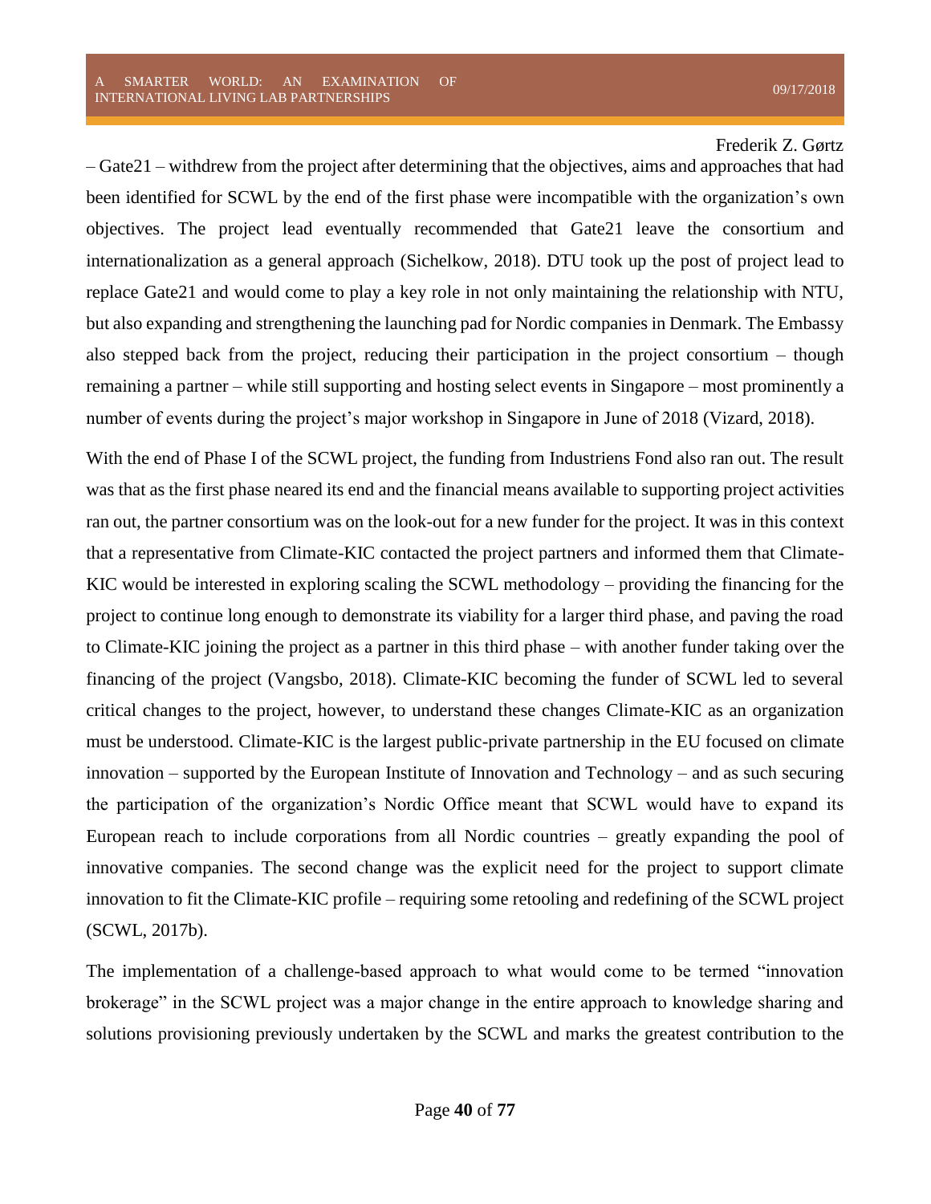– Gate21 – withdrew from the project after determining that the objectives, aims and approaches that had been identified for SCWL by the end of the first phase were incompatible with the organization's own objectives. The project lead eventually recommended that Gate21 leave the consortium and internationalization as a general approach (Sichelkow, 2018). DTU took up the post of project lead to replace Gate21 and would come to play a key role in not only maintaining the relationship with NTU, but also expanding and strengthening the launching pad for Nordic companies in Denmark. The Embassy also stepped back from the project, reducing their participation in the project consortium – though remaining a partner – while still supporting and hosting select events in Singapore – most prominently a number of events during the project's major workshop in Singapore in June of 2018 (Vizard, 2018).

With the end of Phase I of the SCWL project, the funding from Industriens Fond also ran out. The result was that as the first phase neared its end and the financial means available to supporting project activities ran out, the partner consortium was on the look-out for a new funder for the project. It was in this context that a representative from Climate-KIC contacted the project partners and informed them that Climate-KIC would be interested in exploring scaling the SCWL methodology – providing the financing for the project to continue long enough to demonstrate its viability for a larger third phase, and paving the road to Climate-KIC joining the project as a partner in this third phase – with another funder taking over the financing of the project (Vangsbo, 2018). Climate-KIC becoming the funder of SCWL led to several critical changes to the project, however, to understand these changes Climate-KIC as an organization must be understood. Climate-KIC is the largest public-private partnership in the EU focused on climate innovation – supported by the European Institute of Innovation and Technology – and as such securing the participation of the organization's Nordic Office meant that SCWL would have to expand its European reach to include corporations from all Nordic countries – greatly expanding the pool of innovative companies. The second change was the explicit need for the project to support climate innovation to fit the Climate-KIC profile – requiring some retooling and redefining of the SCWL project (SCWL, 2017b).

The implementation of a challenge-based approach to what would come to be termed "innovation brokerage" in the SCWL project was a major change in the entire approach to knowledge sharing and solutions provisioning previously undertaken by the SCWL and marks the greatest contribution to the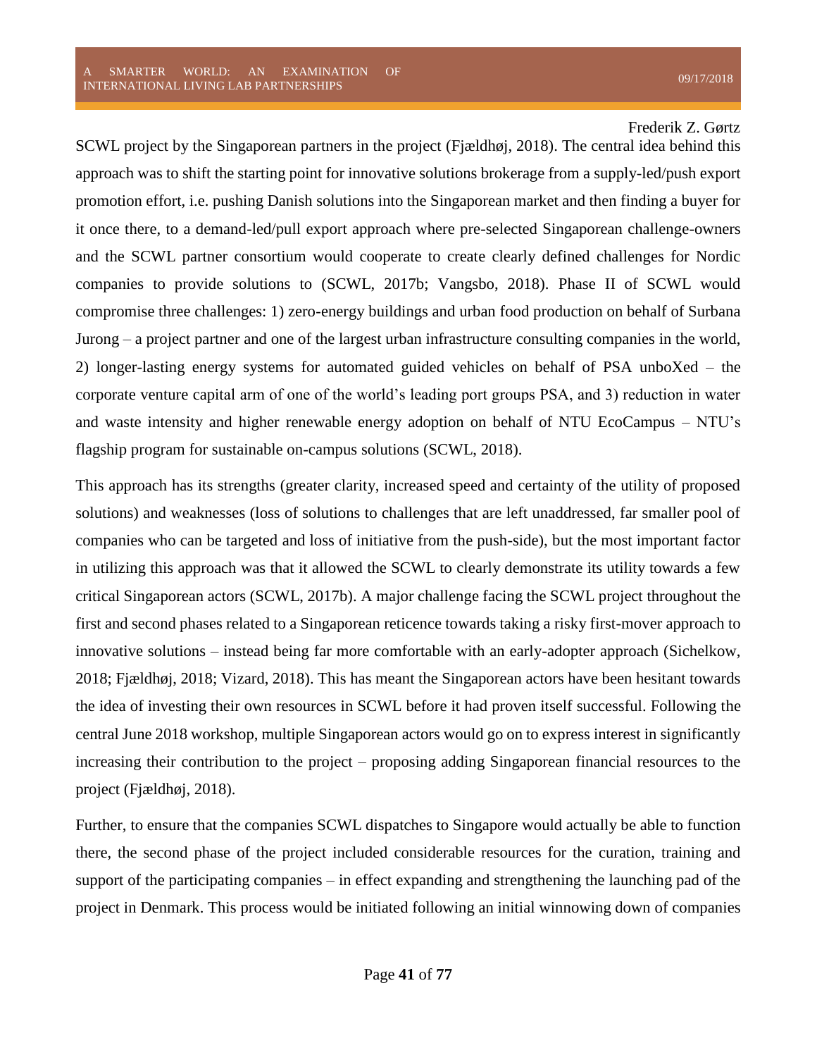SCWL project by the Singaporean partners in the project (Fjældhøj, 2018). The central idea behind this approach was to shift the starting point for innovative solutions brokerage from a supply-led/push export promotion effort, i.e. pushing Danish solutions into the Singaporean market and then finding a buyer for it once there, to a demand-led/pull export approach where pre-selected Singaporean challenge-owners and the SCWL partner consortium would cooperate to create clearly defined challenges for Nordic companies to provide solutions to (SCWL, 2017b; Vangsbo, 2018). Phase II of SCWL would compromise three challenges: 1) zero-energy buildings and urban food production on behalf of Surbana Jurong – a project partner and one of the largest urban infrastructure consulting companies in the world, 2) longer-lasting energy systems for automated guided vehicles on behalf of PSA unboXed – the corporate venture capital arm of one of the world's leading port groups PSA, and 3) reduction in water and waste intensity and higher renewable energy adoption on behalf of NTU EcoCampus – NTU's flagship program for sustainable on-campus solutions (SCWL, 2018).

This approach has its strengths (greater clarity, increased speed and certainty of the utility of proposed solutions) and weaknesses (loss of solutions to challenges that are left unaddressed, far smaller pool of companies who can be targeted and loss of initiative from the push-side), but the most important factor in utilizing this approach was that it allowed the SCWL to clearly demonstrate its utility towards a few critical Singaporean actors (SCWL, 2017b). A major challenge facing the SCWL project throughout the first and second phases related to a Singaporean reticence towards taking a risky first-mover approach to innovative solutions – instead being far more comfortable with an early-adopter approach (Sichelkow, 2018; Fjældhøj, 2018; Vizard, 2018). This has meant the Singaporean actors have been hesitant towards the idea of investing their own resources in SCWL before it had proven itself successful. Following the central June 2018 workshop, multiple Singaporean actors would go on to express interest in significantly increasing their contribution to the project – proposing adding Singaporean financial resources to the project (Fjældhøj, 2018).

Further, to ensure that the companies SCWL dispatches to Singapore would actually be able to function there, the second phase of the project included considerable resources for the curation, training and support of the participating companies – in effect expanding and strengthening the launching pad of the project in Denmark. This process would be initiated following an initial winnowing down of companies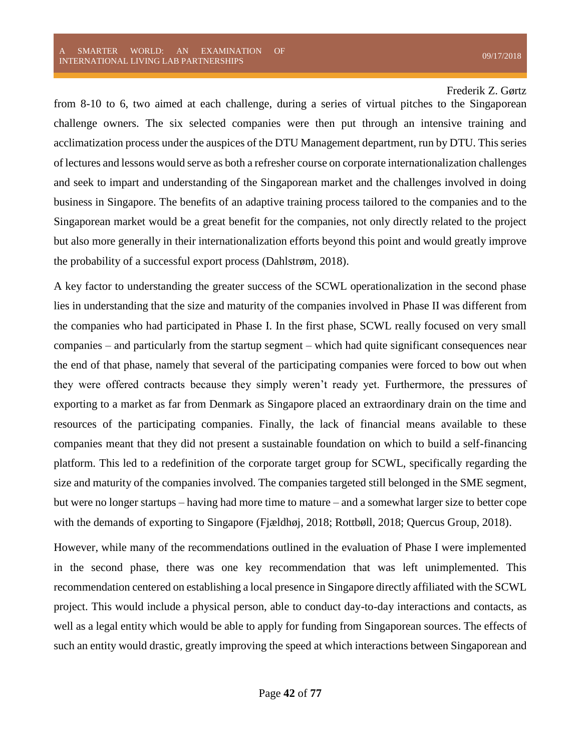from 8-10 to 6, two aimed at each challenge, during a series of virtual pitches to the Singaporean challenge owners. The six selected companies were then put through an intensive training and acclimatization process under the auspices of the DTU Management department, run by DTU. This series of lectures and lessons would serve as both a refresher course on corporate internationalization challenges and seek to impart and understanding of the Singaporean market and the challenges involved in doing business in Singapore. The benefits of an adaptive training process tailored to the companies and to the Singaporean market would be a great benefit for the companies, not only directly related to the project but also more generally in their internationalization efforts beyond this point and would greatly improve the probability of a successful export process (Dahlstrøm, 2018).

A key factor to understanding the greater success of the SCWL operationalization in the second phase lies in understanding that the size and maturity of the companies involved in Phase II was different from the companies who had participated in Phase I. In the first phase, SCWL really focused on very small companies – and particularly from the startup segment – which had quite significant consequences near the end of that phase, namely that several of the participating companies were forced to bow out when they were offered contracts because they simply weren't ready yet. Furthermore, the pressures of exporting to a market as far from Denmark as Singapore placed an extraordinary drain on the time and resources of the participating companies. Finally, the lack of financial means available to these companies meant that they did not present a sustainable foundation on which to build a self-financing platform. This led to a redefinition of the corporate target group for SCWL, specifically regarding the size and maturity of the companies involved. The companies targeted still belonged in the SME segment, but were no longer startups – having had more time to mature – and a somewhat larger size to better cope with the demands of exporting to Singapore (Fjældhøj, 2018; Rottbøll, 2018; Quercus Group, 2018).

However, while many of the recommendations outlined in the evaluation of Phase I were implemented in the second phase, there was one key recommendation that was left unimplemented. This recommendation centered on establishing a local presence in Singapore directly affiliated with the SCWL project. This would include a physical person, able to conduct day-to-day interactions and contacts, as well as a legal entity which would be able to apply for funding from Singaporean sources. The effects of such an entity would drastic, greatly improving the speed at which interactions between Singaporean and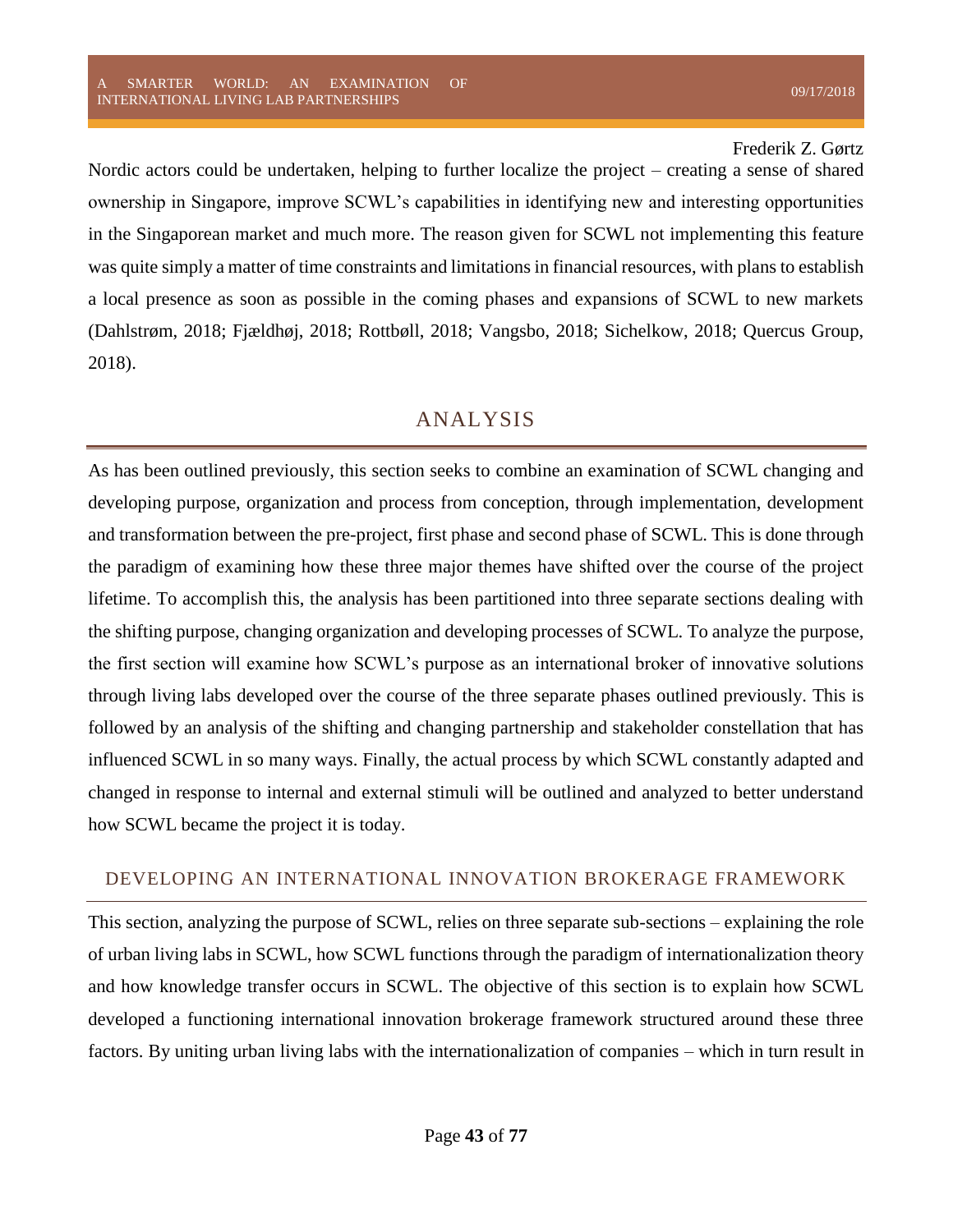Nordic actors could be undertaken, helping to further localize the project – creating a sense of shared ownership in Singapore, improve SCWL's capabilities in identifying new and interesting opportunities in the Singaporean market and much more. The reason given for SCWL not implementing this feature was quite simply a matter of time constraints and limitations in financial resources, with plans to establish a local presence as soon as possible in the coming phases and expansions of SCWL to new markets (Dahlstrøm, 2018; Fjældhøj, 2018; Rottbøll, 2018; Vangsbo, 2018; Sichelkow, 2018; Quercus Group, 2018).

# ANALYSIS

As has been outlined previously, this section seeks to combine an examination of SCWL changing and developing purpose, organization and process from conception, through implementation, development and transformation between the pre-project, first phase and second phase of SCWL. This is done through the paradigm of examining how these three major themes have shifted over the course of the project lifetime. To accomplish this, the analysis has been partitioned into three separate sections dealing with the shifting purpose, changing organization and developing processes of SCWL. To analyze the purpose, the first section will examine how SCWL's purpose as an international broker of innovative solutions through living labs developed over the course of the three separate phases outlined previously. This is followed by an analysis of the shifting and changing partnership and stakeholder constellation that has influenced SCWL in so many ways. Finally, the actual process by which SCWL constantly adapted and changed in response to internal and external stimuli will be outlined and analyzed to better understand how SCWL became the project it is today.

## DEVELOPING AN INTERNATIONAL INNOVATION BROKERAGE FRAMEWORK

This section, analyzing the purpose of SCWL, relies on three separate sub-sections – explaining the role of urban living labs in SCWL, how SCWL functions through the paradigm of internationalization theory and how knowledge transfer occurs in SCWL. The objective of this section is to explain how SCWL developed a functioning international innovation brokerage framework structured around these three factors. By uniting urban living labs with the internationalization of companies – which in turn result in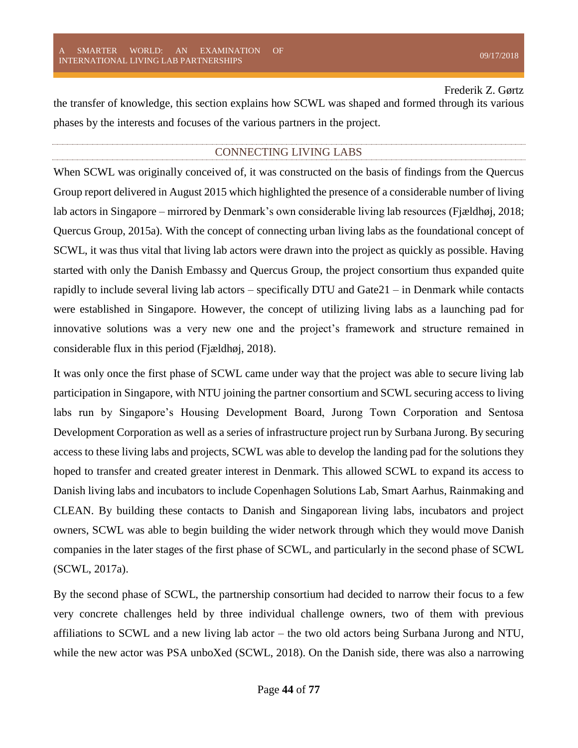the transfer of knowledge, this section explains how SCWL was shaped and formed through its various phases by the interests and focuses of the various partners in the project.

## CONNECTING LIVING LABS

When SCWL was originally conceived of, it was constructed on the basis of findings from the Quercus Group report delivered in August 2015 which highlighted the presence of a considerable number of living lab actors in Singapore – mirrored by Denmark's own considerable living lab resources (Fjældhøj, 2018; Quercus Group, 2015a). With the concept of connecting urban living labs as the foundational concept of SCWL, it was thus vital that living lab actors were drawn into the project as quickly as possible. Having started with only the Danish Embassy and Quercus Group, the project consortium thus expanded quite rapidly to include several living lab actors – specifically DTU and Gate21 – in Denmark while contacts were established in Singapore. However, the concept of utilizing living labs as a launching pad for innovative solutions was a very new one and the project's framework and structure remained in considerable flux in this period (Fjældhøj, 2018).

It was only once the first phase of SCWL came under way that the project was able to secure living lab participation in Singapore, with NTU joining the partner consortium and SCWL securing access to living labs run by Singapore's Housing Development Board, Jurong Town Corporation and Sentosa Development Corporation as well as a series of infrastructure project run by Surbana Jurong. By securing access to these living labs and projects, SCWL was able to develop the landing pad for the solutions they hoped to transfer and created greater interest in Denmark. This allowed SCWL to expand its access to Danish living labs and incubators to include Copenhagen Solutions Lab, Smart Aarhus, Rainmaking and CLEAN. By building these contacts to Danish and Singaporean living labs, incubators and project owners, SCWL was able to begin building the wider network through which they would move Danish companies in the later stages of the first phase of SCWL, and particularly in the second phase of SCWL (SCWL, 2017a).

By the second phase of SCWL, the partnership consortium had decided to narrow their focus to a few very concrete challenges held by three individual challenge owners, two of them with previous affiliations to SCWL and a new living lab actor – the two old actors being Surbana Jurong and NTU, while the new actor was PSA unboXed (SCWL, 2018). On the Danish side, there was also a narrowing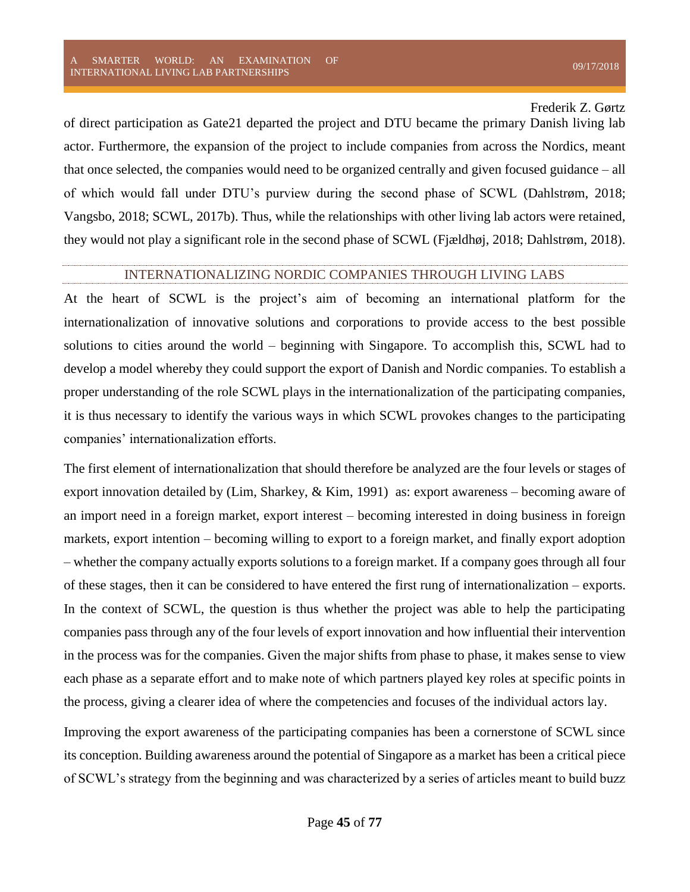of direct participation as Gate21 departed the project and DTU became the primary Danish living lab actor. Furthermore, the expansion of the project to include companies from across the Nordics, meant that once selected, the companies would need to be organized centrally and given focused guidance – all of which would fall under DTU's purview during the second phase of SCWL (Dahlstrøm, 2018; Vangsbo, 2018; SCWL, 2017b). Thus, while the relationships with other living lab actors were retained, they would not play a significant role in the second phase of SCWL (Fjældhøj, 2018; Dahlstrøm, 2018).

## INTERNATIONALIZING NORDIC COMPANIES THROUGH LIVING LABS

At the heart of SCWL is the project's aim of becoming an international platform for the internationalization of innovative solutions and corporations to provide access to the best possible solutions to cities around the world – beginning with Singapore. To accomplish this, SCWL had to develop a model whereby they could support the export of Danish and Nordic companies. To establish a proper understanding of the role SCWL plays in the internationalization of the participating companies, it is thus necessary to identify the various ways in which SCWL provokes changes to the participating companies' internationalization efforts.

The first element of internationalization that should therefore be analyzed are the four levels or stages of export innovation detailed by (Lim, Sharkey, & Kim, 1991) as: export awareness – becoming aware of an import need in a foreign market, export interest – becoming interested in doing business in foreign markets, export intention – becoming willing to export to a foreign market, and finally export adoption – whether the company actually exports solutions to a foreign market. If a company goes through all four of these stages, then it can be considered to have entered the first rung of internationalization – exports. In the context of SCWL, the question is thus whether the project was able to help the participating companies pass through any of the four levels of export innovation and how influential their intervention in the process was for the companies. Given the major shifts from phase to phase, it makes sense to view each phase as a separate effort and to make note of which partners played key roles at specific points in the process, giving a clearer idea of where the competencies and focuses of the individual actors lay.

Improving the export awareness of the participating companies has been a cornerstone of SCWL since its conception. Building awareness around the potential of Singapore as a market has been a critical piece of SCWL's strategy from the beginning and was characterized by a series of articles meant to build buzz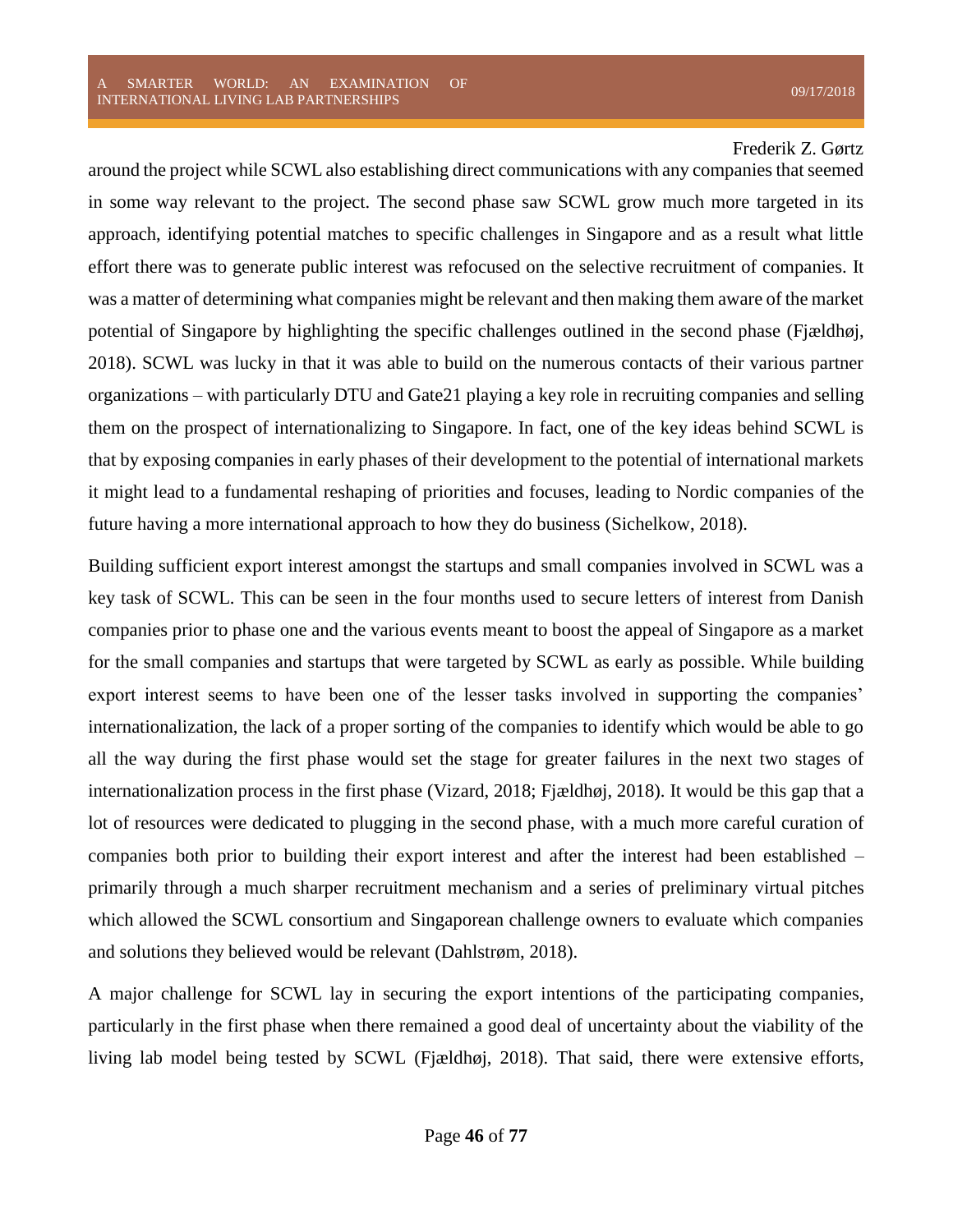around the project while SCWL also establishing direct communications with any companies that seemed in some way relevant to the project. The second phase saw SCWL grow much more targeted in its approach, identifying potential matches to specific challenges in Singapore and as a result what little effort there was to generate public interest was refocused on the selective recruitment of companies. It was a matter of determining what companies might be relevant and then making them aware of the market potential of Singapore by highlighting the specific challenges outlined in the second phase (Fjældhøj, 2018). SCWL was lucky in that it was able to build on the numerous contacts of their various partner organizations – with particularly DTU and Gate21 playing a key role in recruiting companies and selling them on the prospect of internationalizing to Singapore. In fact, one of the key ideas behind SCWL is that by exposing companies in early phases of their development to the potential of international markets it might lead to a fundamental reshaping of priorities and focuses, leading to Nordic companies of the future having a more international approach to how they do business (Sichelkow, 2018).

Building sufficient export interest amongst the startups and small companies involved in SCWL was a key task of SCWL. This can be seen in the four months used to secure letters of interest from Danish companies prior to phase one and the various events meant to boost the appeal of Singapore as a market for the small companies and startups that were targeted by SCWL as early as possible. While building export interest seems to have been one of the lesser tasks involved in supporting the companies' internationalization, the lack of a proper sorting of the companies to identify which would be able to go all the way during the first phase would set the stage for greater failures in the next two stages of internationalization process in the first phase (Vizard, 2018; Fjældhøj, 2018). It would be this gap that a lot of resources were dedicated to plugging in the second phase, with a much more careful curation of companies both prior to building their export interest and after the interest had been established – primarily through a much sharper recruitment mechanism and a series of preliminary virtual pitches which allowed the SCWL consortium and Singaporean challenge owners to evaluate which companies and solutions they believed would be relevant (Dahlstrøm, 2018).

A major challenge for SCWL lay in securing the export intentions of the participating companies, particularly in the first phase when there remained a good deal of uncertainty about the viability of the living lab model being tested by SCWL (Fjældhøj, 2018). That said, there were extensive efforts,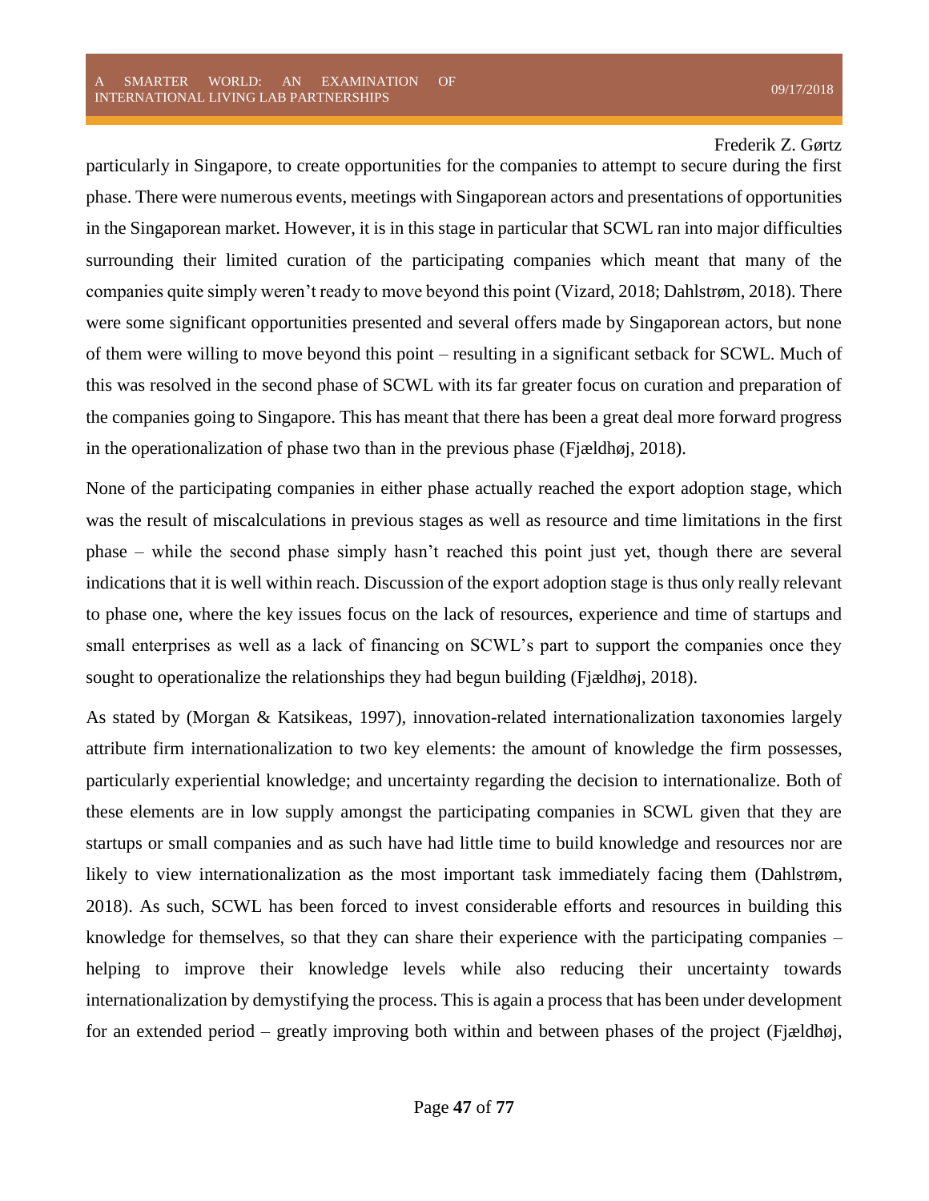particularly in Singapore, to create opportunities for the companies to attempt to secure during the first phase. There were numerous events, meetings with Singaporean actors and presentations of opportunities in the Singaporean market. However, it is in this stage in particular that SCWL ran into major difficulties surrounding their limited curation of the participating companies which meant that many of the companies quite simply weren't ready to move beyond this point (Vizard, 2018; Dahlstrøm, 2018). There were some significant opportunities presented and several offers made by Singaporean actors, but none of them were willing to move beyond this point – resulting in a significant setback for SCWL. Much of this was resolved in the second phase of SCWL with its far greater focus on curation and preparation of the companies going to Singapore. This has meant that there has been a great deal more forward progress in the operationalization of phase two than in the previous phase (Fjældhøj, 2018).

None of the participating companies in either phase actually reached the export adoption stage, which was the result of miscalculations in previous stages as well as resource and time limitations in the first phase – while the second phase simply hasn't reached this point just yet, though there are several indications that it is well within reach. Discussion of the export adoption stage is thus only really relevant to phase one, where the key issues focus on the lack of resources, experience and time of startups and small enterprises as well as a lack of financing on SCWL's part to support the companies once they sought to operationalize the relationships they had begun building (Fjældhøj, 2018).

As stated by (Morgan & Katsikeas, 1997), innovation-related internationalization taxonomies largely attribute firm internationalization to two key elements: the amount of knowledge the firm possesses, particularly experiential knowledge; and uncertainty regarding the decision to internationalize. Both of these elements are in low supply amongst the participating companies in SCWL given that they are startups or small companies and as such have had little time to build knowledge and resources nor are likely to view internationalization as the most important task immediately facing them (Dahlstrøm, 2018). As such, SCWL has been forced to invest considerable efforts and resources in building this knowledge for themselves, so that they can share their experience with the participating companies – helping to improve their knowledge levels while also reducing their uncertainty towards internationalization by demystifying the process. This is again a process that has been under development for an extended period – greatly improving both within and between phases of the project (Fjældhøj,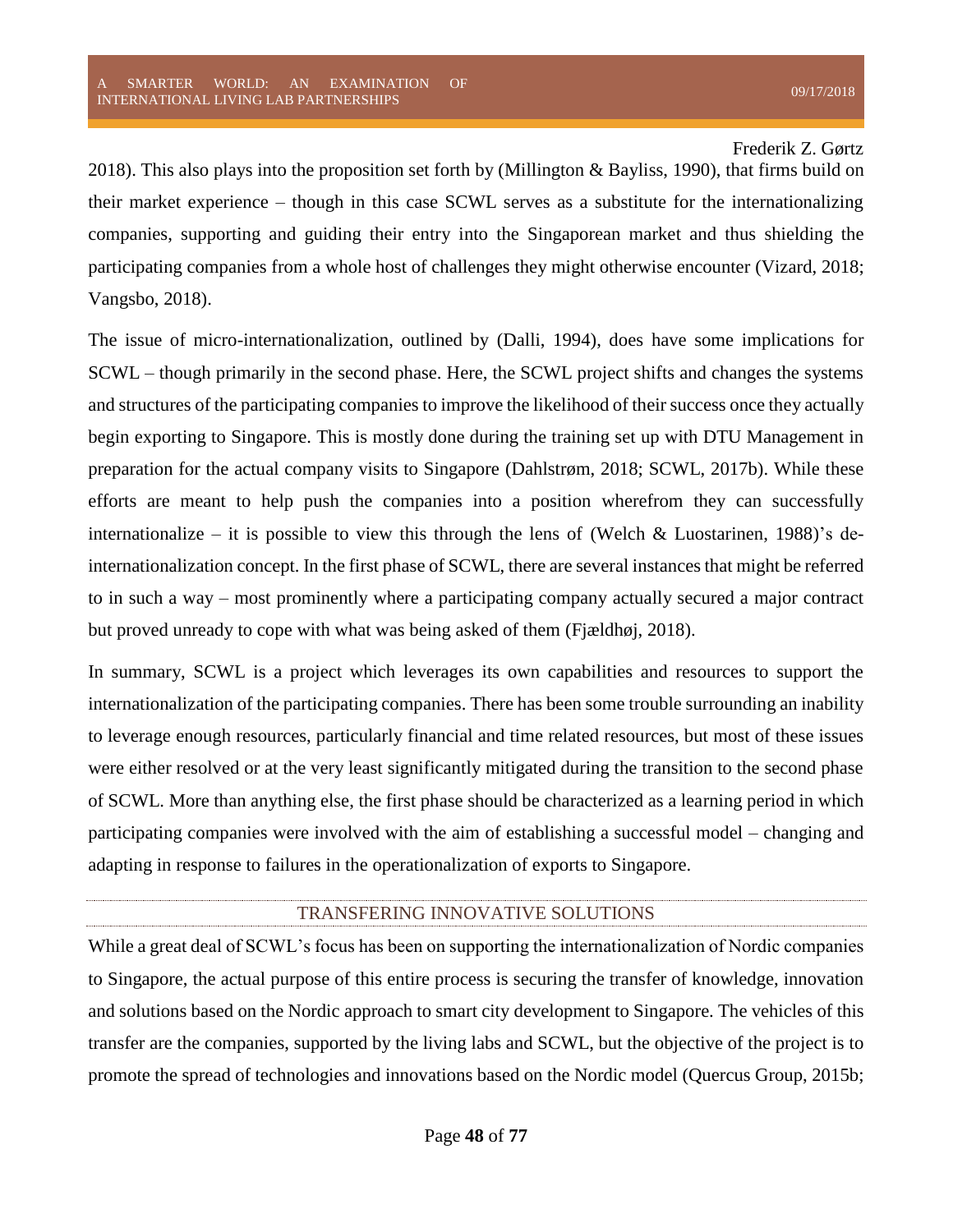2018). This also plays into the proposition set forth by (Millington & Bayliss, 1990), that firms build on their market experience – though in this case SCWL serves as a substitute for the internationalizing companies, supporting and guiding their entry into the Singaporean market and thus shielding the participating companies from a whole host of challenges they might otherwise encounter (Vizard, 2018; Vangsbo, 2018).

The issue of micro-internationalization, outlined by (Dalli, 1994), does have some implications for SCWL – though primarily in the second phase. Here, the SCWL project shifts and changes the systems and structures of the participating companies to improve the likelihood of their success once they actually begin exporting to Singapore. This is mostly done during the training set up with DTU Management in preparation for the actual company visits to Singapore (Dahlstrøm, 2018; SCWL, 2017b). While these efforts are meant to help push the companies into a position wherefrom they can successfully internationalize – it is possible to view this through the lens of (Welch & Luostarinen, 1988)'s de-internationalization concept. In the first phase of SCWL, there are several instances that might be referred to in such a way – most prominently where a participating company actually secured a major contract but proved unready to cope with what was being asked of them (Fjældhøj, 2018).

In summary, SCWL is a project which leverages its own capabilities and resources to support the internationalization of the participating companies. There has been some trouble surrounding an inability to leverage enough resources, particularly financial and time related resources, but most of these issues were either resolved or at the very least significantly mitigated during the transition to the second phase of SCWL. More than anything else, the first phase should be characterized as a learning period in which participating companies were involved with the aim of establishing a successful model – changing and adapting in response to failures in the operationalization of exports to Singapore.

## TRANSFERING INNOVATIVE SOLUTIONS

While a great deal of SCWL's focus has been on supporting the internationalization of Nordic companies to Singapore, the actual purpose of this entire process is securing the transfer of knowledge, innovation and solutions based on the Nordic approach to smart city development to Singapore. The vehicles of this transfer are the companies, supported by the living labs and SCWL, but the objective of the project is to promote the spread of technologies and innovations based on the Nordic model (Quercus Group, 2015b;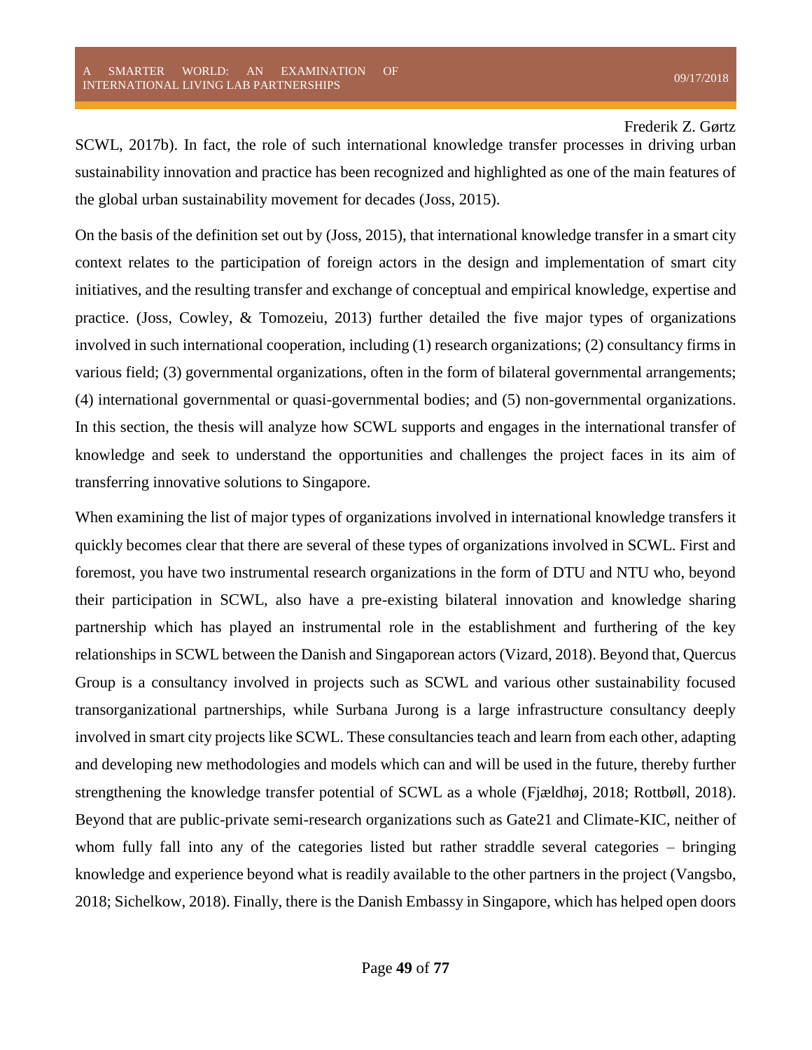SCWL, 2017b). In fact, the role of such international knowledge transfer processes in driving urban sustainability innovation and practice has been recognized and highlighted as one of the main features of the global urban sustainability movement for decades (Joss, 2015).

On the basis of the definition set out by (Joss, 2015), that international knowledge transfer in a smart city context relates to the participation of foreign actors in the design and implementation of smart city initiatives, and the resulting transfer and exchange of conceptual and empirical knowledge, expertise and practice. (Joss, Cowley, & Tomozeiu, 2013) further detailed the five major types of organizations involved in such international cooperation, including (1) research organizations; (2) consultancy firms in various field; (3) governmental organizations, often in the form of bilateral governmental arrangements; (4) international governmental or quasi-governmental bodies; and (5) non-governmental organizations. In this section, the thesis will analyze how SCWL supports and engages in the international transfer of knowledge and seek to understand the opportunities and challenges the project faces in its aim of transferring innovative solutions to Singapore.

When examining the list of major types of organizations involved in international knowledge transfers it quickly becomes clear that there are several of these types of organizations involved in SCWL. First and foremost, you have two instrumental research organizations in the form of DTU and NTU who, beyond their participation in SCWL, also have a pre-existing bilateral innovation and knowledge sharing partnership which has played an instrumental role in the establishment and furthering of the key relationships in SCWL between the Danish and Singaporean actors (Vizard, 2018). Beyond that, Quercus Group is a consultancy involved in projects such as SCWL and various other sustainability focused transorganizational partnerships, while Surbana Jurong is a large infrastructure consultancy deeply involved in smart city projects like SCWL. These consultancies teach and learn from each other, adapting and developing new methodologies and models which can and will be used in the future, thereby further strengthening the knowledge transfer potential of SCWL as a whole (Fjældhøj, 2018; Rottbøll, 2018). Beyond that are public-private semi-research organizations such as Gate21 and Climate-KIC, neither of whom fully fall into any of the categories listed but rather straddle several categories – bringing knowledge and experience beyond what is readily available to the other partners in the project (Vangsbo, 2018; Sichelkow, 2018). Finally, there is the Danish Embassy in Singapore, which has helped open doors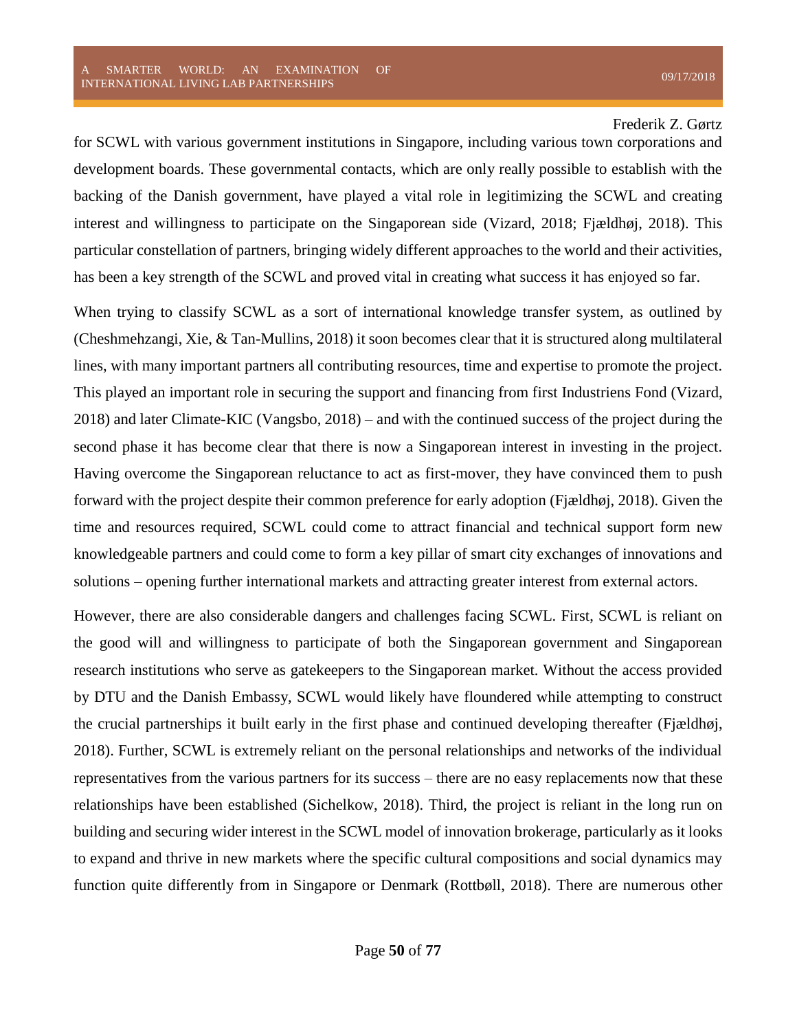for SCWL with various government institutions in Singapore, including various town corporations and development boards. These governmental contacts, which are only really possible to establish with the backing of the Danish government, have played a vital role in legitimizing the SCWL and creating interest and willingness to participate on the Singaporean side (Vizard, 2018; Fjældhøj, 2018). This particular constellation of partners, bringing widely different approaches to the world and their activities, has been a key strength of the SCWL and proved vital in creating what success it has enjoyed so far.

When trying to classify SCWL as a sort of international knowledge transfer system, as outlined by (Cheshmehzangi, Xie, & Tan-Mullins, 2018) it soon becomes clear that it is structured along multilateral lines, with many important partners all contributing resources, time and expertise to promote the project. This played an important role in securing the support and financing from first Industriens Fond (Vizard, 2018) and later Climate-KIC (Vangsbo, 2018) – and with the continued success of the project during the second phase it has become clear that there is now a Singaporean interest in investing in the project. Having overcome the Singaporean reluctance to act as first-mover, they have convinced them to push forward with the project despite their common preference for early adoption (Fjældhøj, 2018). Given the time and resources required, SCWL could come to attract financial and technical support form new knowledgeable partners and could come to form a key pillar of smart city exchanges of innovations and solutions – opening further international markets and attracting greater interest from external actors.

However, there are also considerable dangers and challenges facing SCWL. First, SCWL is reliant on the good will and willingness to participate of both the Singaporean government and Singaporean research institutions who serve as gatekeepers to the Singaporean market. Without the access provided by DTU and the Danish Embassy, SCWL would likely have floundered while attempting to construct the crucial partnerships it built early in the first phase and continued developing thereafter (Fjældhøj, 2018). Further, SCWL is extremely reliant on the personal relationships and networks of the individual representatives from the various partners for its success – there are no easy replacements now that these relationships have been established (Sichelkow, 2018). Third, the project is reliant in the long run on building and securing wider interest in the SCWL model of innovation brokerage, particularly as it looks to expand and thrive in new markets where the specific cultural compositions and social dynamics may function quite differently from in Singapore or Denmark (Rottbøll, 2018). There are numerous other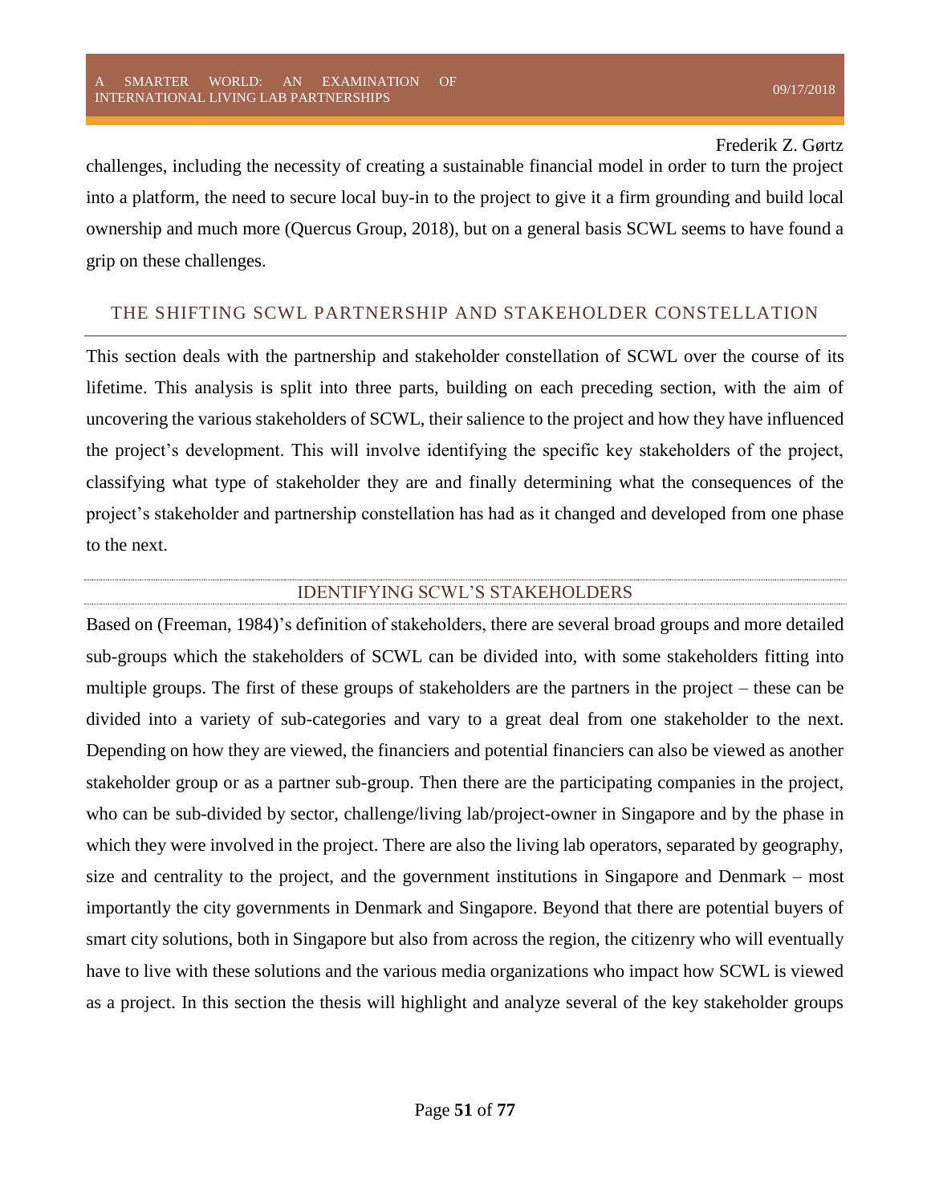challenges, including the necessity of creating a sustainable financial model in order to turn the project into a platform, the need to secure local buy-in to the project to give it a firm grounding and build local ownership and much more (Quercus Group, 2018), but on a general basis SCWL seems to have found a grip on these challenges.

## THE SHIFTING SCWL PARTNERSHIP AND STAKEHOLDER CONSTELLATION

This section deals with the partnership and stakeholder constellation of SCWL over the course of its lifetime. This analysis is split into three parts, building on each preceding section, with the aim of uncovering the various stakeholders of SCWL, their salience to the project and how they have influenced the project's development. This will involve identifying the specific key stakeholders of the project, classifying what type of stakeholder they are and finally determining what the consequences of the project's stakeholder and partnership constellation has had as it changed and developed from one phase to the next.

### IDENTIFYING SCWL'S STAKEHOLDERS

Based on (Freeman, 1984)'s definition of stakeholders, there are several broad groups and more detailed sub-groups which the stakeholders of SCWL can be divided into, with some stakeholders fitting into multiple groups. The first of these groups of stakeholders are the partners in the project – these can be divided into a variety of sub-categories and vary to a great deal from one stakeholder to the next. Depending on how they are viewed, the financiers and potential financiers can also be viewed as another stakeholder group or as a partner sub-group. Then there are the participating companies in the project, who can be sub-divided by sector, challenge/living lab/project-owner in Singapore and by the phase in which they were involved in the project. There are also the living lab operators, separated by geography, size and centrality to the project, and the government institutions in Singapore and Denmark – most importantly the city governments in Denmark and Singapore. Beyond that there are potential buyers of smart city solutions, both in Singapore but also from across the region, the citizenry who will eventually have to live with these solutions and the various media organizations who impact how SCWL is viewed as a project. In this section the thesis will highlight and analyze several of the key stakeholder groups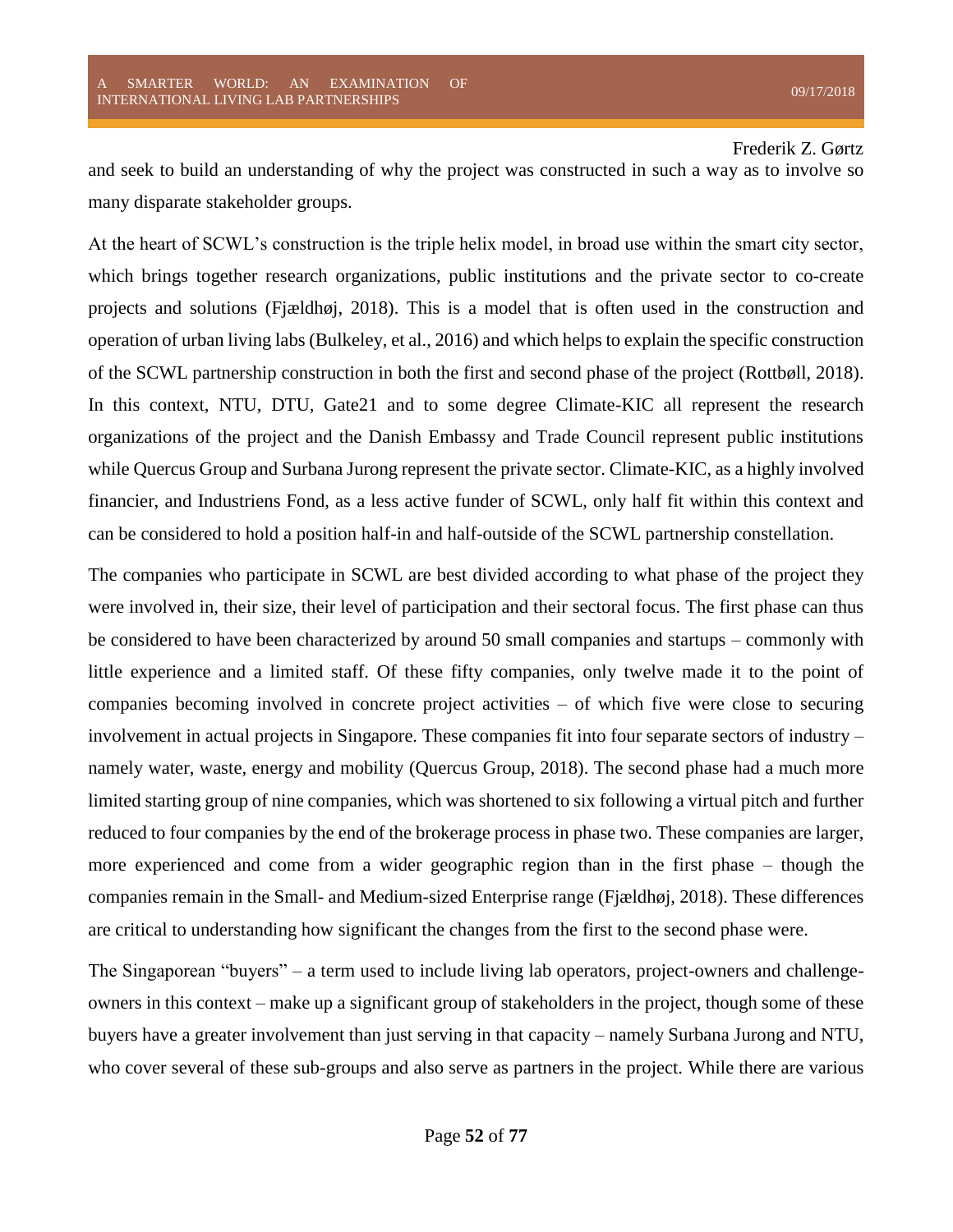and seek to build an understanding of why the project was constructed in such a way as to involve so many disparate stakeholder groups.

At the heart of SCWL's construction is the triple helix model, in broad use within the smart city sector, which brings together research organizations, public institutions and the private sector to co-create projects and solutions (Fjældhøj, 2018). This is a model that is often used in the construction and operation of urban living labs (Bulkeley, et al., 2016) and which helps to explain the specific construction of the SCWL partnership construction in both the first and second phase of the project (Rottbøll, 2018). In this context, NTU, DTU, Gate21 and to some degree Climate-KIC all represent the research organizations of the project and the Danish Embassy and Trade Council represent public institutions while Quercus Group and Surbana Jurong represent the private sector. Climate-KIC, as a highly involved financier, and Industriens Fond, as a less active funder of SCWL, only half fit within this context and can be considered to hold a position half-in and half-outside of the SCWL partnership constellation.

The companies who participate in SCWL are best divided according to what phase of the project they were involved in, their size, their level of participation and their sectoral focus. The first phase can thus be considered to have been characterized by around 50 small companies and startups – commonly with little experience and a limited staff. Of these fifty companies, only twelve made it to the point of companies becoming involved in concrete project activities – of which five were close to securing involvement in actual projects in Singapore. These companies fit into four separate sectors of industry – namely water, waste, energy and mobility (Quercus Group, 2018). The second phase had a much more limited starting group of nine companies, which was shortened to six following a virtual pitch and further reduced to four companies by the end of the brokerage process in phase two. These companies are larger, more experienced and come from a wider geographic region than in the first phase – though the companies remain in the Small- and Medium-sized Enterprise range (Fjældhøj, 2018). These differences are critical to understanding how significant the changes from the first to the second phase were.

The Singaporean "buyers" – a term used to include living lab operators, project-owners and challenge-owners in this context – make up a significant group of stakeholders in the project, though some of these buyers have a greater involvement than just serving in that capacity – namely Surbana Jurong and NTU, who cover several of these sub-groups and also serve as partners in the project. While there are various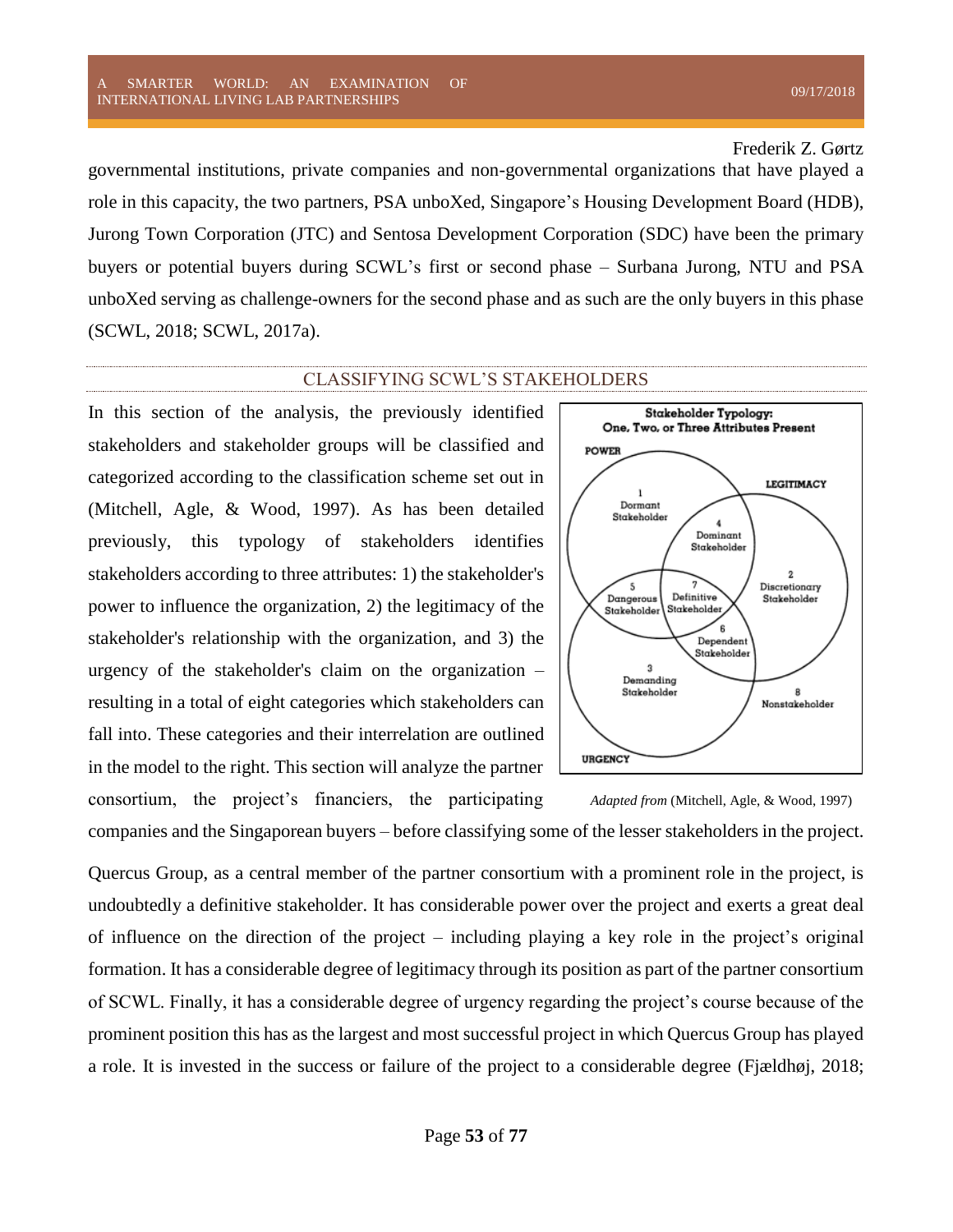governmental institutions, private companies and non-governmental organizations that have played a role in this capacity, the two partners, PSA unboXed, Singapore's Housing Development Board (HDB), Jurong Town Corporation (JTC) and Sentosa Development Corporation (SDC) have been the primary buyers or potential buyers during SCWL's first or second phase – Surbana Jurong, NTU and PSA unboXed serving as challenge-owners for the second phase and as such are the only buyers in this phase (SCWL, 2018; SCWL, 2017a).

## CLASSIFYING SCWL'S STAKEHOLDERS

In this section of the analysis, the previously identified stakeholders and stakeholder groups will be classified and categorized according to the classification scheme set out in (Mitchell, Agle, & Wood, 1997). As has been detailed previously, this typology of stakeholders identifies stakeholders according to three attributes: 1) the stakeholder's power to influence the organization, 2) the legitimacy of the stakeholder's relationship with the organization, and 3) the urgency of the stakeholder's claim on the organization – resulting in a total of eight categories which stakeholders can fall into. These categories and their interrelation are outlined in the model to the right. This section will analyze the partner consortium, the project's financiers, the participating companies and the Singaporean buyers – before classifying some of the lesser stakeholders in the project.

*Adapted from* (Mitchell, Agle, & Wood, 1997)

Quercus Group, as a central member of the partner consortium with a prominent role in the project, is undoubtedly a definitive stakeholder. It has considerable power over the project and exerts a great deal of influence on the direction of the project – including playing a key role in the project's original formation. It has a considerable degree of legitimacy through its position as part of the partner consortium of SCWL. Finally, it has a considerable degree of urgency regarding the project's course because of the prominent position this has as the largest and most successful project in which Quercus Group has played a role. It is invested in the success or failure of the project to a considerable degree (Fjældhøj, 2018;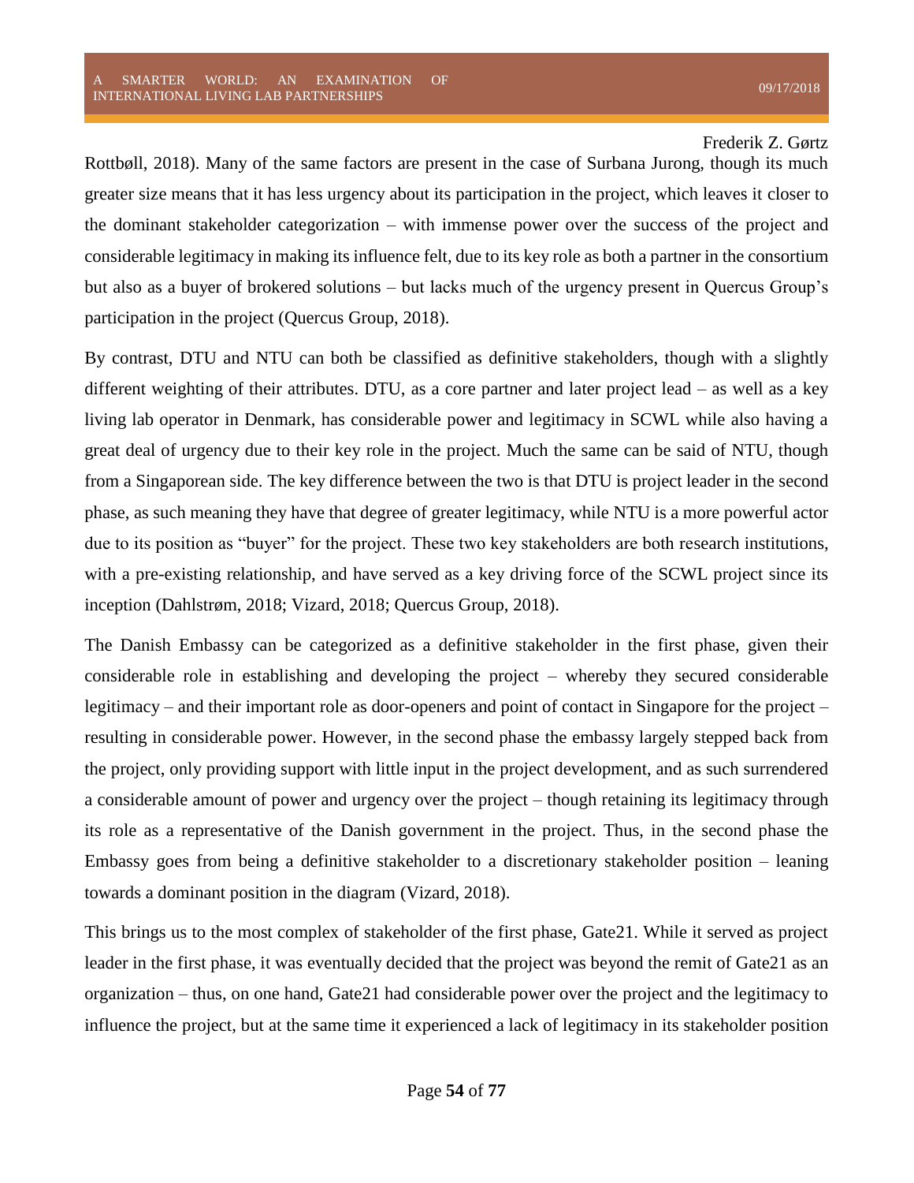Rottbøll, 2018). Many of the same factors are present in the case of Surbana Jurong, though its much greater size means that it has less urgency about its participation in the project, which leaves it closer to the dominant stakeholder categorization – with immense power over the success of the project and considerable legitimacy in making its influence felt, due to its key role as both a partner in the consortium but also as a buyer of brokered solutions – but lacks much of the urgency present in Quercus Group's participation in the project (Quercus Group, 2018).

By contrast, DTU and NTU can both be classified as definitive stakeholders, though with a slightly different weighting of their attributes. DTU, as a core partner and later project lead – as well as a key living lab operator in Denmark, has considerable power and legitimacy in SCWL while also having a great deal of urgency due to their key role in the project. Much the same can be said of NTU, though from a Singaporean side. The key difference between the two is that DTU is project leader in the second phase, as such meaning they have that degree of greater legitimacy, while NTU is a more powerful actor due to its position as "buyer" for the project. These two key stakeholders are both research institutions, with a pre-existing relationship, and have served as a key driving force of the SCWL project since its inception (Dahlstrøm, 2018; Vizard, 2018; Quercus Group, 2018).

The Danish Embassy can be categorized as a definitive stakeholder in the first phase, given their considerable role in establishing and developing the project – whereby they secured considerable legitimacy – and their important role as door-openers and point of contact in Singapore for the project – resulting in considerable power. However, in the second phase the embassy largely stepped back from the project, only providing support with little input in the project development, and as such surrendered a considerable amount of power and urgency over the project – though retaining its legitimacy through its role as a representative of the Danish government in the project. Thus, in the second phase the Embassy goes from being a definitive stakeholder to a discretionary stakeholder position – leaning towards a dominant position in the diagram (Vizard, 2018).

This brings us to the most complex of stakeholder of the first phase, Gate21. While it served as project leader in the first phase, it was eventually decided that the project was beyond the remit of Gate21 as an organization – thus, on one hand, Gate21 had considerable power over the project and the legitimacy to influence the project, but at the same time it experienced a lack of legitimacy in its stakeholder position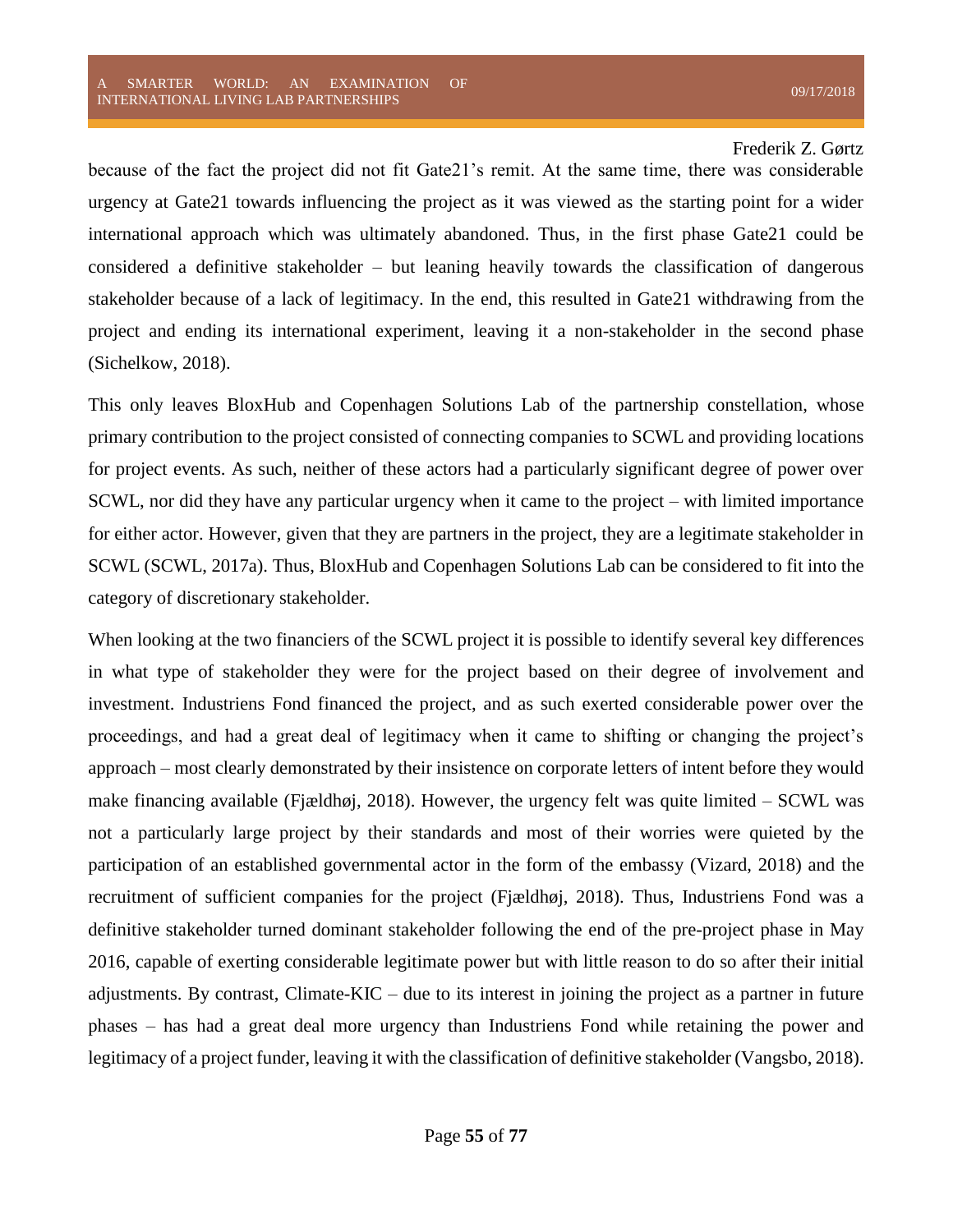because of the fact the project did not fit Gate21's remit. At the same time, there was considerable urgency at Gate21 towards influencing the project as it was viewed as the starting point for a wider international approach which was ultimately abandoned. Thus, in the first phase Gate21 could be considered a definitive stakeholder – but leaning heavily towards the classification of dangerous stakeholder because of a lack of legitimacy. In the end, this resulted in Gate21 withdrawing from the project and ending its international experiment, leaving it a non-stakeholder in the second phase (Sichelkow, 2018).

This only leaves BloxHub and Copenhagen Solutions Lab of the partnership constellation, whose primary contribution to the project consisted of connecting companies to SCWL and providing locations for project events. As such, neither of these actors had a particularly significant degree of power over SCWL, nor did they have any particular urgency when it came to the project – with limited importance for either actor. However, given that they are partners in the project, they are a legitimate stakeholder in SCWL (SCWL, 2017a). Thus, BloxHub and Copenhagen Solutions Lab can be considered to fit into the category of discretionary stakeholder.

When looking at the two financiers of the SCWL project it is possible to identify several key differences in what type of stakeholder they were for the project based on their degree of involvement and investment. Industriens Fond financed the project, and as such exerted considerable power over the proceedings, and had a great deal of legitimacy when it came to shifting or changing the project's approach – most clearly demonstrated by their insistence on corporate letters of intent before they would make financing available (Fjældhøj, 2018). However, the urgency felt was quite limited – SCWL was not a particularly large project by their standards and most of their worries were quieted by the participation of an established governmental actor in the form of the embassy (Vizard, 2018) and the recruitment of sufficient companies for the project (Fjældhøj, 2018). Thus, Industriens Fond was a definitive stakeholder turned dominant stakeholder following the end of the pre-project phase in May 2016, capable of exerting considerable legitimate power but with little reason to do so after their initial adjustments. By contrast, Climate-KIC – due to its interest in joining the project as a partner in future phases – has had a great deal more urgency than Industriens Fond while retaining the power and legitimacy of a project funder, leaving it with the classification of definitive stakeholder (Vangsbo, 2018).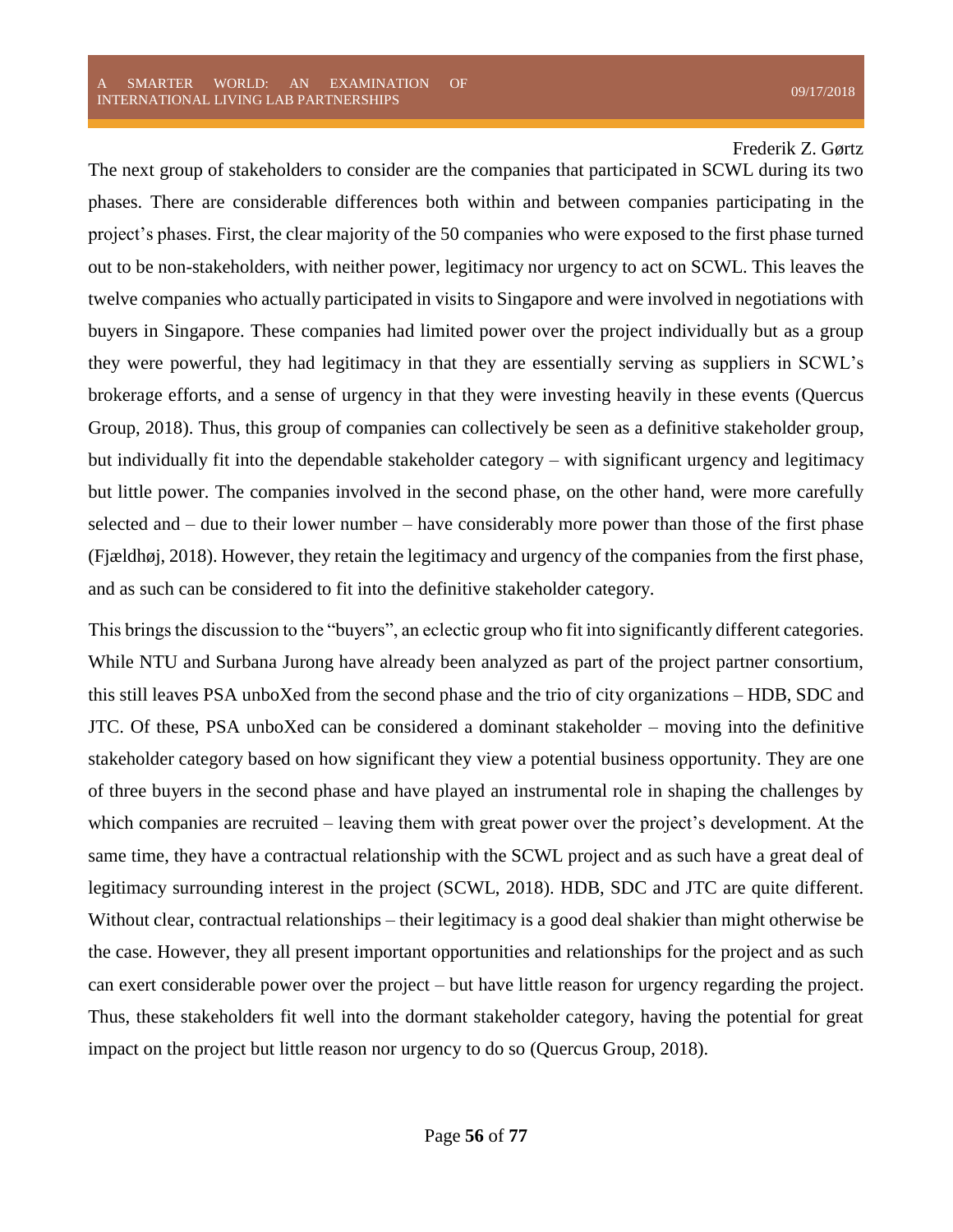The next group of stakeholders to consider are the companies that participated in SCWL during its two phases. There are considerable differences both within and between companies participating in the project's phases. First, the clear majority of the 50 companies who were exposed to the first phase turned out to be non-stakeholders, with neither power, legitimacy nor urgency to act on SCWL. This leaves the twelve companies who actually participated in visits to Singapore and were involved in negotiations with buyers in Singapore. These companies had limited power over the project individually but as a group they were powerful, they had legitimacy in that they are essentially serving as suppliers in SCWL's brokerage efforts, and a sense of urgency in that they were investing heavily in these events (Quercus Group, 2018). Thus, this group of companies can collectively be seen as a definitive stakeholder group, but individually fit into the dependable stakeholder category – with significant urgency and legitimacy but little power. The companies involved in the second phase, on the other hand, were more carefully selected and – due to their lower number – have considerably more power than those of the first phase (Fjældhøj, 2018). However, they retain the legitimacy and urgency of the companies from the first phase, and as such can be considered to fit into the definitive stakeholder category.

This brings the discussion to the "buyers", an eclectic group who fit into significantly different categories. While NTU and Surbana Jurong have already been analyzed as part of the project partner consortium, this still leaves PSA unboXed from the second phase and the trio of city organizations – HDB, SDC and JTC. Of these, PSA unboXed can be considered a dominant stakeholder – moving into the definitive stakeholder category based on how significant they view a potential business opportunity. They are one of three buyers in the second phase and have played an instrumental role in shaping the challenges by which companies are recruited – leaving them with great power over the project's development. At the same time, they have a contractual relationship with the SCWL project and as such have a great deal of legitimacy surrounding interest in the project (SCWL, 2018). HDB, SDC and JTC are quite different. Without clear, contractual relationships – their legitimacy is a good deal shakier than might otherwise be the case. However, they all present important opportunities and relationships for the project and as such can exert considerable power over the project – but have little reason for urgency regarding the project. Thus, these stakeholders fit well into the dormant stakeholder category, having the potential for great impact on the project but little reason nor urgency to do so (Quercus Group, 2018).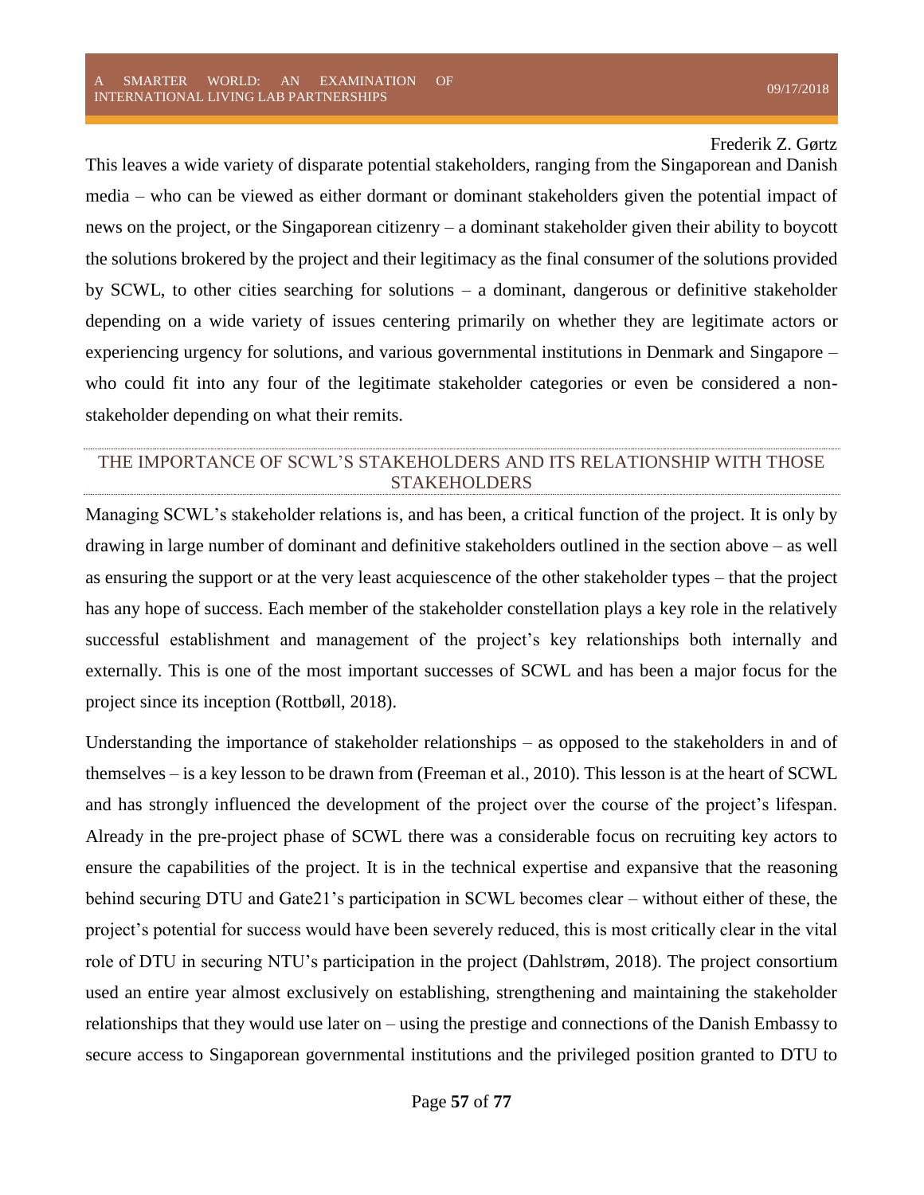This leaves a wide variety of disparate potential stakeholders, ranging from the Singaporean and Danish media – who can be viewed as either dormant or dominant stakeholders given the potential impact of news on the project, or the Singaporean citizenry – a dominant stakeholder given their ability to boycott the solutions brokered by the project and their legitimacy as the final consumer of the solutions provided by SCWL, to other cities searching for solutions – a dominant, dangerous or definitive stakeholder depending on a wide variety of issues centering primarily on whether they are legitimate actors or experiencing urgency for solutions, and various governmental institutions in Denmark and Singapore – who could fit into any four of the legitimate stakeholder categories or even be considered a non-stakeholder depending on what their remits.

## THE IMPORTANCE OF SCWL'S STAKEHOLDERS AND ITS RELATIONSHIP WITH THOSE STAKEHOLDERS

Managing SCWL's stakeholder relations is, and has been, a critical function of the project. It is only by drawing in large number of dominant and definitive stakeholders outlined in the section above – as well as ensuring the support or at the very least acquiescence of the other stakeholder types – that the project has any hope of success. Each member of the stakeholder constellation plays a key role in the relatively successful establishment and management of the project's key relationships both internally and externally. This is one of the most important successes of SCWL and has been a major focus for the project since its inception (Rottbøll, 2018).

Understanding the importance of stakeholder relationships – as opposed to the stakeholders in and of themselves – is a key lesson to be drawn from (Freeman et al., 2010). This lesson is at the heart of SCWL and has strongly influenced the development of the project over the course of the project's lifespan. Already in the pre-project phase of SCWL there was a considerable focus on recruiting key actors to ensure the capabilities of the project. It is in the technical expertise and expansive that the reasoning behind securing DTU and Gate21's participation in SCWL becomes clear – without either of these, the project's potential for success would have been severely reduced, this is most critically clear in the vital role of DTU in securing NTU's participation in the project (Dahlstrøm, 2018). The project consortium used an entire year almost exclusively on establishing, strengthening and maintaining the stakeholder relationships that they would use later on – using the prestige and connections of the Danish Embassy to secure access to Singaporean governmental institutions and the privileged position granted to DTU to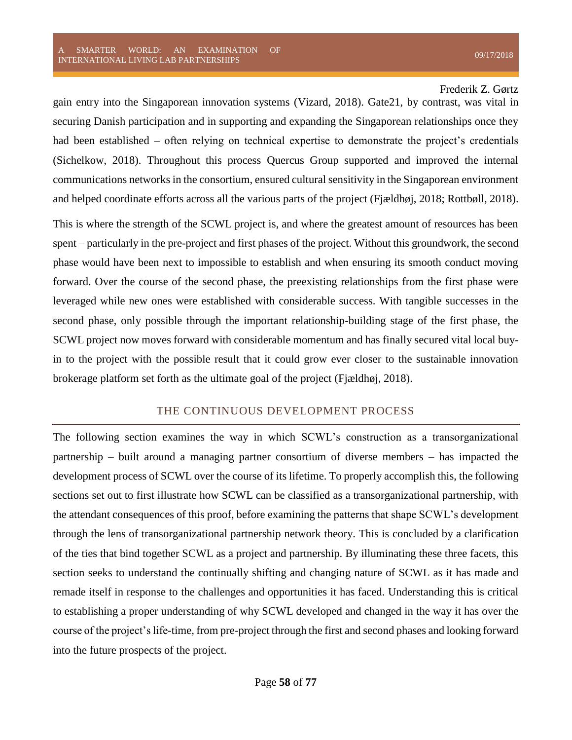gain entry into the Singaporean innovation systems (Vizard, 2018). Gate21, by contrast, was vital in securing Danish participation and in supporting and expanding the Singaporean relationships once they had been established – often relying on technical expertise to demonstrate the project's credentials (Sichelkow, 2018). Throughout this process Quercus Group supported and improved the internal communications networks in the consortium, ensured cultural sensitivity in the Singaporean environment and helped coordinate efforts across all the various parts of the project (Fjældhøj, 2018; Rottbøll, 2018).

This is where the strength of the SCWL project is, and where the greatest amount of resources has been spent – particularly in the pre-project and first phases of the project. Without this groundwork, the second phase would have been next to impossible to establish and when ensuring its smooth conduct moving forward. Over the course of the second phase, the preexisting relationships from the first phase were leveraged while new ones were established with considerable success. With tangible successes in the second phase, only possible through the important relationship-building stage of the first phase, the SCWL project now moves forward with considerable momentum and has finally secured vital local buy-in to the project with the possible result that it could grow ever closer to the sustainable innovation brokerage platform set forth as the ultimate goal of the project (Fjældhøj, 2018).

## THE CONTINUOUS DEVELOPMENT PROCESS

The following section examines the way in which SCWL's construction as a transorganizational partnership – built around a managing partner consortium of diverse members – has impacted the development process of SCWL over the course of its lifetime. To properly accomplish this, the following sections set out to first illustrate how SCWL can be classified as a transorganizational partnership, with the attendant consequences of this proof, before examining the patterns that shape SCWL's development through the lens of transorganizational partnership network theory. This is concluded by a clarification of the ties that bind together SCWL as a project and partnership. By illuminating these three facets, this section seeks to understand the continually shifting and changing nature of SCWL as it has made and remade itself in response to the challenges and opportunities it has faced. Understanding this is critical to establishing a proper understanding of why SCWL developed and changed in the way it has over the course of the project's life-time, from pre-project through the first and second phases and looking forward into the future prospects of the project.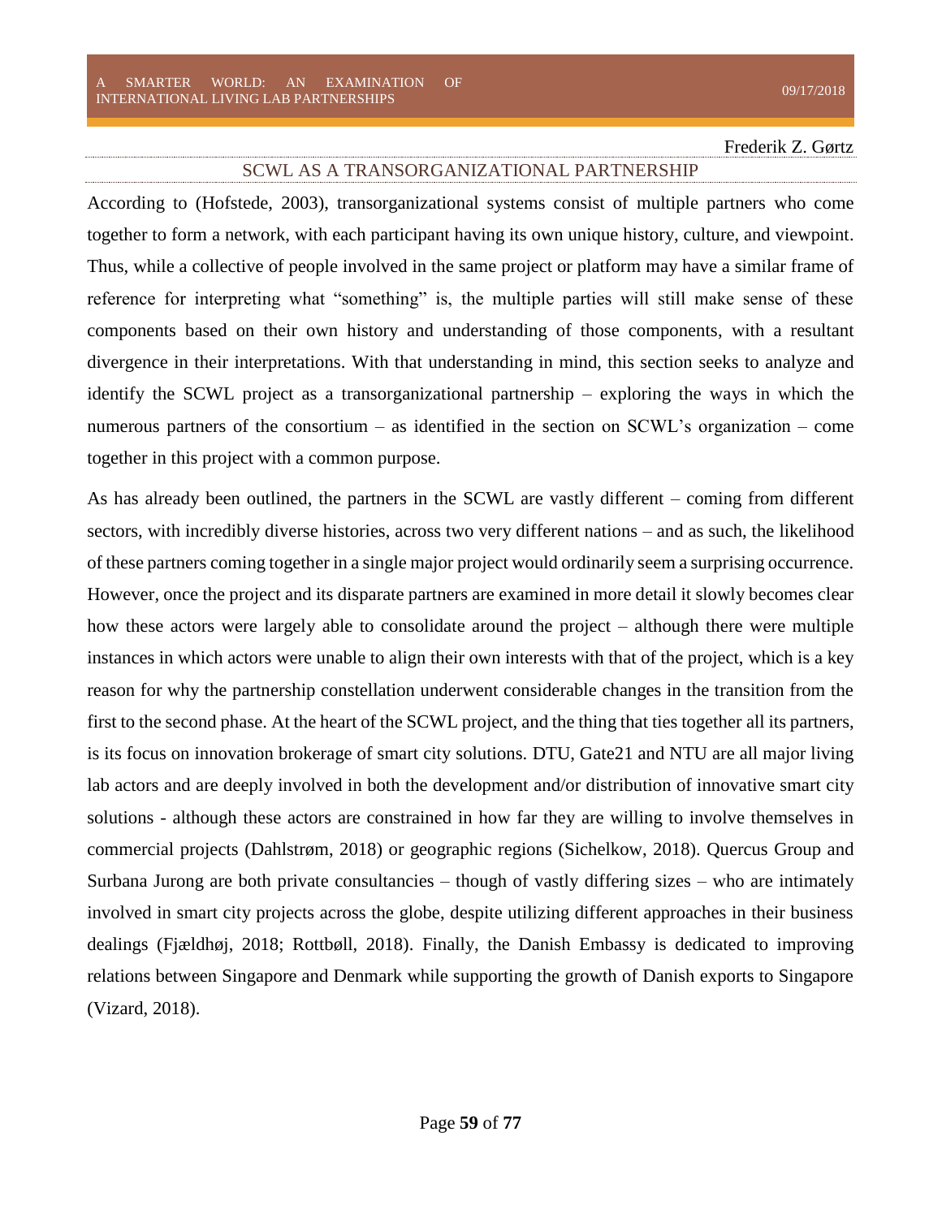## SCWL AS A TRANSORGANIZATIONAL PARTNERSHIP

According to (Hofstede, 2003), transorganizational systems consist of multiple partners who come together to form a network, with each participant having its own unique history, culture, and viewpoint. Thus, while a collective of people involved in the same project or platform may have a similar frame of reference for interpreting what "something" is, the multiple parties will still make sense of these components based on their own history and understanding of those components, with a resultant divergence in their interpretations. With that understanding in mind, this section seeks to analyze and identify the SCWL project as a transorganizational partnership – exploring the ways in which the numerous partners of the consortium – as identified in the section on SCWL's organization – come together in this project with a common purpose.

As has already been outlined, the partners in the SCWL are vastly different – coming from different sectors, with incredibly diverse histories, across two very different nations – and as such, the likelihood of these partners coming together in a single major project would ordinarily seem a surprising occurrence. However, once the project and its disparate partners are examined in more detail it slowly becomes clear how these actors were largely able to consolidate around the project – although there were multiple instances in which actors were unable to align their own interests with that of the project, which is a key reason for why the partnership constellation underwent considerable changes in the transition from the first to the second phase. At the heart of the SCWL project, and the thing that ties together all its partners, is its focus on innovation brokerage of smart city solutions. DTU, Gate21 and NTU are all major living lab actors and are deeply involved in both the development and/or distribution of innovative smart city solutions - although these actors are constrained in how far they are willing to involve themselves in commercial projects (Dahlstrøm, 2018) or geographic regions (Sichelkow, 2018). Quercus Group and Surbana Jurong are both private consultancies – though of vastly differing sizes – who are intimately involved in smart city projects across the globe, despite utilizing different approaches in their business dealings (Fjældhøj, 2018; Rottbøll, 2018). Finally, the Danish Embassy is dedicated to improving relations between Singapore and Denmark while supporting the growth of Danish exports to Singapore (Vizard, 2018).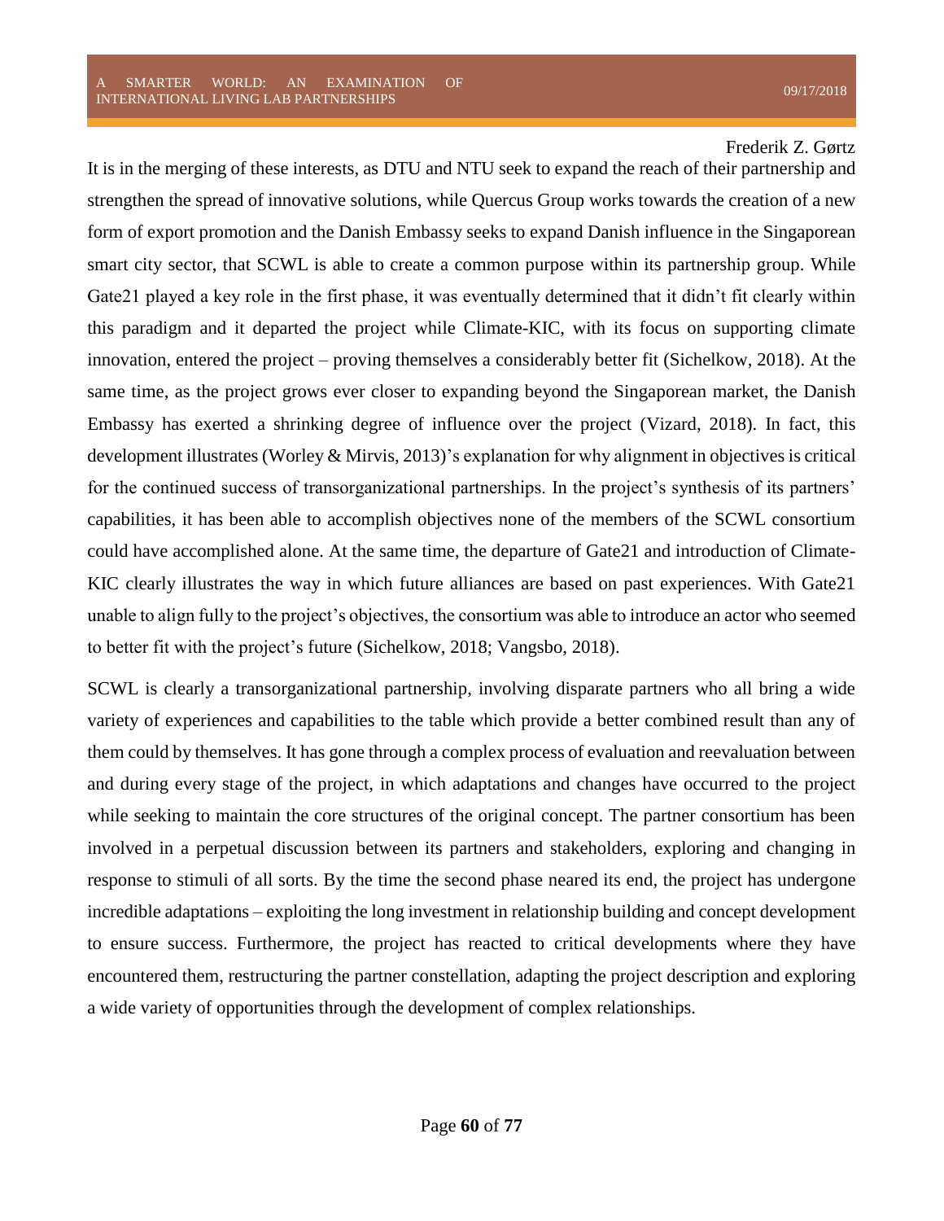It is in the merging of these interests, as DTU and NTU seek to expand the reach of their partnership and strengthen the spread of innovative solutions, while Quercus Group works towards the creation of a new form of export promotion and the Danish Embassy seeks to expand Danish influence in the Singaporean smart city sector, that SCWL is able to create a common purpose within its partnership group. While Gate21 played a key role in the first phase, it was eventually determined that it didn't fit clearly within this paradigm and it departed the project while Climate-KIC, with its focus on supporting climate innovation, entered the project – proving themselves a considerably better fit (Sichelkow, 2018). At the same time, as the project grows ever closer to expanding beyond the Singaporean market, the Danish Embassy has exerted a shrinking degree of influence over the project (Vizard, 2018). In fact, this development illustrates (Worley & Mirvis, 2013)'s explanation for why alignment in objectives is critical for the continued success of transorganizational partnerships. In the project's synthesis of its partners' capabilities, it has been able to accomplish objectives none of the members of the SCWL consortium could have accomplished alone. At the same time, the departure of Gate21 and introduction of Climate-KIC clearly illustrates the way in which future alliances are based on past experiences. With Gate21 unable to align fully to the project's objectives, the consortium was able to introduce an actor who seemed to better fit with the project's future (Sichelkow, 2018; Vangsbo, 2018).

SCWL is clearly a transorganizational partnership, involving disparate partners who all bring a wide variety of experiences and capabilities to the table which provide a better combined result than any of them could by themselves. It has gone through a complex process of evaluation and reevaluation between and during every stage of the project, in which adaptations and changes have occurred to the project while seeking to maintain the core structures of the original concept. The partner consortium has been involved in a perpetual discussion between its partners and stakeholders, exploring and changing in response to stimuli of all sorts. By the time the second phase neared its end, the project has undergone incredible adaptations – exploiting the long investment in relationship building and concept development to ensure success. Furthermore, the project has reacted to critical developments where they have encountered them, restructuring the partner constellation, adapting the project description and exploring a wide variety of opportunities through the development of complex relationships.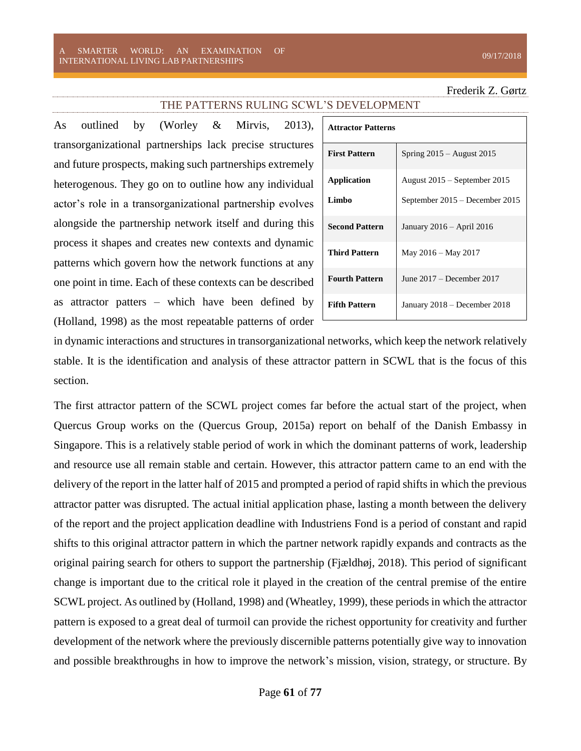## THE PATTERNS RULING SCWL'S DEVELOPMENT

| Attractor Patterns | |
|---|---|
| **First Pattern** | Spring 2015 – August 2015 |
| **Application** | August 2015 – September 2015 |
| **Limbo** | September 2015 – December 2015 |
| **Second Pattern** | January 2016 – April 2016 |
| **Third Pattern** | May 2016 – May 2017 |
| **Fourth Pattern** | June 2017 – December 2017 |
| **Fifth Pattern** | January 2018 – December 2018 |

As outlined by (Worley & Mirvis, 2013), transorganizational partnerships lack precise structures and future prospects, making such partnerships extremely heterogenous. They go on to outline how any individual actor's role in a transorganizational partnership evolves alongside the partnership network itself and during this process it shapes and creates new contexts and dynamic patterns which govern how the network functions at any one point in time. Each of these contexts can be described as attractor patters – which have been defined by (Holland, 1998) as the most repeatable patterns of order in dynamic interactions and structures in transorganizational networks, which keep the network relatively stable. It is the identification and analysis of these attractor pattern in SCWL that is the focus of this section.

The first attractor pattern of the SCWL project comes far before the actual start of the project, when Quercus Group works on the (Quercus Group, 2015a) report on behalf of the Danish Embassy in Singapore. This is a relatively stable period of work in which the dominant patterns of work, leadership and resource use all remain stable and certain. However, this attractor pattern came to an end with the delivery of the report in the latter half of 2015 and prompted a period of rapid shifts in which the previous attractor patter was disrupted. The actual initial application phase, lasting a month between the delivery of the report and the project application deadline with Industriens Fond is a period of constant and rapid shifts to this original attractor pattern in which the partner network rapidly expands and contracts as the original pairing search for others to support the partnership (Fjældhøj, 2018). This period of significant change is important due to the critical role it played in the creation of the central premise of the entire SCWL project. As outlined by (Holland, 1998) and (Wheatley, 1999), these periods in which the attractor pattern is exposed to a great deal of turmoil can provide the richest opportunity for creativity and further development of the network where the previously discernible patterns potentially give way to innovation and possible breakthroughs in how to improve the network's mission, vision, strategy, or structure. By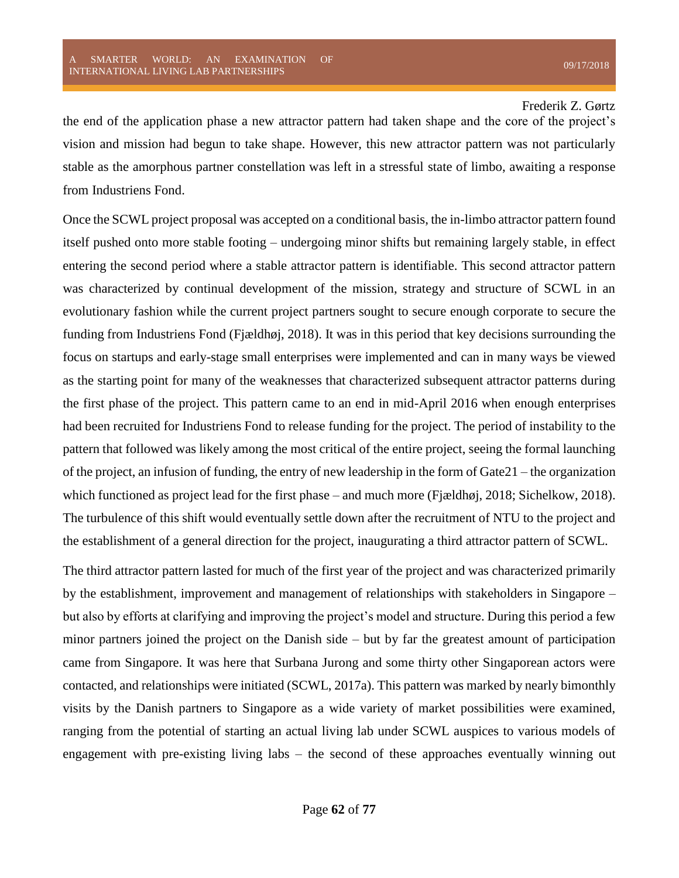the end of the application phase a new attractor pattern had taken shape and the core of the project's vision and mission had begun to take shape. However, this new attractor pattern was not particularly stable as the amorphous partner constellation was left in a stressful state of limbo, awaiting a response from Industriens Fond.

Once the SCWL project proposal was accepted on a conditional basis, the in-limbo attractor pattern found itself pushed onto more stable footing – undergoing minor shifts but remaining largely stable, in effect entering the second period where a stable attractor pattern is identifiable. This second attractor pattern was characterized by continual development of the mission, strategy and structure of SCWL in an evolutionary fashion while the current project partners sought to secure enough corporate to secure the funding from Industriens Fond (Fjældhøj, 2018). It was in this period that key decisions surrounding the focus on startups and early-stage small enterprises were implemented and can in many ways be viewed as the starting point for many of the weaknesses that characterized subsequent attractor patterns during the first phase of the project. This pattern came to an end in mid-April 2016 when enough enterprises had been recruited for Industriens Fond to release funding for the project. The period of instability to the pattern that followed was likely among the most critical of the entire project, seeing the formal launching of the project, an infusion of funding, the entry of new leadership in the form of Gate21 – the organization which functioned as project lead for the first phase – and much more (Fjældhøj, 2018; Sichelkow, 2018). The turbulence of this shift would eventually settle down after the recruitment of NTU to the project and the establishment of a general direction for the project, inaugurating a third attractor pattern of SCWL.

The third attractor pattern lasted for much of the first year of the project and was characterized primarily by the establishment, improvement and management of relationships with stakeholders in Singapore – but also by efforts at clarifying and improving the project's model and structure. During this period a few minor partners joined the project on the Danish side – but by far the greatest amount of participation came from Singapore. It was here that Surbana Jurong and some thirty other Singaporean actors were contacted, and relationships were initiated (SCWL, 2017a). This pattern was marked by nearly bimonthly visits by the Danish partners to Singapore as a wide variety of market possibilities were examined, ranging from the potential of starting an actual living lab under SCWL auspices to various models of engagement with pre-existing living labs – the second of these approaches eventually winning out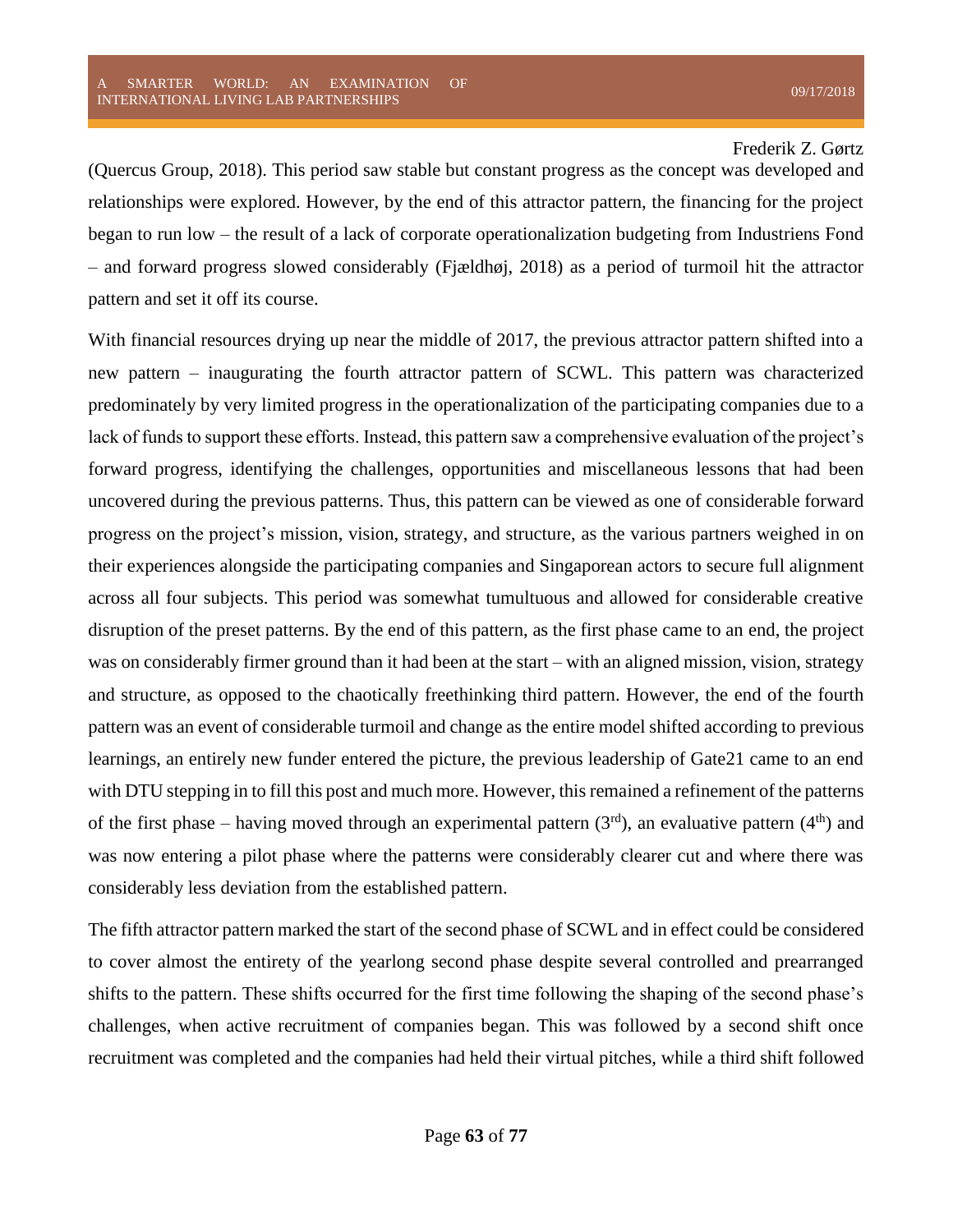(Quercus Group, 2018). This period saw stable but constant progress as the concept was developed and relationships were explored. However, by the end of this attractor pattern, the financing for the project began to run low – the result of a lack of corporate operationalization budgeting from Industriens Fond – and forward progress slowed considerably (Fjældhøj, 2018) as a period of turmoil hit the attractor pattern and set it off its course.

With financial resources drying up near the middle of 2017, the previous attractor pattern shifted into a new pattern – inaugurating the fourth attractor pattern of SCWL. This pattern was characterized predominately by very limited progress in the operationalization of the participating companies due to a lack of funds to support these efforts. Instead, this pattern saw a comprehensive evaluation of the project's forward progress, identifying the challenges, opportunities and miscellaneous lessons that had been uncovered during the previous patterns. Thus, this pattern can be viewed as one of considerable forward progress on the project's mission, vision, strategy, and structure, as the various partners weighed in on their experiences alongside the participating companies and Singaporean actors to secure full alignment across all four subjects. This period was somewhat tumultuous and allowed for considerable creative disruption of the preset patterns. By the end of this pattern, as the first phase came to an end, the project was on considerably firmer ground than it had been at the start – with an aligned mission, vision, strategy and structure, as opposed to the chaotically freethinking third pattern. However, the end of the fourth pattern was an event of considerable turmoil and change as the entire model shifted according to previous learnings, an entirely new funder entered the picture, the previous leadership of Gate21 came to an end with DTU stepping in to fill this post and much more. However, this remained a refinement of the patterns of the first phase – having moved through an experimental pattern (3rd), an evaluative pattern (4th) and was now entering a pilot phase where the patterns were considerably clearer cut and where there was considerably less deviation from the established pattern.

The fifth attractor pattern marked the start of the second phase of SCWL and in effect could be considered to cover almost the entirety of the yearlong second phase despite several controlled and prearranged shifts to the pattern. These shifts occurred for the first time following the shaping of the second phase's challenges, when active recruitment of companies began. This was followed by a second shift once recruitment was completed and the companies had held their virtual pitches, while a third shift followed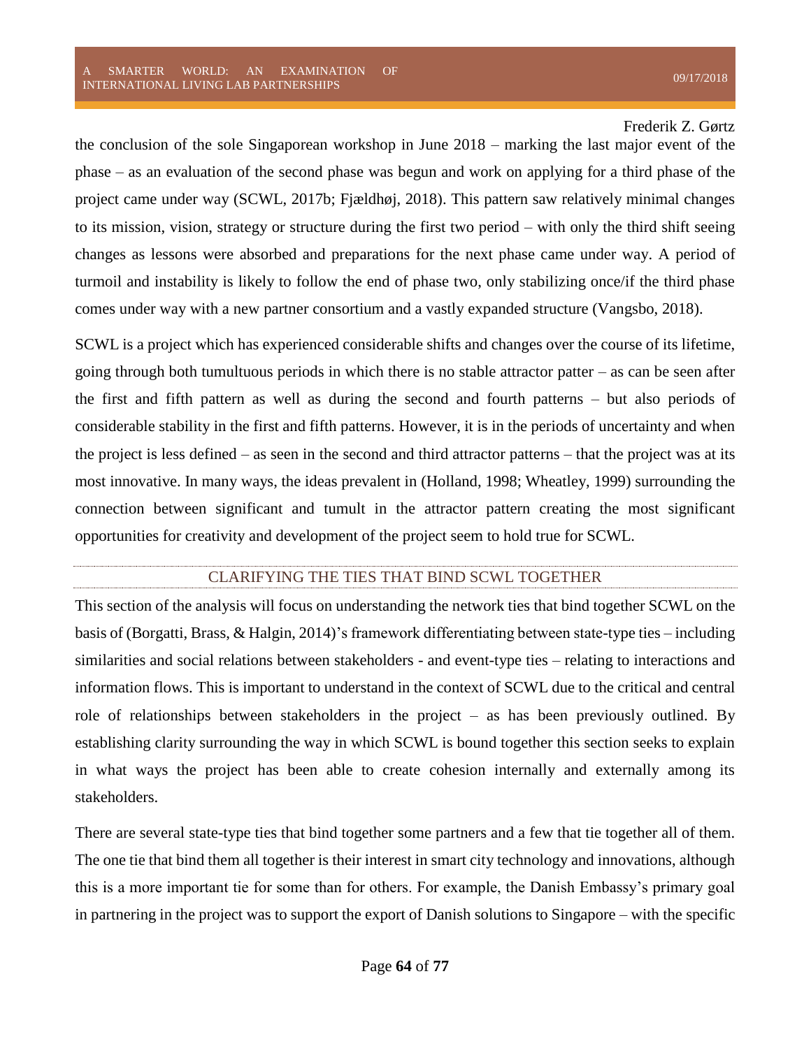the conclusion of the sole Singaporean workshop in June 2018 – marking the last major event of the phase – as an evaluation of the second phase was begun and work on applying for a third phase of the project came under way (SCWL, 2017b; Fjældhøj, 2018). This pattern saw relatively minimal changes to its mission, vision, strategy or structure during the first two period – with only the third shift seeing changes as lessons were absorbed and preparations for the next phase came under way. A period of turmoil and instability is likely to follow the end of phase two, only stabilizing once/if the third phase comes under way with a new partner consortium and a vastly expanded structure (Vangsbo, 2018).

SCWL is a project which has experienced considerable shifts and changes over the course of its lifetime, going through both tumultuous periods in which there is no stable attractor patter – as can be seen after the first and fifth pattern as well as during the second and fourth patterns – but also periods of considerable stability in the first and fifth patterns. However, it is in the periods of uncertainty and when the project is less defined – as seen in the second and third attractor patterns – that the project was at its most innovative. In many ways, the ideas prevalent in (Holland, 1998; Wheatley, 1999) surrounding the connection between significant and tumult in the attractor pattern creating the most significant opportunities for creativity and development of the project seem to hold true for SCWL.

## CLARIFYING THE TIES THAT BIND SCWL TOGETHER

This section of the analysis will focus on understanding the network ties that bind together SCWL on the basis of (Borgatti, Brass, & Halgin, 2014)'s framework differentiating between state-type ties – including similarities and social relations between stakeholders - and event-type ties – relating to interactions and information flows. This is important to understand in the context of SCWL due to the critical and central role of relationships between stakeholders in the project – as has been previously outlined. By establishing clarity surrounding the way in which SCWL is bound together this section seeks to explain in what ways the project has been able to create cohesion internally and externally among its stakeholders.

There are several state-type ties that bind together some partners and a few that tie together all of them. The one tie that bind them all together is their interest in smart city technology and innovations, although this is a more important tie for some than for others. For example, the Danish Embassy's primary goal in partnering in the project was to support the export of Danish solutions to Singapore – with the specific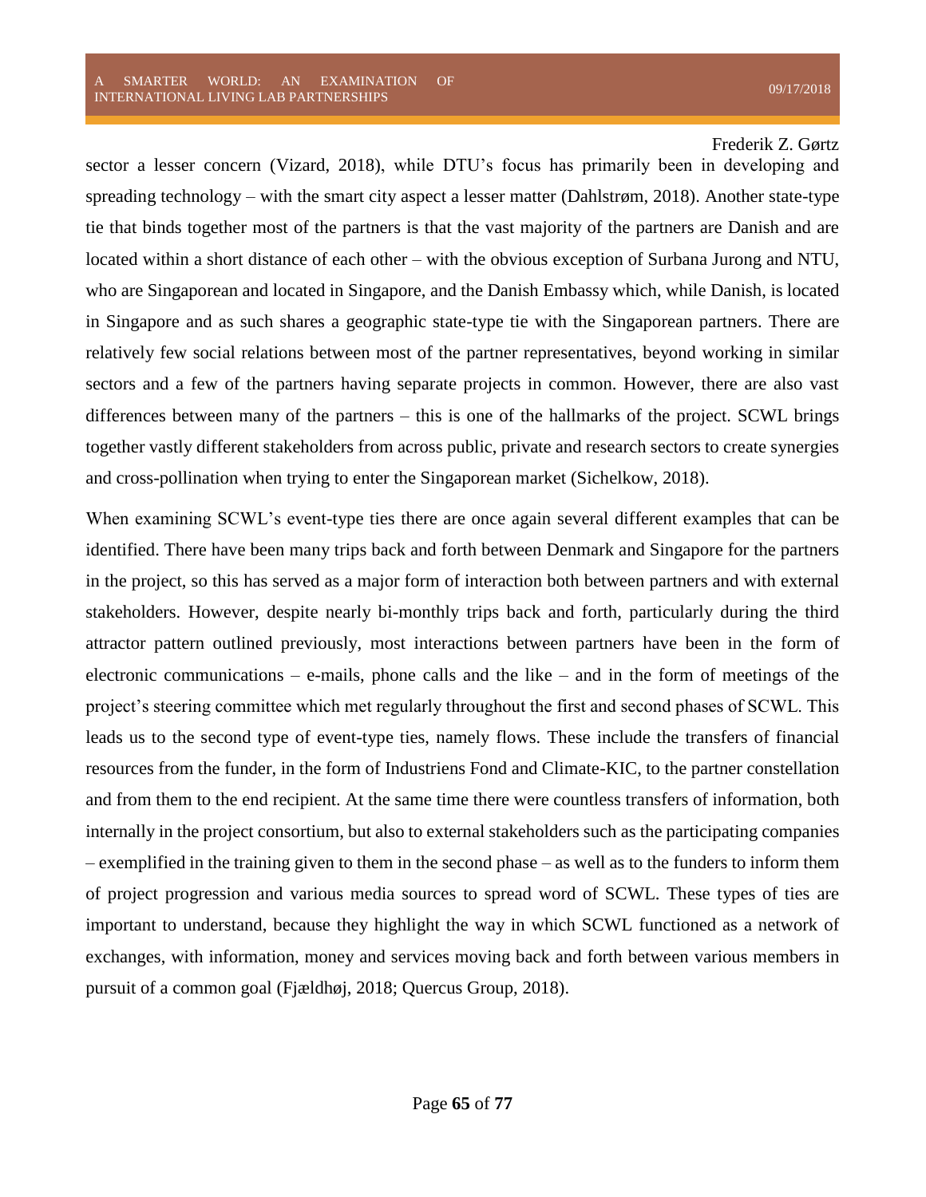sector a lesser concern (Vizard, 2018), while DTU's focus has primarily been in developing and spreading technology – with the smart city aspect a lesser matter (Dahlstrøm, 2018). Another state-type tie that binds together most of the partners is that the vast majority of the partners are Danish and are located within a short distance of each other – with the obvious exception of Surbana Jurong and NTU, who are Singaporean and located in Singapore, and the Danish Embassy which, while Danish, is located in Singapore and as such shares a geographic state-type tie with the Singaporean partners. There are relatively few social relations between most of the partner representatives, beyond working in similar sectors and a few of the partners having separate projects in common. However, there are also vast differences between many of the partners – this is one of the hallmarks of the project. SCWL brings together vastly different stakeholders from across public, private and research sectors to create synergies and cross-pollination when trying to enter the Singaporean market (Sichelkow, 2018).

When examining SCWL's event-type ties there are once again several different examples that can be identified. There have been many trips back and forth between Denmark and Singapore for the partners in the project, so this has served as a major form of interaction both between partners and with external stakeholders. However, despite nearly bi-monthly trips back and forth, particularly during the third attractor pattern outlined previously, most interactions between partners have been in the form of electronic communications – e-mails, phone calls and the like – and in the form of meetings of the project's steering committee which met regularly throughout the first and second phases of SCWL. This leads us to the second type of event-type ties, namely flows. These include the transfers of financial resources from the funder, in the form of Industriens Fond and Climate-KIC, to the partner constellation and from them to the end recipient. At the same time there were countless transfers of information, both internally in the project consortium, but also to external stakeholders such as the participating companies – exemplified in the training given to them in the second phase – as well as to the funders to inform them of project progression and various media sources to spread word of SCWL. These types of ties are important to understand, because they highlight the way in which SCWL functioned as a network of exchanges, with information, money and services moving back and forth between various members in pursuit of a common goal (Fjældhøj, 2018; Quercus Group, 2018).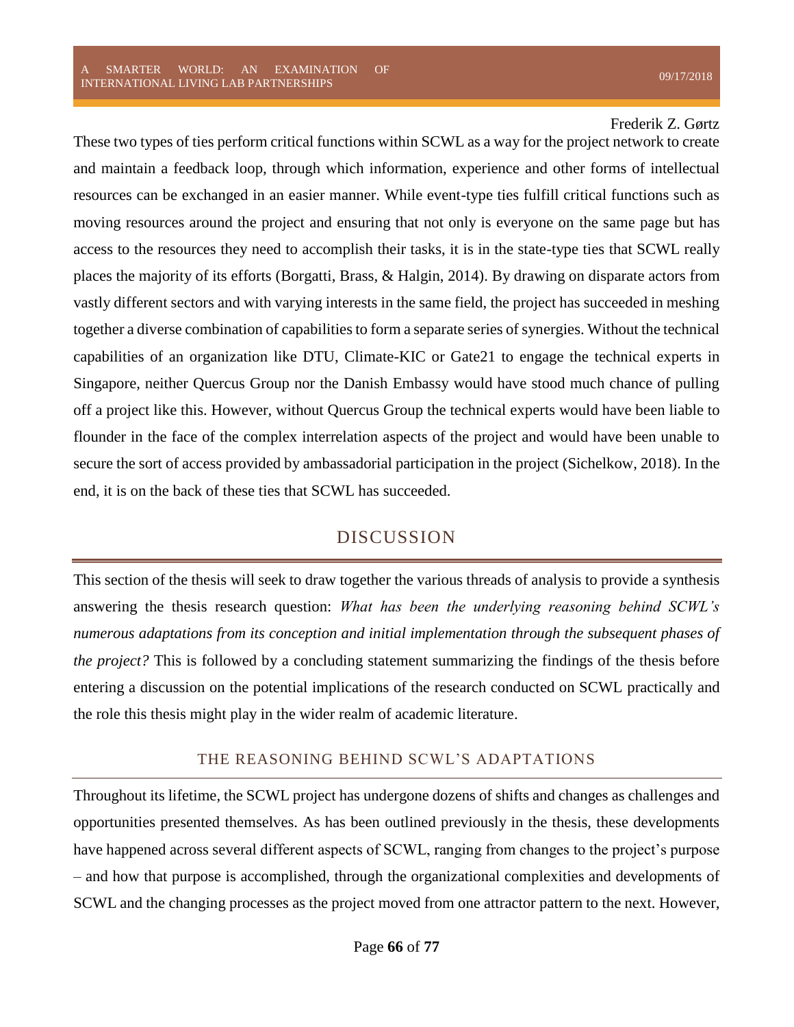These two types of ties perform critical functions within SCWL as a way for the project network to create and maintain a feedback loop, through which information, experience and other forms of intellectual resources can be exchanged in an easier manner. While event-type ties fulfill critical functions such as moving resources around the project and ensuring that not only is everyone on the same page but has access to the resources they need to accomplish their tasks, it is in the state-type ties that SCWL really places the majority of its efforts (Borgatti, Brass, & Halgin, 2014). By drawing on disparate actors from vastly different sectors and with varying interests in the same field, the project has succeeded in meshing together a diverse combination of capabilities to form a separate series of synergies. Without the technical capabilities of an organization like DTU, Climate-KIC or Gate21 to engage the technical experts in Singapore, neither Quercus Group nor the Danish Embassy would have stood much chance of pulling off a project like this. However, without Quercus Group the technical experts would have been liable to flounder in the face of the complex interrelation aspects of the project and would have been unable to secure the sort of access provided by ambassadorial participation in the project (Sichelkow, 2018). In the end, it is on the back of these ties that SCWL has succeeded.

# DISCUSSION

This section of the thesis will seek to draw together the various threads of analysis to provide a synthesis answering the thesis research question: *What has been the underlying reasoning behind SCWL's numerous adaptations from its conception and initial implementation through the subsequent phases of the project?* This is followed by a concluding statement summarizing the findings of the thesis before entering a discussion on the potential implications of the research conducted on SCWL practically and the role this thesis might play in the wider realm of academic literature.

## THE REASONING BEHIND SCWL'S ADAPTATIONS

Throughout its lifetime, the SCWL project has undergone dozens of shifts and changes as challenges and opportunities presented themselves. As has been outlined previously in the thesis, these developments have happened across several different aspects of SCWL, ranging from changes to the project's purpose – and how that purpose is accomplished, through the organizational complexities and developments of SCWL and the changing processes as the project moved from one attractor pattern to the next. However,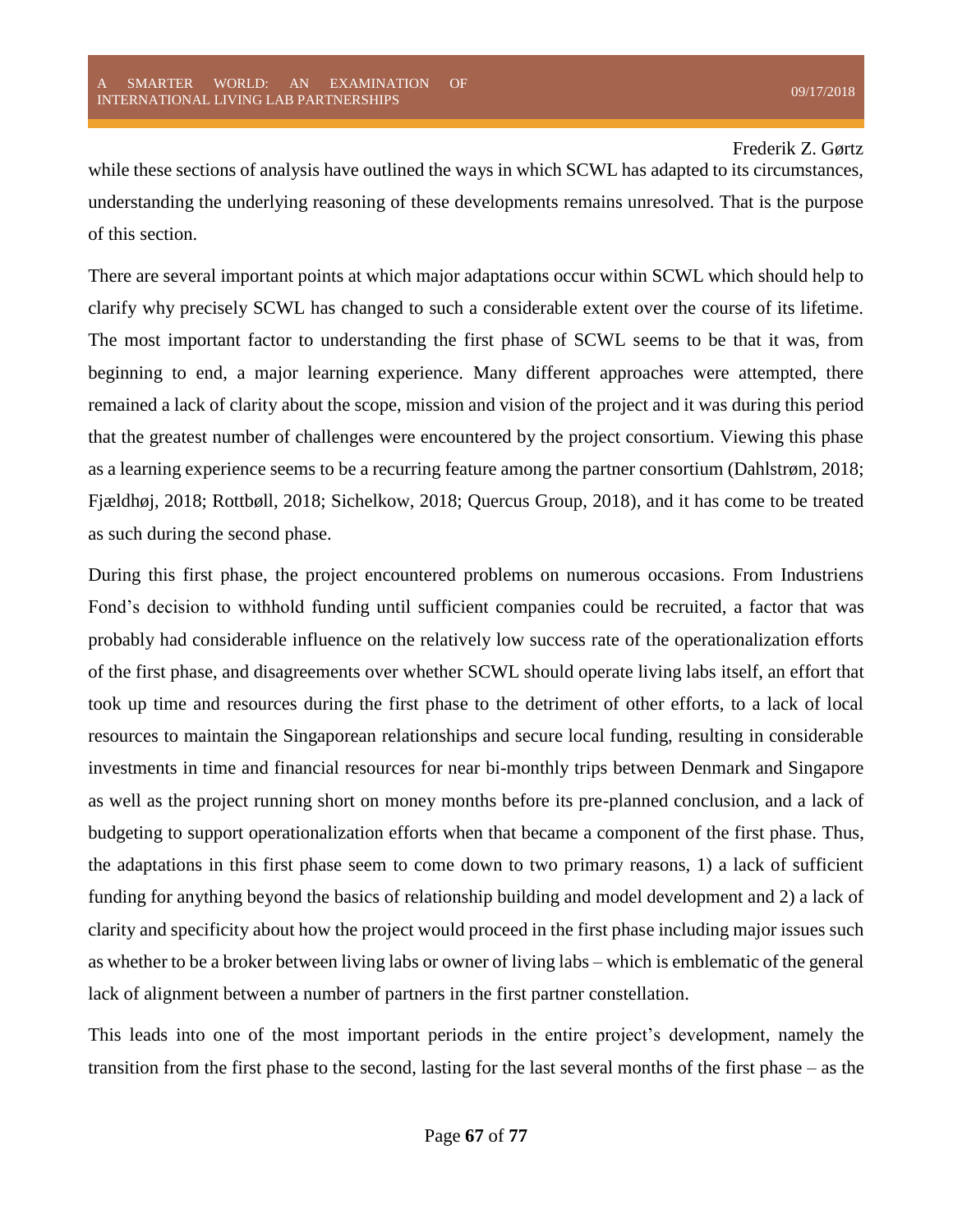while these sections of analysis have outlined the ways in which SCWL has adapted to its circumstances, understanding the underlying reasoning of these developments remains unresolved. That is the purpose of this section.

There are several important points at which major adaptations occur within SCWL which should help to clarify why precisely SCWL has changed to such a considerable extent over the course of its lifetime. The most important factor to understanding the first phase of SCWL seems to be that it was, from beginning to end, a major learning experience. Many different approaches were attempted, there remained a lack of clarity about the scope, mission and vision of the project and it was during this period that the greatest number of challenges were encountered by the project consortium. Viewing this phase as a learning experience seems to be a recurring feature among the partner consortium (Dahlstrøm, 2018; Fjældhøj, 2018; Rottbøll, 2018; Sichelkow, 2018; Quercus Group, 2018), and it has come to be treated as such during the second phase.

During this first phase, the project encountered problems on numerous occasions. From Industriens Fond's decision to withhold funding until sufficient companies could be recruited, a factor that was probably had considerable influence on the relatively low success rate of the operationalization efforts of the first phase, and disagreements over whether SCWL should operate living labs itself, an effort that took up time and resources during the first phase to the detriment of other efforts, to a lack of local resources to maintain the Singaporean relationships and secure local funding, resulting in considerable investments in time and financial resources for near bi-monthly trips between Denmark and Singapore as well as the project running short on money months before its pre-planned conclusion, and a lack of budgeting to support operationalization efforts when that became a component of the first phase. Thus, the adaptations in this first phase seem to come down to two primary reasons, 1) a lack of sufficient funding for anything beyond the basics of relationship building and model development and 2) a lack of clarity and specificity about how the project would proceed in the first phase including major issues such as whether to be a broker between living labs or owner of living labs – which is emblematic of the general lack of alignment between a number of partners in the first partner constellation.

This leads into one of the most important periods in the entire project's development, namely the transition from the first phase to the second, lasting for the last several months of the first phase – as the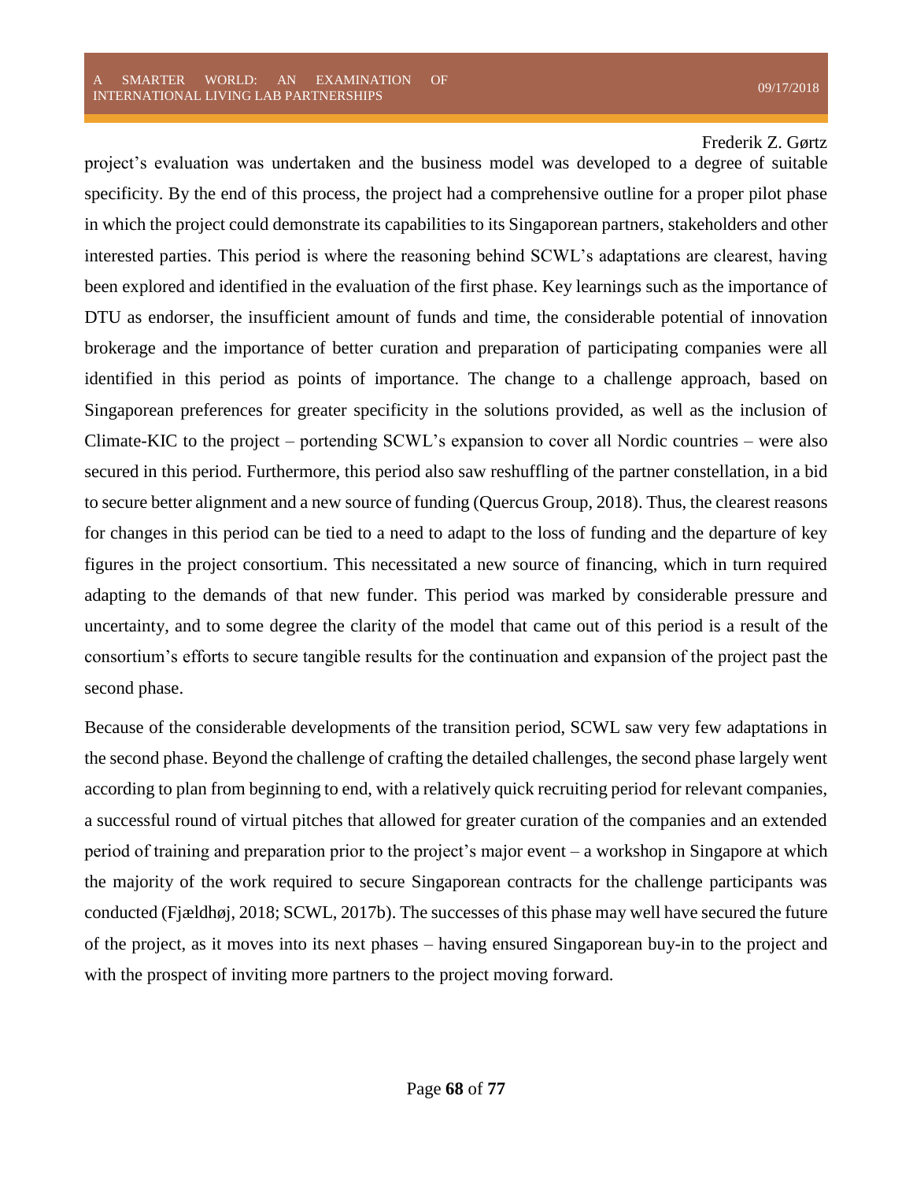project's evaluation was undertaken and the business model was developed to a degree of suitable specificity. By the end of this process, the project had a comprehensive outline for a proper pilot phase in which the project could demonstrate its capabilities to its Singaporean partners, stakeholders and other interested parties. This period is where the reasoning behind SCWL's adaptations are clearest, having been explored and identified in the evaluation of the first phase. Key learnings such as the importance of DTU as endorser, the insufficient amount of funds and time, the considerable potential of innovation brokerage and the importance of better curation and preparation of participating companies were all identified in this period as points of importance. The change to a challenge approach, based on Singaporean preferences for greater specificity in the solutions provided, as well as the inclusion of Climate-KIC to the project – portending SCWL's expansion to cover all Nordic countries – were also secured in this period. Furthermore, this period also saw reshuffling of the partner constellation, in a bid to secure better alignment and a new source of funding (Quercus Group, 2018). Thus, the clearest reasons for changes in this period can be tied to a need to adapt to the loss of funding and the departure of key figures in the project consortium. This necessitated a new source of financing, which in turn required adapting to the demands of that new funder. This period was marked by considerable pressure and uncertainty, and to some degree the clarity of the model that came out of this period is a result of the consortium's efforts to secure tangible results for the continuation and expansion of the project past the second phase.

Because of the considerable developments of the transition period, SCWL saw very few adaptations in the second phase. Beyond the challenge of crafting the detailed challenges, the second phase largely went according to plan from beginning to end, with a relatively quick recruiting period for relevant companies, a successful round of virtual pitches that allowed for greater curation of the companies and an extended period of training and preparation prior to the project's major event – a workshop in Singapore at which the majority of the work required to secure Singaporean contracts for the challenge participants was conducted (Fjældhøj, 2018; SCWL, 2017b). The successes of this phase may well have secured the future of the project, as it moves into its next phases – having ensured Singaporean buy-in to the project and with the prospect of inviting more partners to the project moving forward.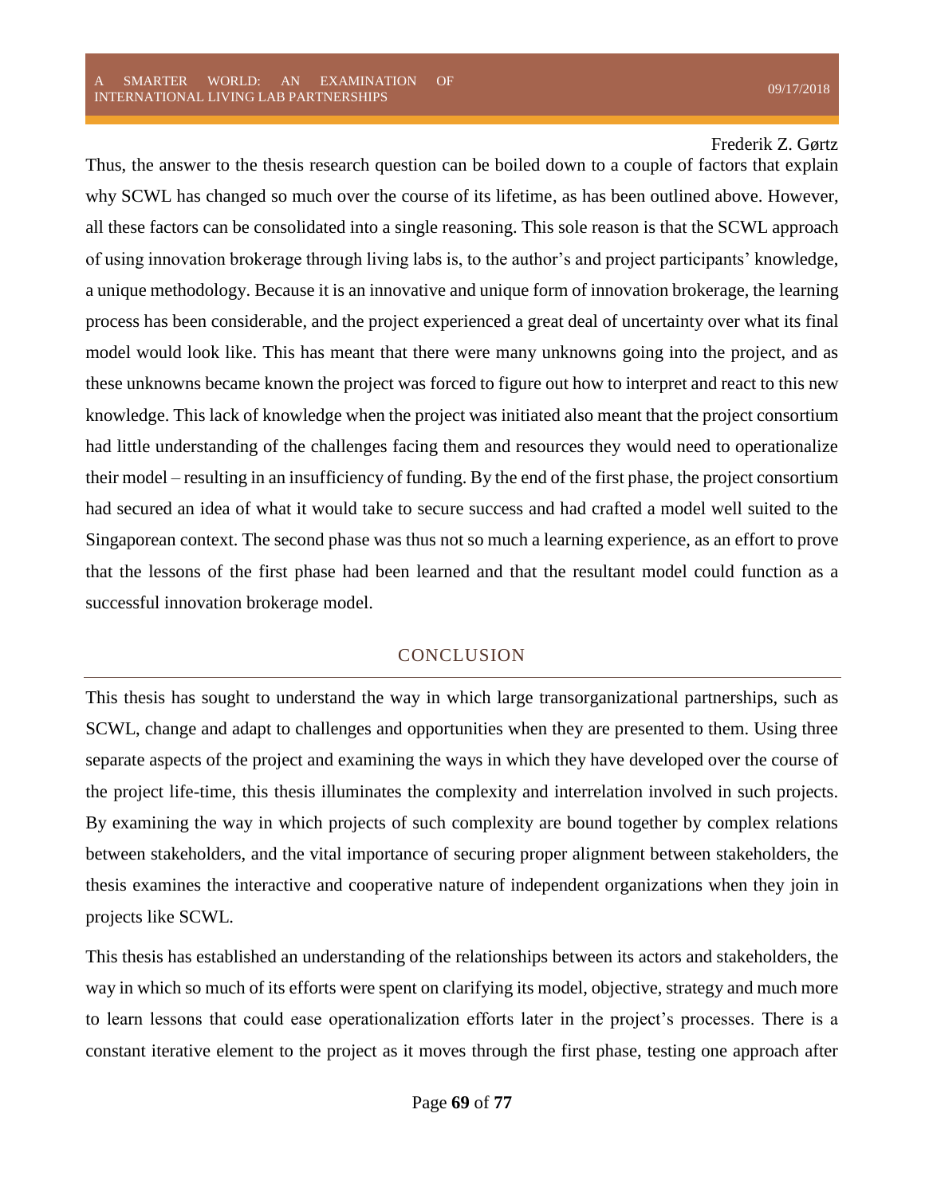Thus, the answer to the thesis research question can be boiled down to a couple of factors that explain why SCWL has changed so much over the course of its lifetime, as has been outlined above. However, all these factors can be consolidated into a single reasoning. This sole reason is that the SCWL approach of using innovation brokerage through living labs is, to the author's and project participants' knowledge, a unique methodology. Because it is an innovative and unique form of innovation brokerage, the learning process has been considerable, and the project experienced a great deal of uncertainty over what its final model would look like. This has meant that there were many unknowns going into the project, and as these unknowns became known the project was forced to figure out how to interpret and react to this new knowledge. This lack of knowledge when the project was initiated also meant that the project consortium had little understanding of the challenges facing them and resources they would need to operationalize their model – resulting in an insufficiency of funding. By the end of the first phase, the project consortium had secured an idea of what it would take to secure success and had crafted a model well suited to the Singaporean context. The second phase was thus not so much a learning experience, as an effort to prove that the lessons of the first phase had been learned and that the resultant model could function as a successful innovation brokerage model.

## CONCLUSION

This thesis has sought to understand the way in which large transorganizational partnerships, such as SCWL, change and adapt to challenges and opportunities when they are presented to them. Using three separate aspects of the project and examining the ways in which they have developed over the course of the project life-time, this thesis illuminates the complexity and interrelation involved in such projects. By examining the way in which projects of such complexity are bound together by complex relations between stakeholders, and the vital importance of securing proper alignment between stakeholders, the thesis examines the interactive and cooperative nature of independent organizations when they join in projects like SCWL.

This thesis has established an understanding of the relationships between its actors and stakeholders, the way in which so much of its efforts were spent on clarifying its model, objective, strategy and much more to learn lessons that could ease operationalization efforts later in the project's processes. There is a constant iterative element to the project as it moves through the first phase, testing one approach after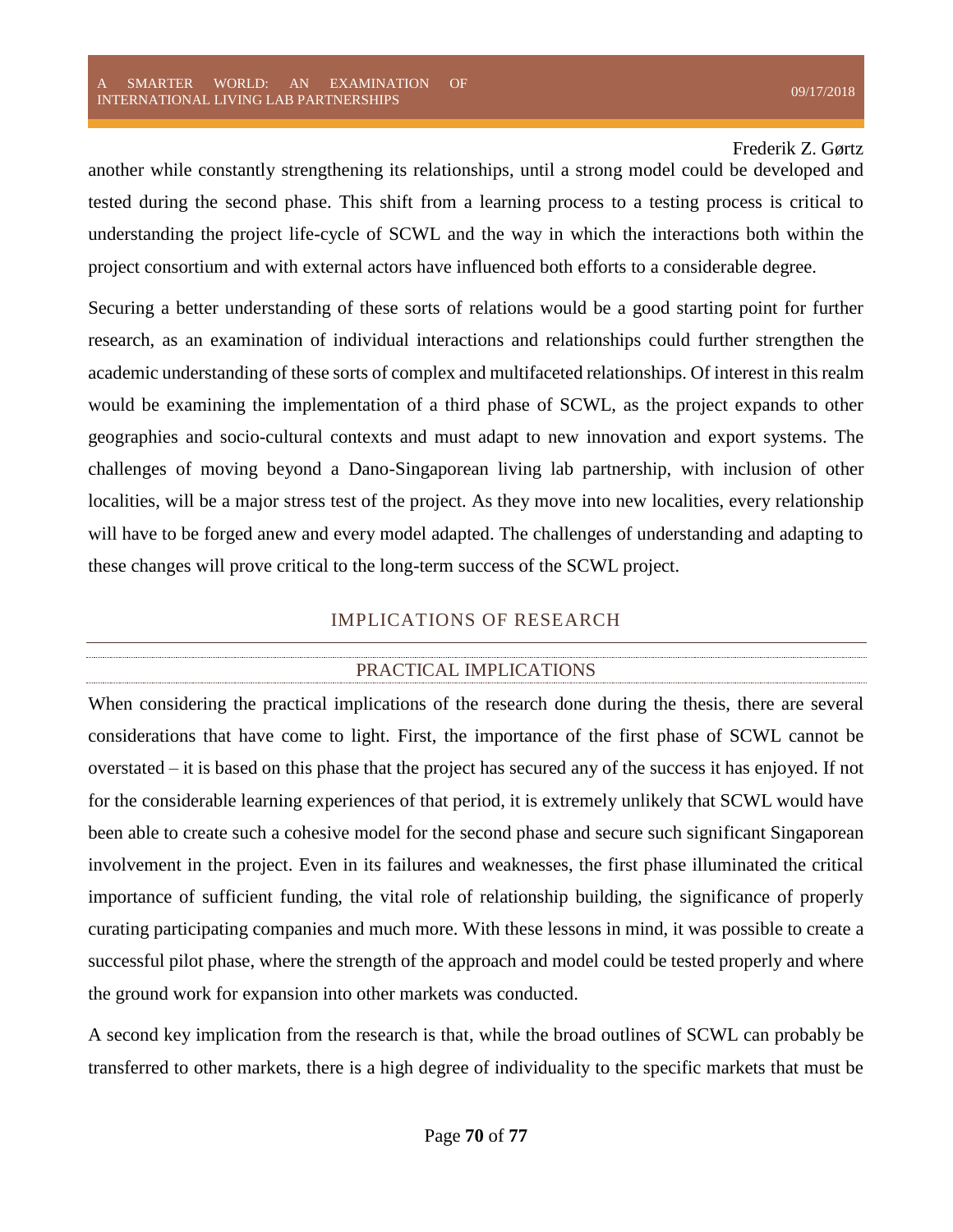another while constantly strengthening its relationships, until a strong model could be developed and tested during the second phase. This shift from a learning process to a testing process is critical to understanding the project life-cycle of SCWL and the way in which the interactions both within the project consortium and with external actors have influenced both efforts to a considerable degree.

Securing a better understanding of these sorts of relations would be a good starting point for further research, as an examination of individual interactions and relationships could further strengthen the academic understanding of these sorts of complex and multifaceted relationships. Of interest in this realm would be examining the implementation of a third phase of SCWL, as the project expands to other geographies and socio-cultural contexts and must adapt to new innovation and export systems. The challenges of moving beyond a Dano-Singaporean living lab partnership, with inclusion of other localities, will be a major stress test of the project. As they move into new localities, every relationship will have to be forged anew and every model adapted. The challenges of understanding and adapting to these changes will prove critical to the long-term success of the SCWL project.

## IMPLICATIONS OF RESEARCH

### PRACTICAL IMPLICATIONS

When considering the practical implications of the research done during the thesis, there are several considerations that have come to light. First, the importance of the first phase of SCWL cannot be overstated – it is based on this phase that the project has secured any of the success it has enjoyed. If not for the considerable learning experiences of that period, it is extremely unlikely that SCWL would have been able to create such a cohesive model for the second phase and secure such significant Singaporean involvement in the project. Even in its failures and weaknesses, the first phase illuminated the critical importance of sufficient funding, the vital role of relationship building, the significance of properly curating participating companies and much more. With these lessons in mind, it was possible to create a successful pilot phase, where the strength of the approach and model could be tested properly and where the ground work for expansion into other markets was conducted.

A second key implication from the research is that, while the broad outlines of SCWL can probably be transferred to other markets, there is a high degree of individuality to the specific markets that must be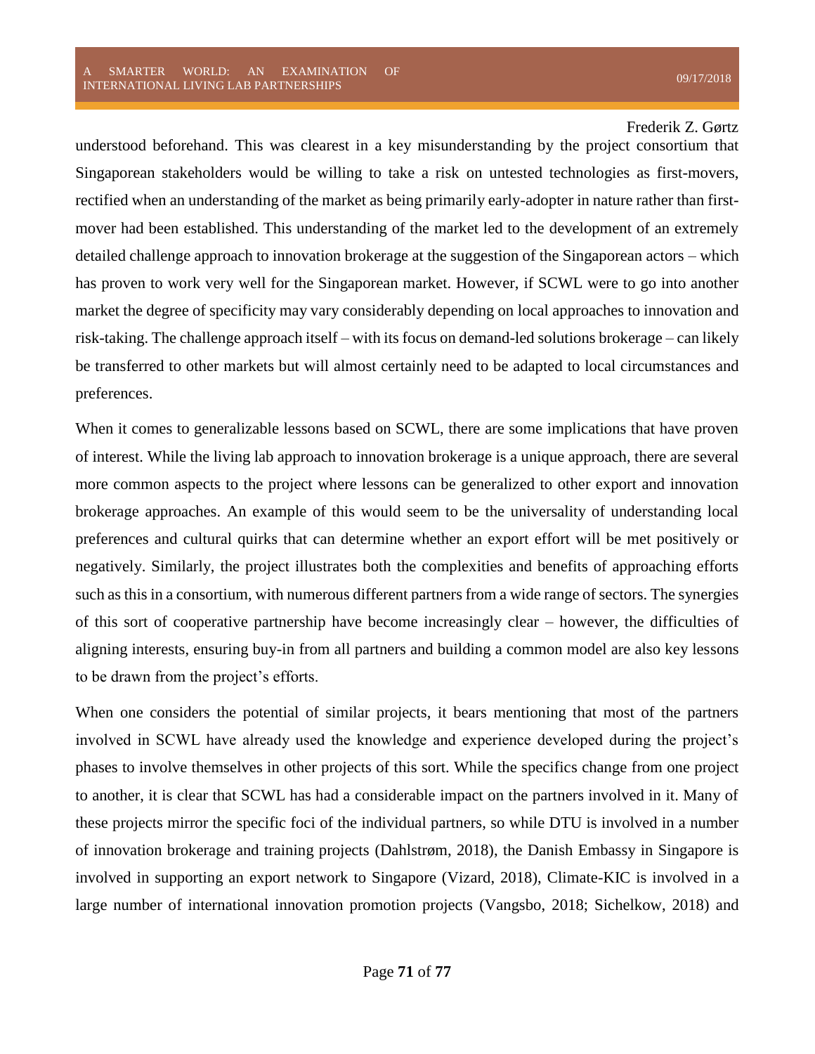understood beforehand. This was clearest in a key misunderstanding by the project consortium that Singaporean stakeholders would be willing to take a risk on untested technologies as first-movers, rectified when an understanding of the market as being primarily early-adopter in nature rather than first-mover had been established. This understanding of the market led to the development of an extremely detailed challenge approach to innovation brokerage at the suggestion of the Singaporean actors – which has proven to work very well for the Singaporean market. However, if SCWL were to go into another market the degree of specificity may vary considerably depending on local approaches to innovation and risk-taking. The challenge approach itself – with its focus on demand-led solutions brokerage – can likely be transferred to other markets but will almost certainly need to be adapted to local circumstances and preferences.

When it comes to generalizable lessons based on SCWL, there are some implications that have proven of interest. While the living lab approach to innovation brokerage is a unique approach, there are several more common aspects to the project where lessons can be generalized to other export and innovation brokerage approaches. An example of this would seem to be the universality of understanding local preferences and cultural quirks that can determine whether an export effort will be met positively or negatively. Similarly, the project illustrates both the complexities and benefits of approaching efforts such as this in a consortium, with numerous different partners from a wide range of sectors. The synergies of this sort of cooperative partnership have become increasingly clear – however, the difficulties of aligning interests, ensuring buy-in from all partners and building a common model are also key lessons to be drawn from the project's efforts.

When one considers the potential of similar projects, it bears mentioning that most of the partners involved in SCWL have already used the knowledge and experience developed during the project's phases to involve themselves in other projects of this sort. While the specifics change from one project to another, it is clear that SCWL has had a considerable impact on the partners involved in it. Many of these projects mirror the specific foci of the individual partners, so while DTU is involved in a number of innovation brokerage and training projects (Dahlstrøm, 2018), the Danish Embassy in Singapore is involved in supporting an export network to Singapore (Vizard, 2018), Climate-KIC is involved in a large number of international innovation promotion projects (Vangsbo, 2018; Sichelkow, 2018) and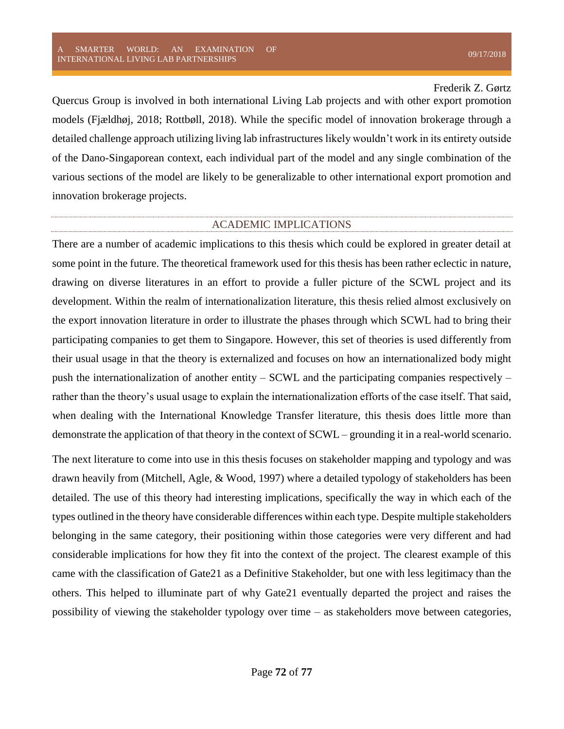Quercus Group is involved in both international Living Lab projects and with other export promotion models (Fjældhøj, 2018; Rottbøll, 2018). While the specific model of innovation brokerage through a detailed challenge approach utilizing living lab infrastructures likely wouldn't work in its entirety outside of the Dano-Singaporean context, each individual part of the model and any single combination of the various sections of the model are likely to be generalizable to other international export promotion and innovation brokerage projects.

## ACADEMIC IMPLICATIONS

There are a number of academic implications to this thesis which could be explored in greater detail at some point in the future. The theoretical framework used for this thesis has been rather eclectic in nature, drawing on diverse literatures in an effort to provide a fuller picture of the SCWL project and its development. Within the realm of internationalization literature, this thesis relied almost exclusively on the export innovation literature in order to illustrate the phases through which SCWL had to bring their participating companies to get them to Singapore. However, this set of theories is used differently from their usual usage in that the theory is externalized and focuses on how an internationalized body might push the internationalization of another entity – SCWL and the participating companies respectively – rather than the theory's usual usage to explain the internationalization efforts of the case itself. That said, when dealing with the International Knowledge Transfer literature, this thesis does little more than demonstrate the application of that theory in the context of SCWL – grounding it in a real-world scenario.

The next literature to come into use in this thesis focuses on stakeholder mapping and typology and was drawn heavily from (Mitchell, Agle, & Wood, 1997) where a detailed typology of stakeholders has been detailed. The use of this theory had interesting implications, specifically the way in which each of the types outlined in the theory have considerable differences within each type. Despite multiple stakeholders belonging in the same category, their positioning within those categories were very different and had considerable implications for how they fit into the context of the project. The clearest example of this came with the classification of Gate21 as a Definitive Stakeholder, but one with less legitimacy than the others. This helped to illuminate part of why Gate21 eventually departed the project and raises the possibility of viewing the stakeholder typology over time – as stakeholders move between categories,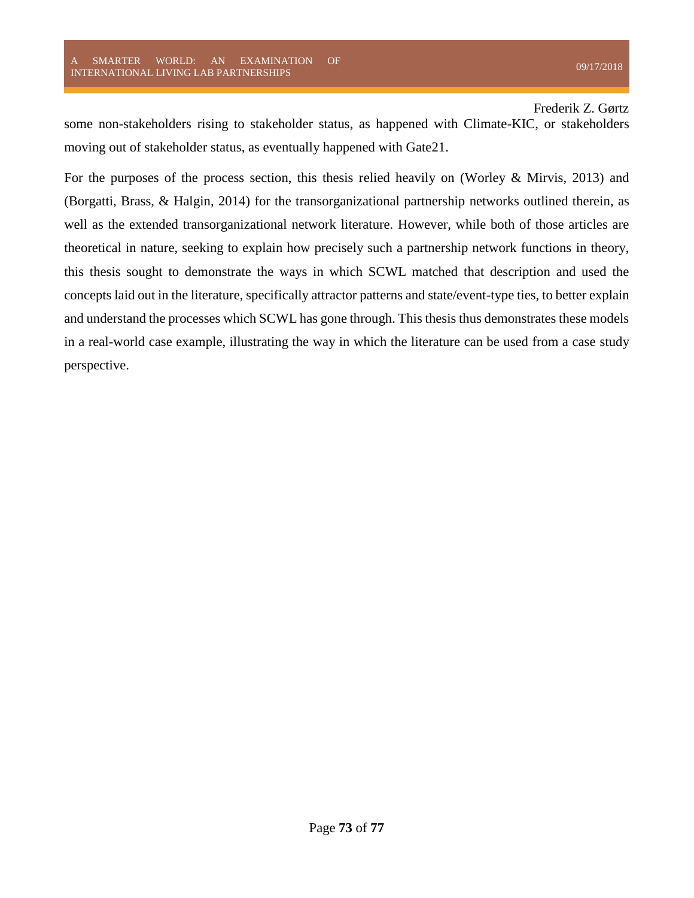some non-stakeholders rising to stakeholder status, as happened with Climate-KIC, or stakeholders moving out of stakeholder status, as eventually happened with Gate21.

For the purposes of the process section, this thesis relied heavily on (Worley & Mirvis, 2013) and (Borgatti, Brass, & Halgin, 2014) for the transorganizational partnership networks outlined therein, as well as the extended transorganizational network literature. However, while both of those articles are theoretical in nature, seeking to explain how precisely such a partnership network functions in theory, this thesis sought to demonstrate the ways in which SCWL matched that description and used the concepts laid out in the literature, specifically attractor patterns and state/event-type ties, to better explain and understand the processes which SCWL has gone through. This thesis thus demonstrates these models in a real-world case example, illustrating the way in which the literature can be used from a case study perspective.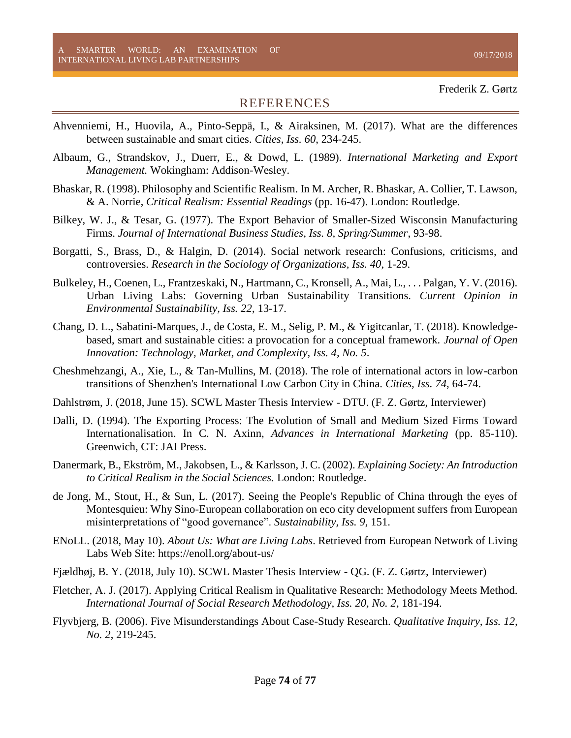## REFERENCES

Ahvenniemi, H., Huovila, A., Pinto-Seppä, I., & Airaksinen, M. (2017). What are the differences between sustainable and smart cities. *Cities, Iss. 60*, 234-245.

Albaum, G., Strandskov, J., Duerr, E., & Dowd, L. (1989). *International Marketing and Export Management.* Wokingham: Addison-Wesley.

Bhaskar, R. (1998). Philosophy and Scientific Realism. In M. Archer, R. Bhaskar, A. Collier, T. Lawson, & A. Norrie, *Critical Realism: Essential Readings* (pp. 16-47). London: Routledge.

Bilkey, W. J., & Tesar, G. (1977). The Export Behavior of Smaller-Sized Wisconsin Manufacturing Firms. *Journal of International Business Studies, Iss. 8, Spring/Summer*, 93-98.

Borgatti, S., Brass, D., & Halgin, D. (2014). Social network research: Confusions, criticisms, and controversies. *Research in the Sociology of Organizations, Iss. 40*, 1-29.

Bulkeley, H., Coenen, L., Frantzeskaki, N., Hartmann, C., Kronsell, A., Mai, L., . . . Palgan, Y. V. (2016). Urban Living Labs: Governing Urban Sustainability Transitions. *Current Opinion in Environmental Sustainability, Iss. 22*, 13-17.

Chang, D. L., Sabatini-Marques, J., de Costa, E. M., Selig, P. M., & Yigitcanlar, T. (2018). Knowledge-based, smart and sustainable cities: a provocation for a conceptual framework. *Journal of Open Innovation: Technology, Market, and Complexity, Iss. 4, No. 5*.

Cheshmehzangi, A., Xie, L., & Tan-Mullins, M. (2018). The role of international actors in low-carbon transitions of Shenzhen's International Low Carbon City in China. *Cities, Iss. 74*, 64-74.

Dahlstrøm, J. (2018, June 15). SCWL Master Thesis Interview - DTU. (F. Z. Gørtz, Interviewer)

Dalli, D. (1994). The Exporting Process: The Evolution of Small and Medium Sized Firms Toward Internationalisation. In C. N. Axinn, *Advances in International Marketing* (pp. 85-110). Greenwich, CT: JAI Press.

Danermark, B., Ekström, M., Jakobsen, L., & Karlsson, J. C. (2002). *Explaining Society: An Introduction to Critical Realism in the Social Sciences.* London: Routledge.

de Jong, M., Stout, H., & Sun, L. (2017). Seeing the People's Republic of China through the eyes of Montesquieu: Why Sino-European collaboration on eco city development suffers from European misinterpretations of "good governance". *Sustainability, Iss. 9*, 151.

ENoLL. (2018, May 10). *About Us: What are Living Labs*. Retrieved from European Network of Living Labs Web Site: https://enoll.org/about-us/

Fjældhøj, B. Y. (2018, July 10). SCWL Master Thesis Interview - QG. (F. Z. Gørtz, Interviewer)

Fletcher, A. J. (2017). Applying Critical Realism in Qualitative Research: Methodology Meets Method. *International Journal of Social Research Methodology, Iss. 20, No. 2*, 181-194.

Flyvbjerg, B. (2006). Five Misunderstandings About Case-Study Research. *Qualitative Inquiry, Iss. 12, No. 2*, 219-245.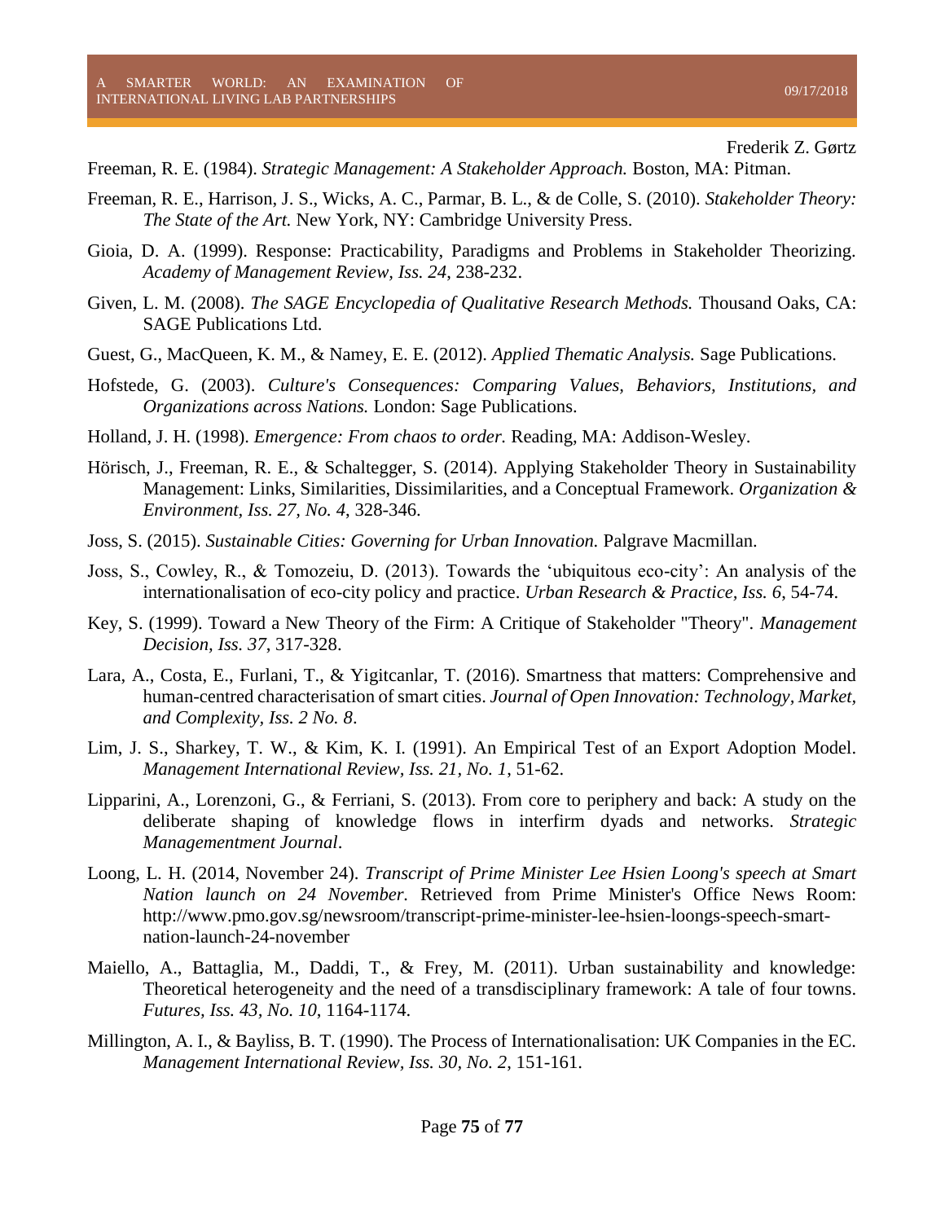Freeman, R. E. (1984). *Strategic Management: A Stakeholder Approach.* Boston, MA: Pitman.

Freeman, R. E., Harrison, J. S., Wicks, A. C., Parmar, B. L., & de Colle, S. (2010). *Stakeholder Theory: The State of the Art.* New York, NY: Cambridge University Press.

Gioia, D. A. (1999). Response: Practicability, Paradigms and Problems in Stakeholder Theorizing. *Academy of Management Review, Iss. 24*, 238-232.

Given, L. M. (2008). *The SAGE Encyclopedia of Qualitative Research Methods.* Thousand Oaks, CA: SAGE Publications Ltd.

Guest, G., MacQueen, K. M., & Namey, E. E. (2012). *Applied Thematic Analysis.* Sage Publications.

Hofstede, G. (2003). *Culture's Consequences: Comparing Values, Behaviors, Institutions, and Organizations across Nations.* London: Sage Publications.

Holland, J. H. (1998). *Emergence: From chaos to order.* Reading, MA: Addison-Wesley.

Hörisch, J., Freeman, R. E., & Schaltegger, S. (2014). Applying Stakeholder Theory in Sustainability Management: Links, Similarities, Dissimilarities, and a Conceptual Framework. *Organization & Environment, Iss. 27, No. 4*, 328-346.

Joss, S. (2015). *Sustainable Cities: Governing for Urban Innovation.* Palgrave Macmillan.

Joss, S., Cowley, R., & Tomozeiu, D. (2013). Towards the 'ubiquitous eco-city': An analysis of the internationalisation of eco-city policy and practice. *Urban Research & Practice, Iss. 6*, 54-74.

Key, S. (1999). Toward a New Theory of the Firm: A Critique of Stakeholder "Theory". *Management Decision, Iss. 37*, 317-328.

Lara, A., Costa, E., Furlani, T., & Yigitcanlar, T. (2016). Smartness that matters: Comprehensive and human-centred characterisation of smart cities. *Journal of Open Innovation: Technology, Market, and Complexity, Iss. 2 No. 8*.

Lim, J. S., Sharkey, T. W., & Kim, K. I. (1991). An Empirical Test of an Export Adoption Model. *Management International Review, Iss. 21, No. 1*, 51-62.

Lipparini, A., Lorenzoni, G., & Ferriani, S. (2013). From core to periphery and back: A study on the deliberate shaping of knowledge flows in interfirm dyads and networks. *Strategic Managementment Journal*.

Loong, L. H. (2014, November 24). *Transcript of Prime Minister Lee Hsien Loong's speech at Smart Nation launch on 24 November.* Retrieved from Prime Minister's Office News Room: http://www.pmo.gov.sg/newsroom/transcript-prime-minister-lee-hsien-loongs-speech-smart-nation-launch-24-november

Maiello, A., Battaglia, M., Daddi, T., & Frey, M. (2011). Urban sustainability and knowledge: Theoretical heterogeneity and the need of a transdisciplinary framework: A tale of four towns. *Futures, Iss. 43, No. 10*, 1164-1174.

Millington, A. I., & Bayliss, B. T. (1990). The Process of Internationalisation: UK Companies in the EC. *Management International Review, Iss. 30, No. 2*, 151-161.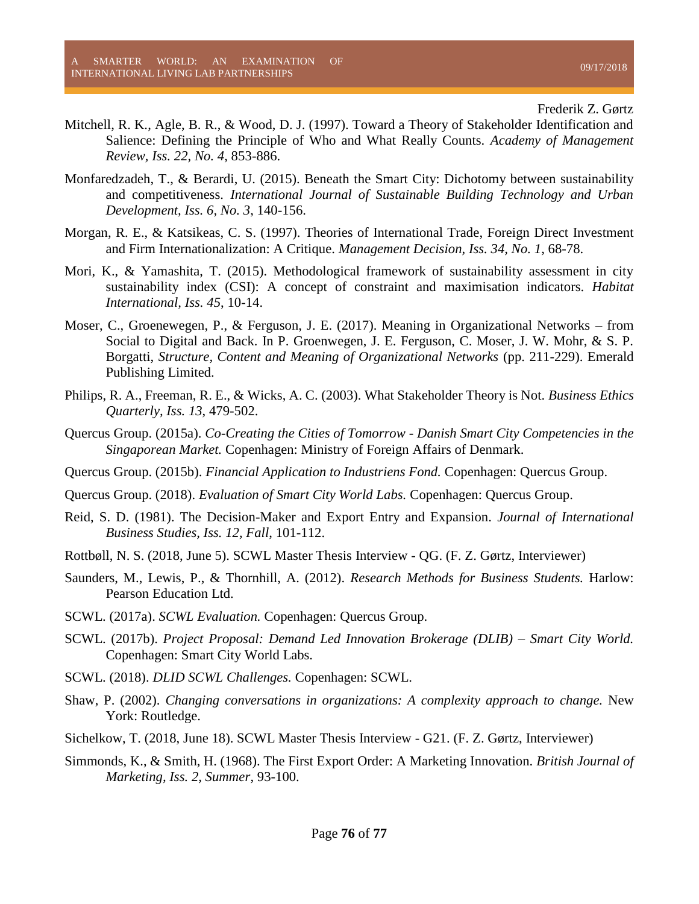Mitchell, R. K., Agle, B. R., & Wood, D. J. (1997). Toward a Theory of Stakeholder Identification and Salience: Defining the Principle of Who and What Really Counts. *Academy of Management Review, Iss. 22, No. 4*, 853-886.

Monfaredzadeh, T., & Berardi, U. (2015). Beneath the Smart City: Dichotomy between sustainability and competitiveness. *International Journal of Sustainable Building Technology and Urban Development, Iss. 6, No. 3*, 140-156.

Morgan, R. E., & Katsikeas, C. S. (1997). Theories of International Trade, Foreign Direct Investment and Firm Internationalization: A Critique. *Management Decision, Iss. 34, No. 1*, 68-78.

Mori, K., & Yamashita, T. (2015). Methodological framework of sustainability assessment in city sustainability index (CSI): A concept of constraint and maximisation indicators. *Habitat International, Iss. 45*, 10-14.

Moser, C., Groenewegen, P., & Ferguson, J. E. (2017). Meaning in Organizational Networks – from Social to Digital and Back. In P. Groenwegen, J. E. Ferguson, C. Moser, J. W. Mohr, & S. P. Borgatti, *Structure, Content and Meaning of Organizational Networks* (pp. 211-229). Emerald Publishing Limited.

Philips, R. A., Freeman, R. E., & Wicks, A. C. (2003). What Stakeholder Theory is Not. *Business Ethics Quarterly, Iss. 13*, 479-502.

Quercus Group. (2015a). *Co-Creating the Cities of Tomorrow - Danish Smart City Competencies in the Singaporean Market.* Copenhagen: Ministry of Foreign Affairs of Denmark.

Quercus Group. (2015b). *Financial Application to Industriens Fond.* Copenhagen: Quercus Group.

Quercus Group. (2018). *Evaluation of Smart City World Labs.* Copenhagen: Quercus Group.

Reid, S. D. (1981). The Decision-Maker and Export Entry and Expansion. *Journal of International Business Studies, Iss. 12, Fall*, 101-112.

Rottbøll, N. S. (2018, June 5). SCWL Master Thesis Interview - QG. (F. Z. Gørtz, Interviewer)

Saunders, M., Lewis, P., & Thornhill, A. (2012). *Research Methods for Business Students.* Harlow: Pearson Education Ltd.

SCWL. (2017a). *SCWL Evaluation.* Copenhagen: Quercus Group.

SCWL. (2017b). *Project Proposal: Demand Led Innovation Brokerage (DLIB) – Smart City World.* Copenhagen: Smart City World Labs.

SCWL. (2018). *DLID SCWL Challenges.* Copenhagen: SCWL.

Shaw, P. (2002). *Changing conversations in organizations: A complexity approach to change.* New York: Routledge.

Sichelkow, T. (2018, June 18). SCWL Master Thesis Interview - G21. (F. Z. Gørtz, Interviewer)

Simmonds, K., & Smith, H. (1968). The First Export Order: A Marketing Innovation. *British Journal of Marketing, Iss. 2, Summer*, 93-100.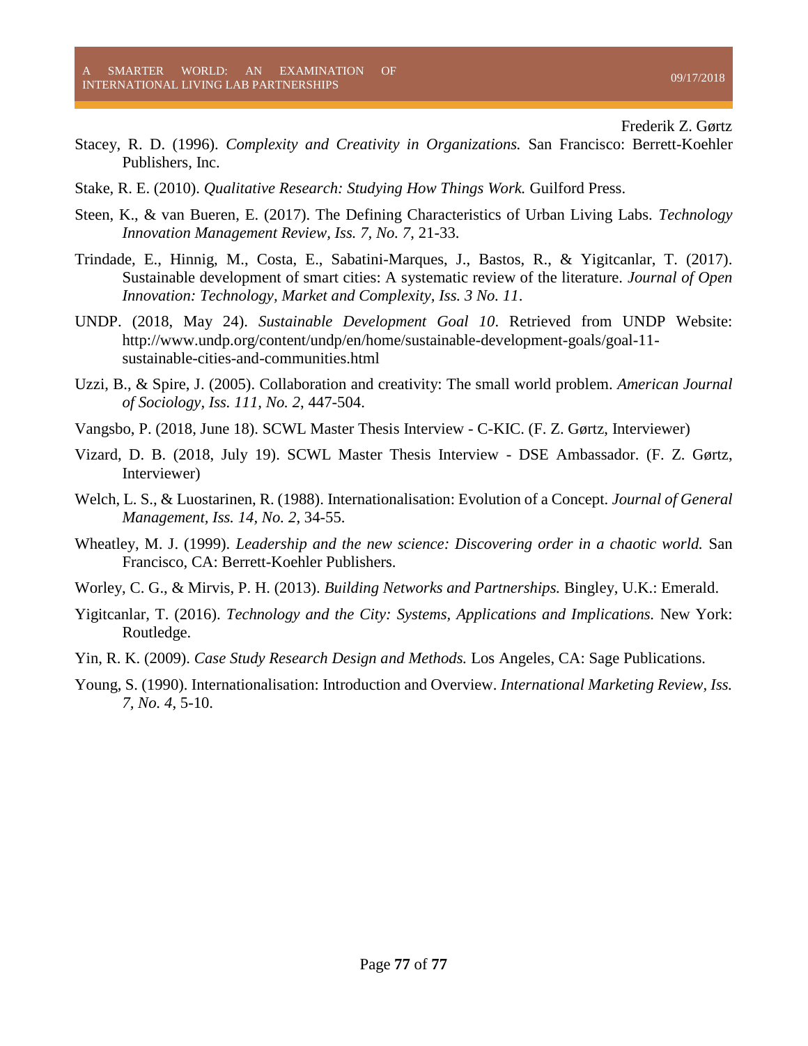Stacey, R. D. (1996). *Complexity and Creativity in Organizations.* San Francisco: Berrett-Koehler Publishers, Inc.

Stake, R. E. (2010). *Qualitative Research: Studying How Things Work.* Guilford Press.

Steen, K., & van Bueren, E. (2017). The Defining Characteristics of Urban Living Labs. *Technology Innovation Management Review, Iss. 7, No. 7*, 21-33.

Trindade, E., Hinnig, M., Costa, E., Sabatini-Marques, J., Bastos, R., & Yigitcanlar, T. (2017). Sustainable development of smart cities: A systematic review of the literature. *Journal of Open Innovation: Technology, Market and Complexity, Iss. 3 No. 11*.

UNDP. (2018, May 24). *Sustainable Development Goal 10*. Retrieved from UNDP Website: http://www.undp.org/content/undp/en/home/sustainable-development-goals/goal-11-sustainable-cities-and-communities.html

Uzzi, B., & Spire, J. (2005). Collaboration and creativity: The small world problem. *American Journal of Sociology, Iss. 111, No. 2*, 447-504.

Vangsbo, P. (2018, June 18). SCWL Master Thesis Interview - C-KIC. (F. Z. Gørtz, Interviewer)

Vizard, D. B. (2018, July 19). SCWL Master Thesis Interview - DSE Ambassador. (F. Z. Gørtz, Interviewer)

Welch, L. S., & Luostarinen, R. (1988). Internationalisation: Evolution of a Concept. *Journal of General Management, Iss. 14, No. 2*, 34-55.

Wheatley, M. J. (1999). *Leadership and the new science: Discovering order in a chaotic world.* San Francisco, CA: Berrett-Koehler Publishers.

Worley, C. G., & Mirvis, P. H. (2013). *Building Networks and Partnerships.* Bingley, U.K.: Emerald.

Yigitcanlar, T. (2016). *Technology and the City: Systems, Applications and Implications.* New York: Routledge.

Yin, R. K. (2009). *Case Study Research Design and Methods.* Los Angeles, CA: Sage Publications.

Young, S. (1990). Internationalisation: Introduction and Overview. *International Marketing Review, Iss. 7, No. 4*, 5-10.